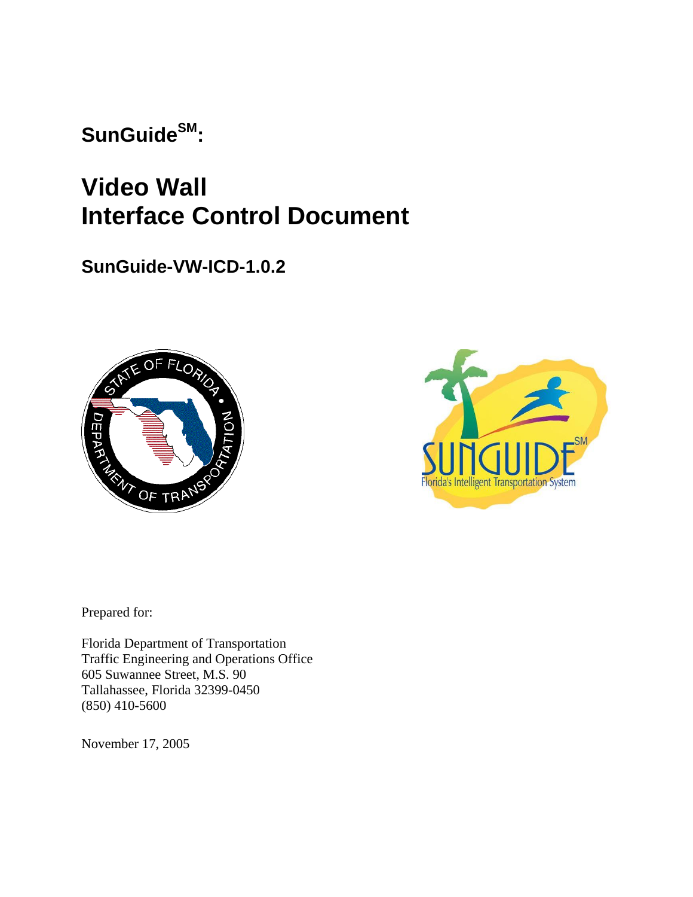**SunGuide**[SM]**:**

# Video Wall Interface Control Document

## SunGuide-VW-ICD-1.0.2

Prepared for:

Florida Department of Transportation
Traffic Engineering and Operations Office
605 Suwannee Street, M.S. 90
Tallahassee, Florida 32399-0450
(850) 410-5600

November 17, 2005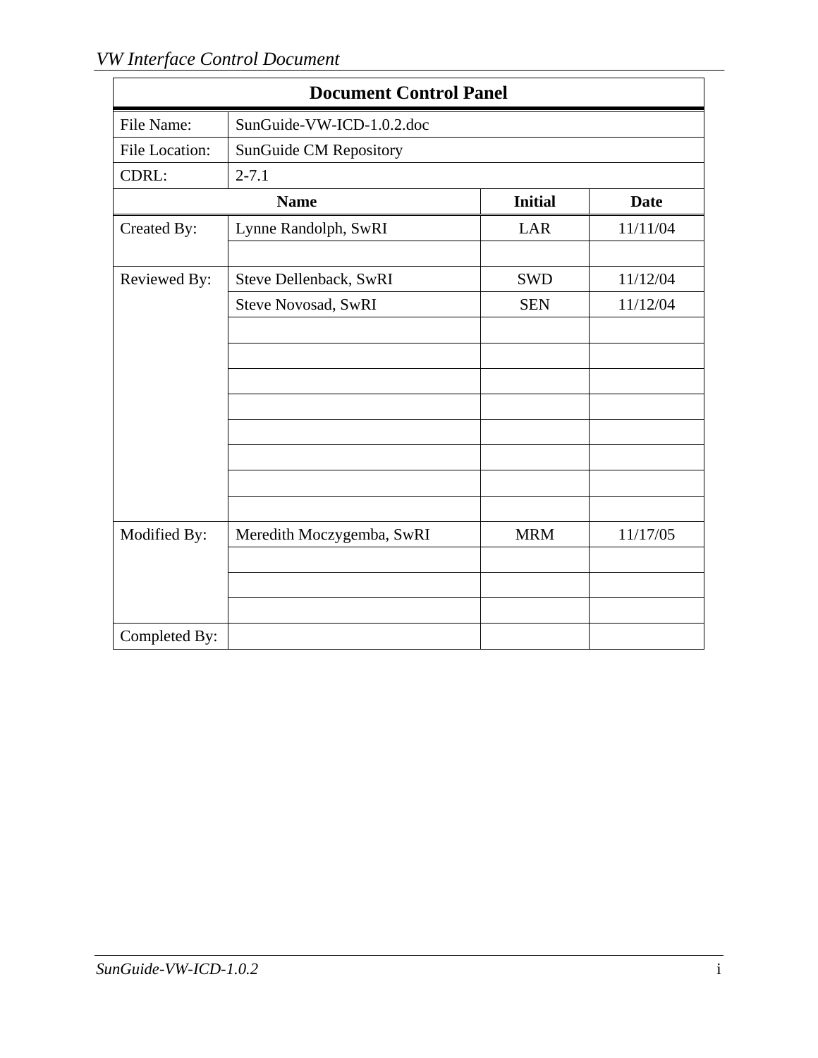| Document Control Panel | | | |
|---|---|---|---|
| File Name: | SunGuide-VW-ICD-1.0.2.doc | | |
| File Location: | SunGuide CM Repository | | |
| CDRL: | 2-7.1 | | |
| | **Name** | **Initial** | **Date** |
| Created By: | Lynne Randolph, SwRI | LAR | 11/11/04 |
| | | | |
| Reviewed By: | Steve Dellenback, SwRI | SWD | 11/12/04 |
| | Steve Novosad, SwRI | SEN | 11/12/04 |
| | | | |
| | | | |
| | | | |
| | | | |
| | | | |
| | | | |
| | | | |
| | | | |
| Modified By: | Meredith Moczygemba, SwRI | MRM | 11/17/05 |
| | | | |
| | | | |
| | | | |
| Completed By: | | | |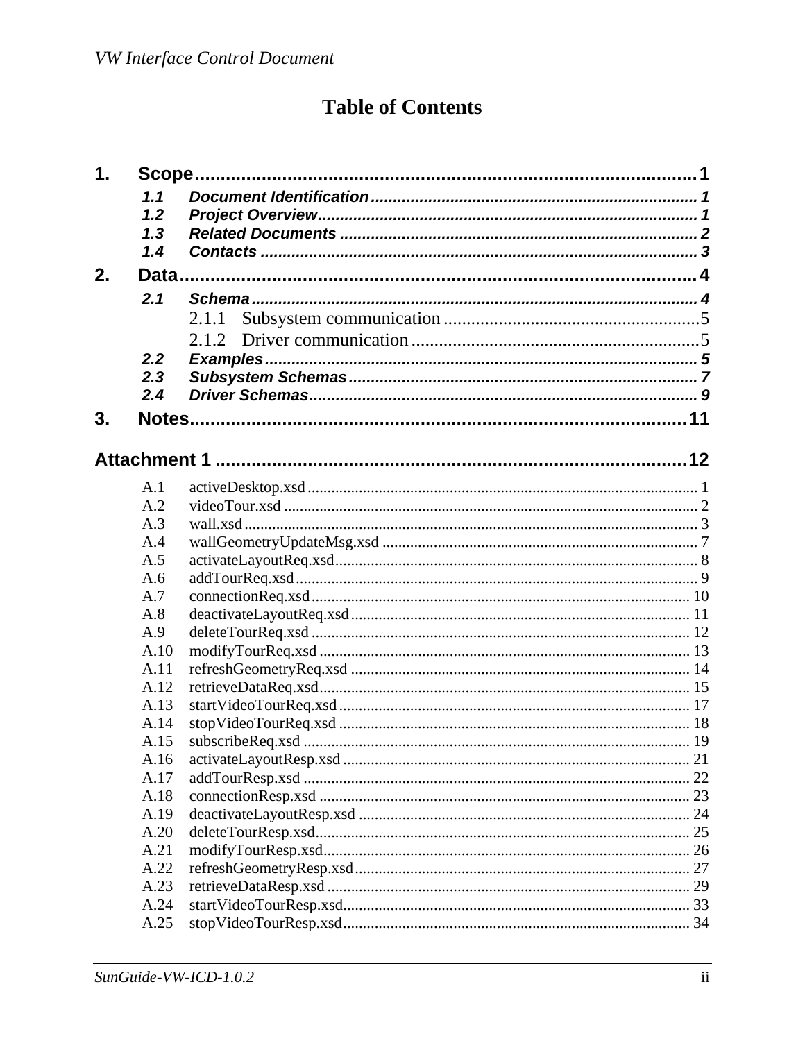# Table of Contents

**1. Scope** .......... **1**

- *1.1 Document Identification* .......... 1
- *1.2 Project Overview* .......... 1
- *1.3 Related Documents* .......... 2
- *1.4 Contacts* .......... 3

**2. Data** .......... **4**

- *2.1 Schema* .......... 4
  - 2.1.1 Subsystem communication .......... 5
  - 2.1.2 Driver communication .......... 5
- *2.2 Examples* .......... 5
- *2.3 Subsystem Schemas* .......... 7
- *2.4 Driver Schemas* .......... 9

**3. Notes** .......... **11**

**Attachment 1** .......... **12**

- A.1 activeDesktop.xsd .......... 1
- A.2 videoTour.xsd .......... 2
- A.3 wall.xsd .......... 3
- A.4 wallGeometryUpdateMsg.xsd .......... 7
- A.5 activateLayoutReq.xsd .......... 8
- A.6 addTourReq.xsd .......... 9
- A.7 connectionReq.xsd .......... 10
- A.8 deactivateLayoutReq.xsd .......... 11
- A.9 deleteTourReq.xsd .......... 12
- A.10 modifyTourReq.xsd .......... 13
- A.11 refreshGeometryReq.xsd .......... 14
- A.12 retrieveDataReq.xsd .......... 15
- A.13 startVideoTourReq.xsd .......... 17
- A.14 stopVideoTourReq.xsd .......... 18
- A.15 subscribeReq.xsd .......... 19
- A.16 activateLayoutResp.xsd .......... 21
- A.17 addTourResp.xsd .......... 22
- A.18 connectionResp.xsd .......... 23
- A.19 deactivateLayoutResp.xsd .......... 24
- A.20 deleteTourResp.xsd .......... 25
- A.21 modifyTourResp.xsd .......... 26
- A.22 refreshGeometryResp.xsd .......... 27
- A.23 retrieveDataResp.xsd .......... 29
- A.24 startVideoTourResp.xsd .......... 33
- A.25 stopVideoTourResp.xsd .......... 34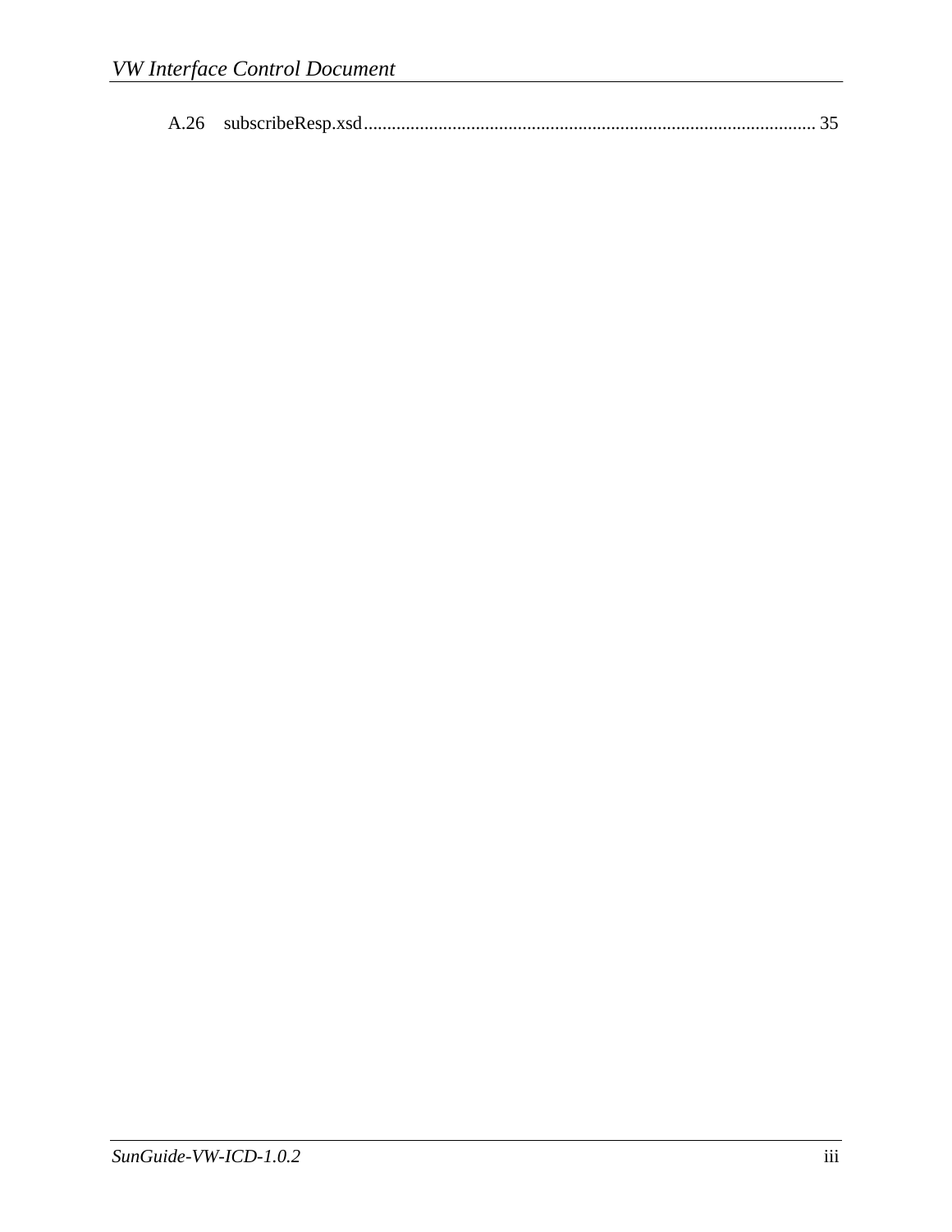A.26 subscribeResp.xsd ................................................................................................ 35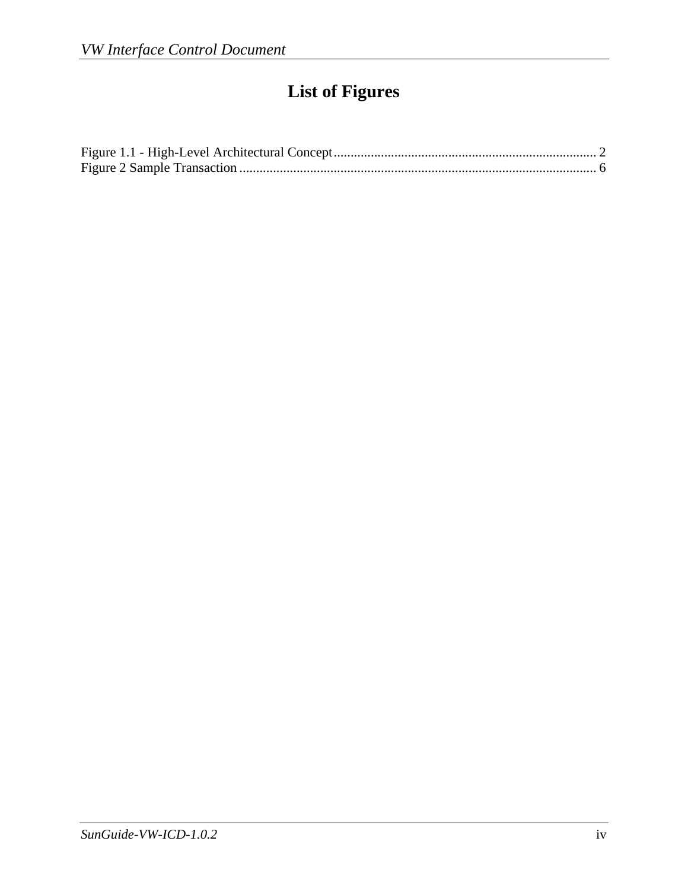# List of Figures

Figure 1.1 - High-Level Architectural Concept ........................................................................ 2
Figure 2 Sample Transaction ....................................................................................................... 6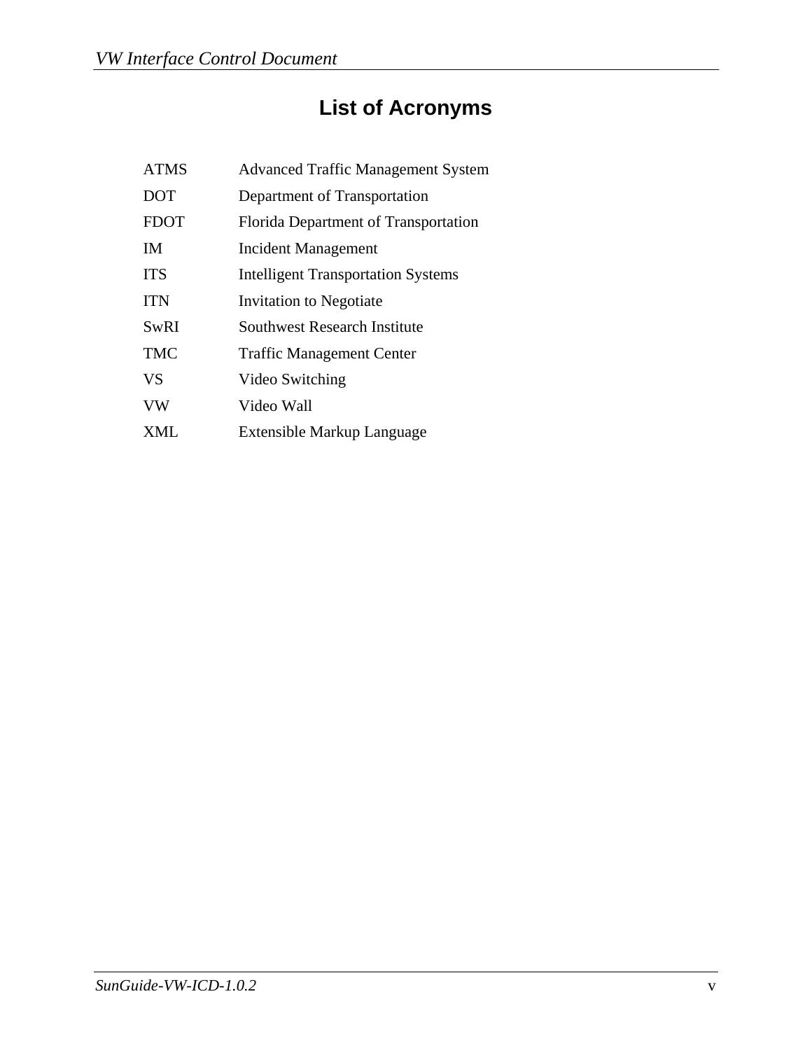# List of Acronyms

| | |
|---|---|
| ATMS | Advanced Traffic Management System |
| DOT | Department of Transportation |
| FDOT | Florida Department of Transportation |
| IM | Incident Management |
| ITS | Intelligent Transportation Systems |
| ITN | Invitation to Negotiate |
| SwRI | Southwest Research Institute |
| TMC | Traffic Management Center |
| VS | Video Switching |
| VW | Video Wall |
| XML | Extensible Markup Language |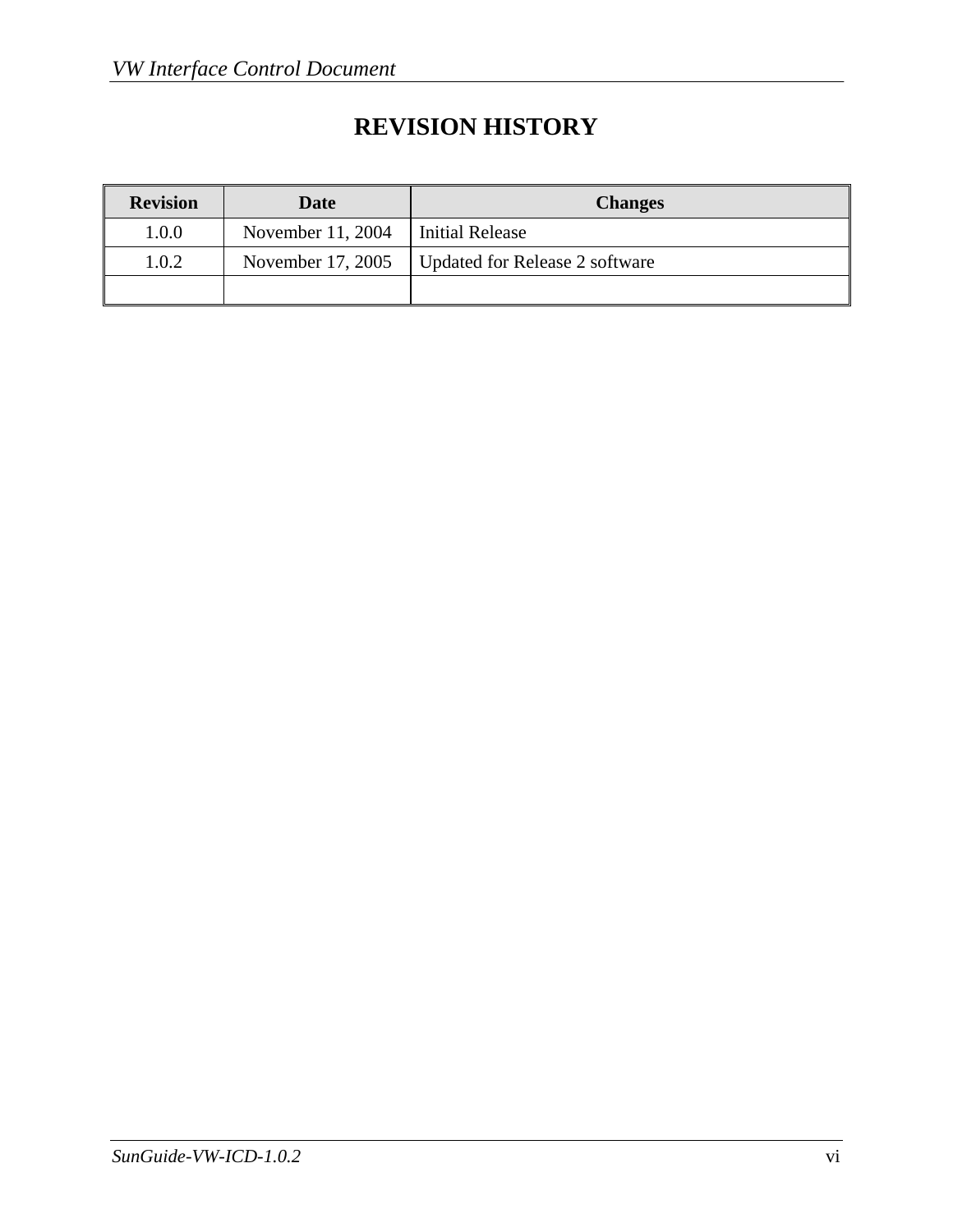# REVISION HISTORY

| Revision | Date | Changes |
|---|---|---|
| 1.0.0 | November 11, 2004 | Initial Release |
| 1.0.2 | November 17, 2005 | Updated for Release 2 software |
| | | |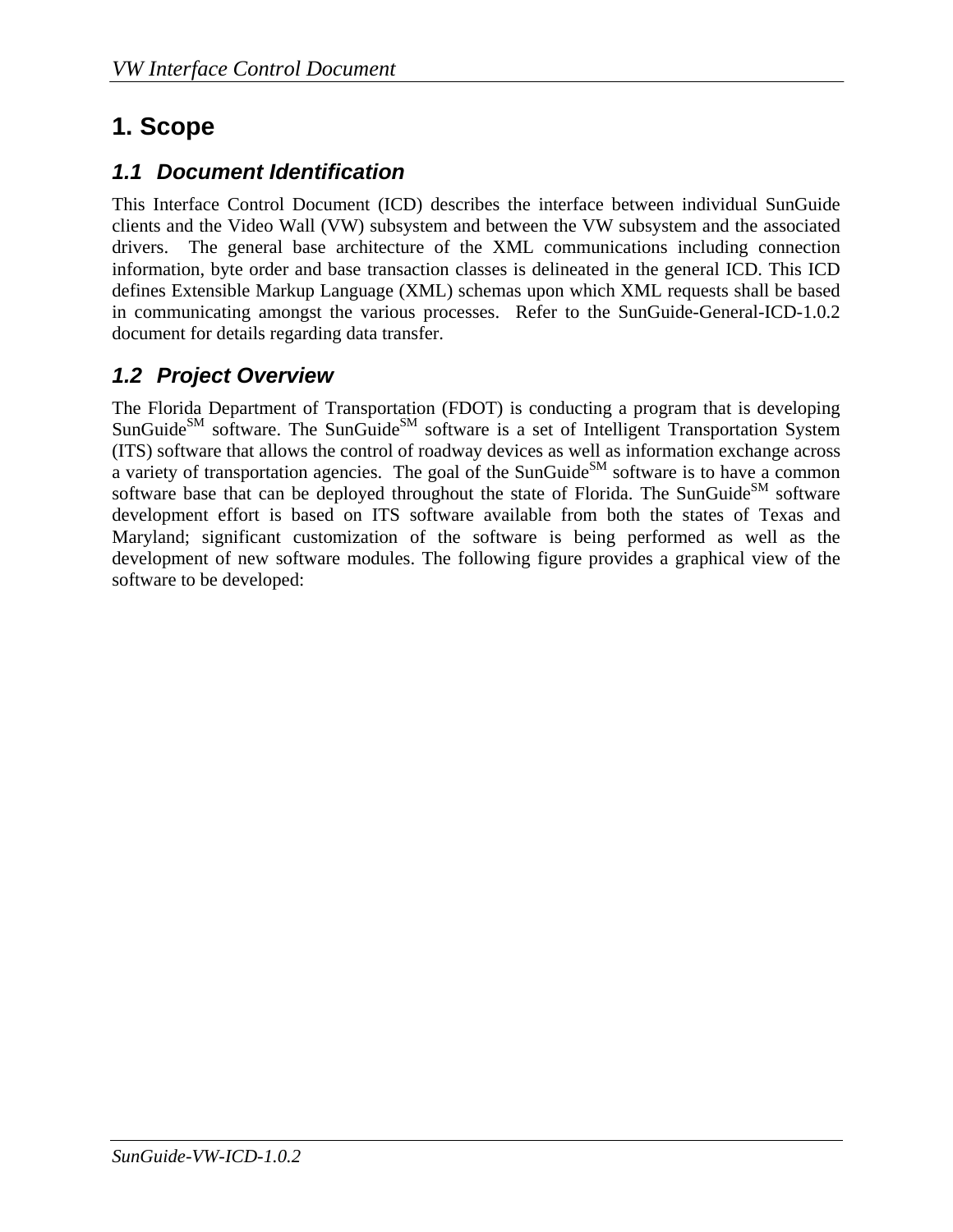# 1. Scope

## 1.1 Document Identification

This Interface Control Document (ICD) describes the interface between individual SunGuide clients and the Video Wall (VW) subsystem and between the VW subsystem and the associated drivers. The general base architecture of the XML communications including connection information, byte order and base transaction classes is delineated in the general ICD. This ICD defines Extensible Markup Language (XML) schemas upon which XML requests shall be based in communicating amongst the various processes. Refer to the SunGuide-General-ICD-1.0.2 document for details regarding data transfer.

## 1.2 Project Overview

The Florida Department of Transportation (FDOT) is conducting a program that is developing SunGuide$^{SM}$ software. The SunGuide$^{SM}$ software is a set of Intelligent Transportation System (ITS) software that allows the control of roadway devices as well as information exchange across a variety of transportation agencies. The goal of the SunGuide$^{SM}$ software is to have a common software base that can be deployed throughout the state of Florida. The SunGuide$^{SM}$ software development effort is based on ITS software available from both the states of Texas and Maryland; significant customization of the software is being performed as well as the development of new software modules. The following figure provides a graphical view of the software to be developed: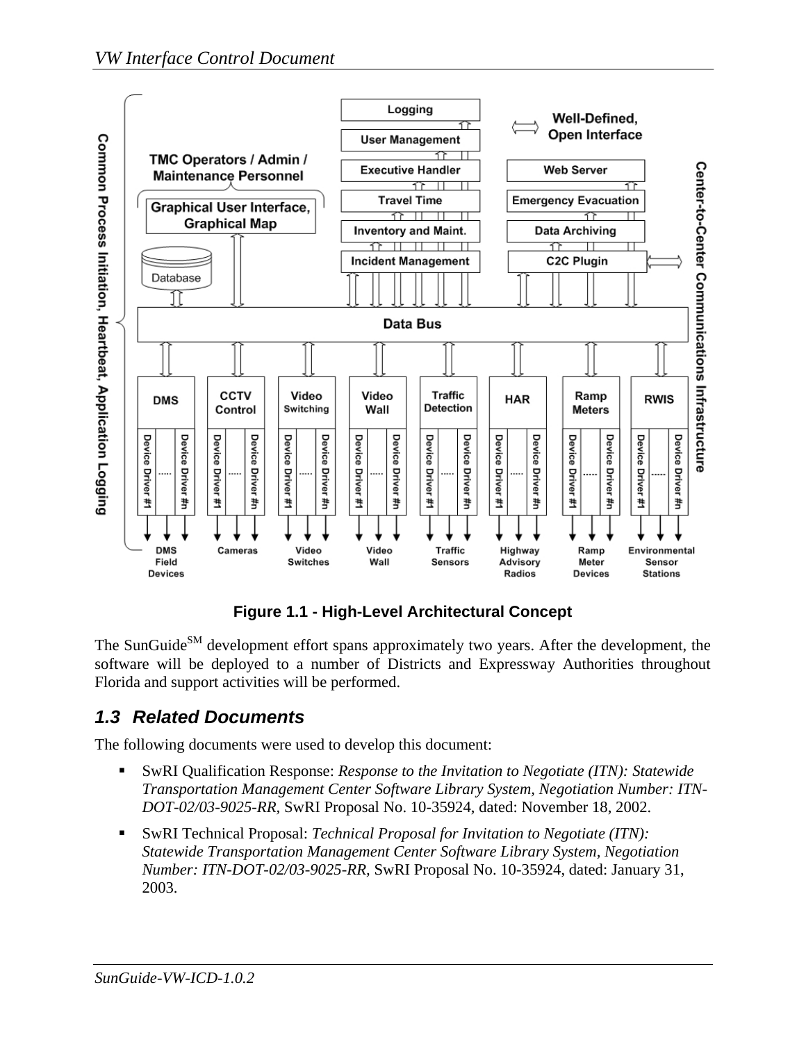**Figure 1.1 - High-Level Architectural Concept**

The SunGuide[SM] development effort spans approximately two years. After the development, the software will be deployed to a number of Districts and Expressway Authorities throughout Florida and support activities will be performed.

## 1.3 Related Documents

The following documents were used to develop this document:

- SwRI Qualification Response: *Response to the Invitation to Negotiate (ITN): Statewide Transportation Management Center Software Library System, Negotiation Number: ITN-DOT-02/03-9025-RR,* SwRI Proposal No. 10-35924, dated: November 18, 2002.
- SwRI Technical Proposal: *Technical Proposal for Invitation to Negotiate (ITN): Statewide Transportation Management Center Software Library System, Negotiation Number: ITN-DOT-02/03-9025-RR,* SwRI Proposal No. 10-35924, dated: January 31, 2003.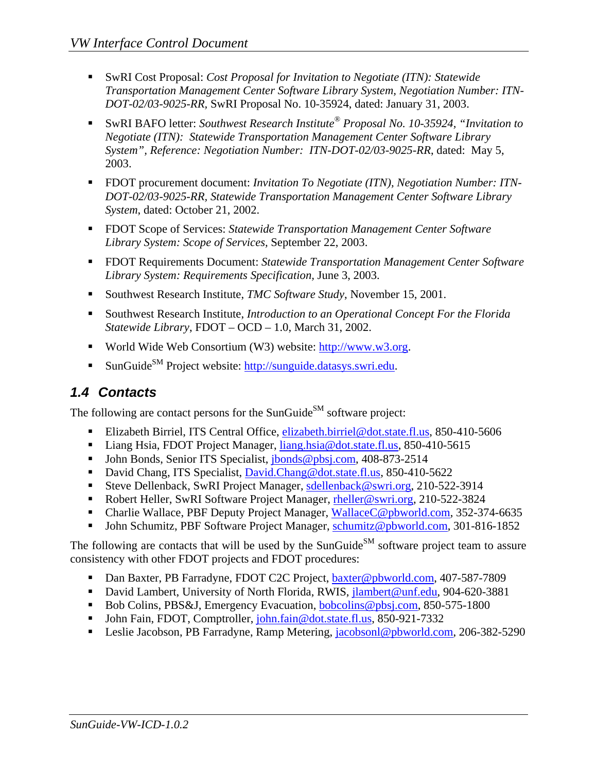- SwRI Cost Proposal: *Cost Proposal for Invitation to Negotiate (ITN): Statewide Transportation Management Center Software Library System, Negotiation Number: ITN-DOT-02/03-9025-RR*, SwRI Proposal No. 10-35924, dated: January 31, 2003.

- SwRI BAFO letter: *Southwest Research Institute® Proposal No. 10-35924, "Invitation to Negotiate (ITN): Statewide Transportation Management Center Software Library System", Reference: Negotiation Number: ITN-DOT-02/03-9025-RR*, dated: May 5, 2003.

- FDOT procurement document: *Invitation To Negotiate (ITN), Negotiation Number: ITN-DOT-02/03-9025-RR, Statewide Transportation Management Center Software Library System*, dated: October 21, 2002.

- FDOT Scope of Services: *Statewide Transportation Management Center Software Library System: Scope of Services*, September 22, 2003.

- FDOT Requirements Document: *Statewide Transportation Management Center Software Library System: Requirements Specification*, June 3, 2003.

- Southwest Research Institute, *TMC Software Study*, November 15, 2001.

- Southwest Research Institute, *Introduction to an Operational Concept For the Florida Statewide Library*, FDOT – OCD – 1.0, March 31, 2002.

- World Wide Web Consortium (W3) website: http://www.w3.org.

- SunGuide℠ Project website: http://sunguide.datasys.swri.edu.

## 1.4 Contacts

The following are contact persons for the SunGuide℠ software project:

- Elizabeth Birriel, ITS Central Office, elizabeth.birriel@dot.state.fl.us, 850-410-5606
- Liang Hsia, FDOT Project Manager, liang.hsia@dot.state.fl.us, 850-410-5615
- John Bonds, Senior ITS Specialist, jbonds@pbsj.com, 408-873-2514
- David Chang, ITS Specialist, David.Chang@dot.state.fl.us, 850-410-5622
- Steve Dellenback, SwRI Project Manager, sdellenback@swri.org, 210-522-3914
- Robert Heller, SwRI Software Project Manager, rheller@swri.org, 210-522-3824
- Charlie Wallace, PBF Deputy Project Manager, WallaceC@pbworld.com, 352-374-6635
- John Schumitz, PBF Software Project Manager, schumitz@pbworld.com, 301-816-1852

The following are contacts that will be used by the SunGuide℠ software project team to assure consistency with other FDOT projects and FDOT procedures:

- Dan Baxter, PB Farradyne, FDOT C2C Project, baxter@pbworld.com, 407-587-7809
- David Lambert, University of North Florida, RWIS, jlambert@unf.edu, 904-620-3881
- Bob Colins, PBS&J, Emergency Evacuation, bobcolins@pbsj.com, 850-575-1800
- John Fain, FDOT, Comptroller, john.fain@dot.state.fl.us, 850-921-7332
- Leslie Jacobson, PB Farradyne, Ramp Metering, jacobsonl@pbworld.com, 206-382-5290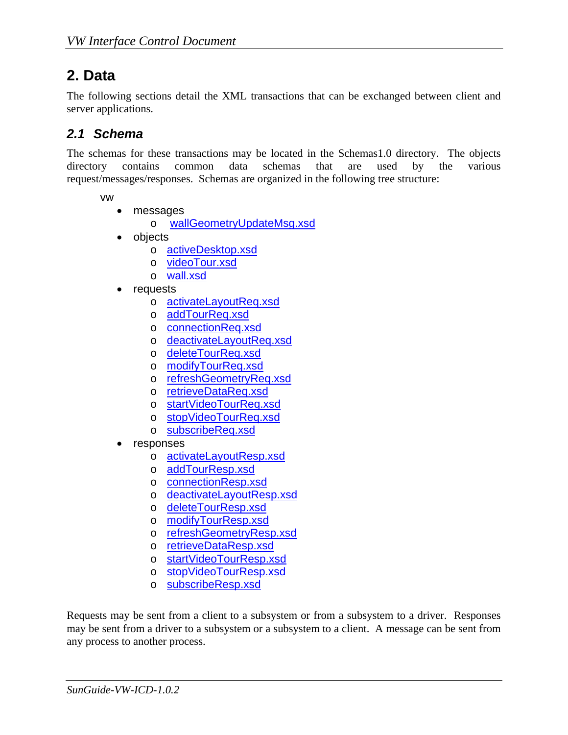# 2. Data

The following sections detail the XML transactions that can be exchanged between client and server applications.

## 2.1 Schema

The schemas for these transactions may be located in the Schemas1.0 directory. The objects directory contains common data schemas that are used by the various request/messages/responses. Schemas are organized in the following tree structure:

vw

- messages
  - wallGeometryUpdateMsg.xsd
- objects
  - activeDesktop.xsd
  - videoTour.xsd
  - wall.xsd
- requests
  - activateLayoutReq.xsd
  - addTourReq.xsd
  - connectionReq.xsd
  - deactivateLayoutReq.xsd
  - deleteTourReq.xsd
  - modifyTourReq.xsd
  - refreshGeometryReq.xsd
  - retrieveDataReq.xsd
  - startVideoTourReq.xsd
  - stopVideoTourReq.xsd
  - subscribeReq.xsd
- responses
  - activateLayoutResp.xsd
  - addTourResp.xsd
  - connectionResp.xsd
  - deactivateLayoutResp.xsd
  - deleteTourResp.xsd
  - modifyTourResp.xsd
  - refreshGeometryResp.xsd
  - retrieveDataResp.xsd
  - startVideoTourResp.xsd
  - stopVideoTourResp.xsd
  - subscribeResp.xsd

Requests may be sent from a client to a subsystem or from a subsystem to a driver. Responses may be sent from a driver to a subsystem or a subsystem to a client. A message can be sent from any process to another process.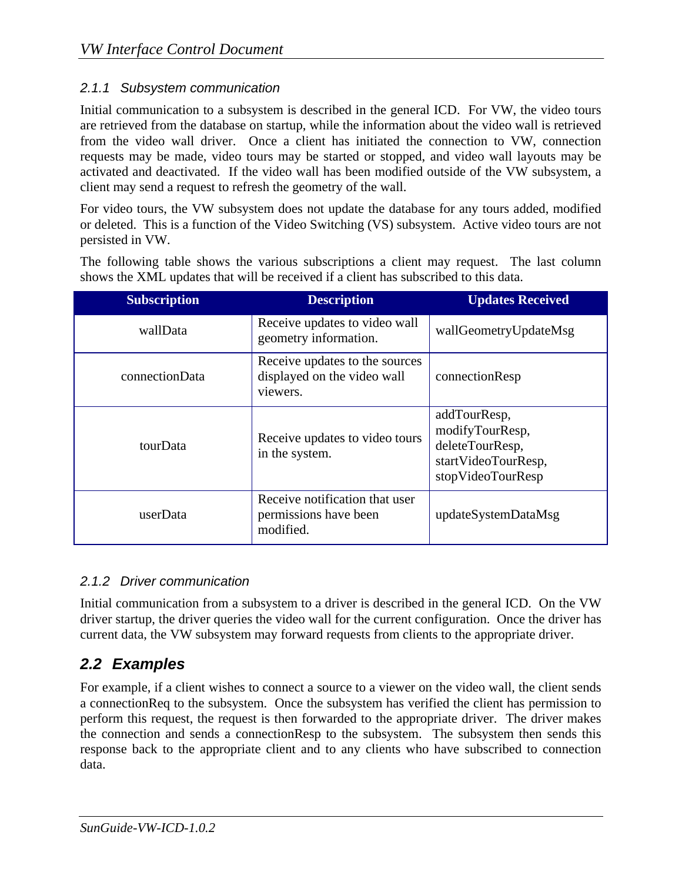### *2.1.1 Subsystem communication*

Initial communication to a subsystem is described in the general ICD. For VW, the video tours are retrieved from the database on startup, while the information about the video wall is retrieved from the video wall driver. Once a client has initiated the connection to VW, connection requests may be made, video tours may be started or stopped, and video wall layouts may be activated and deactivated. If the video wall has been modified outside of the VW subsystem, a client may send a request to refresh the geometry of the wall.

For video tours, the VW subsystem does not update the database for any tours added, modified or deleted. This is a function of the Video Switching (VS) subsystem. Active video tours are not persisted in VW.

The following table shows the various subscriptions a client may request. The last column shows the XML updates that will be received if a client has subscribed to this data.

| Subscription | Description | Updates Received |
|---|---|---|
| wallData | Receive updates to video wall geometry information. | wallGeometryUpdateMsg |
| connectionData | Receive updates to the sources displayed on the video wall viewers. | connectionResp |
| tourData | Receive updates to video tours in the system. | addTourResp, modifyTourResp, deleteTourResp, startVideoTourResp, stopVideoTourResp |
| userData | Receive notification that user permissions have been modified. | updateSystemDataMsg |

### *2.1.2 Driver communication*

Initial communication from a subsystem to a driver is described in the general ICD. On the VW driver startup, the driver queries the video wall for the current configuration. Once the driver has current data, the VW subsystem may forward requests from clients to the appropriate driver.

## *2.2 Examples*

For example, if a client wishes to connect a source to a viewer on the video wall, the client sends a connectionReq to the subsystem. Once the subsystem has verified the client has permission to perform this request, the request is then forwarded to the appropriate driver. The driver makes the connection and sends a connectionResp to the subsystem. The subsystem then sends this response back to the appropriate client and to any clients who have subscribed to connection data.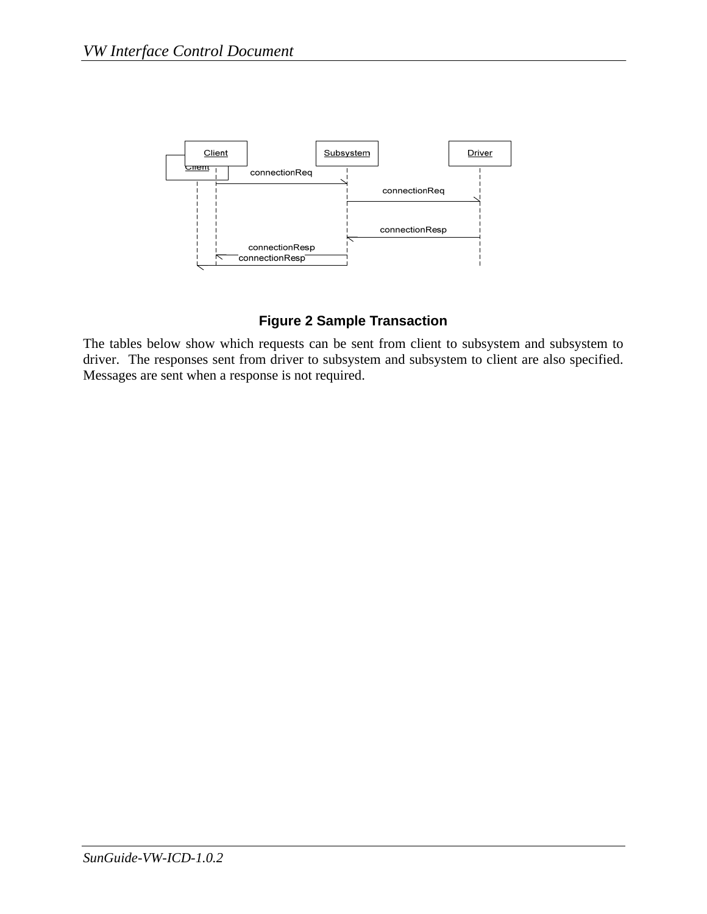Figure 2 Sample Transaction

The tables below show which requests can be sent from client to subsystem and subsystem to driver. The responses sent from driver to subsystem and subsystem to client are also specified. Messages are sent when a response is not required.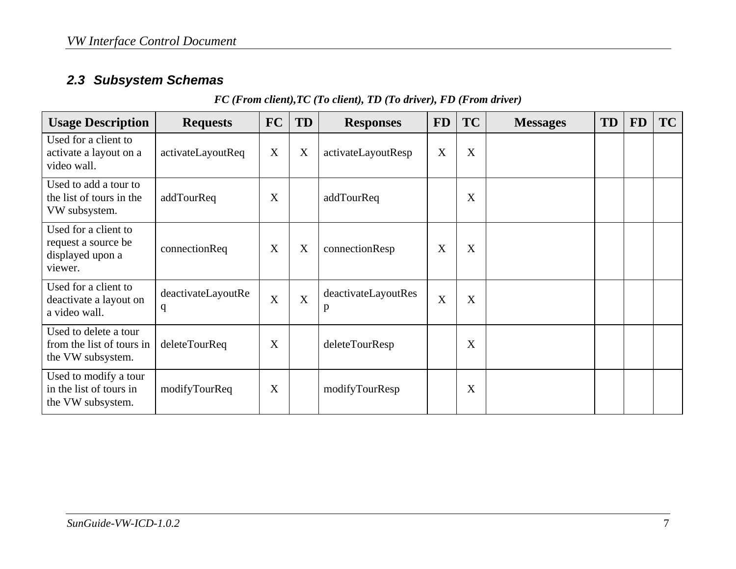## 2.3 Subsystem Schemas

***FC (From client),TC (To client), TD (To driver), FD (From driver)***

| Usage Description | Requests | FC | TD | Responses | FD | TC | Messages | TD | FD | TC |
|---|---|---|---|---|---|---|---|---|---|---|
| Used for a client to activate a layout on a video wall. | activateLayoutReq | X | X | activateLayoutResp | X | X | | | | |
| Used to add a tour to the list of tours in the VW subsystem. | addTourReq | X | | addTourReq | | X | | | | |
| Used for a client to request a source be displayed upon a viewer. | connectionReq | X | X | connectionResp | X | X | | | | |
| Used for a client to deactivate a layout on a video wall. | deactivateLayoutReq | X | X | deactivateLayoutResp | X | X | | | | |
| Used to delete a tour from the list of tours in the VW subsystem. | deleteTourReq | X | | deleteTourResp | | X | | | | |
| Used to modify a tour in the list of tours in the VW subsystem. | modifyTourReq | X | | modifyTourResp | | X | | | | |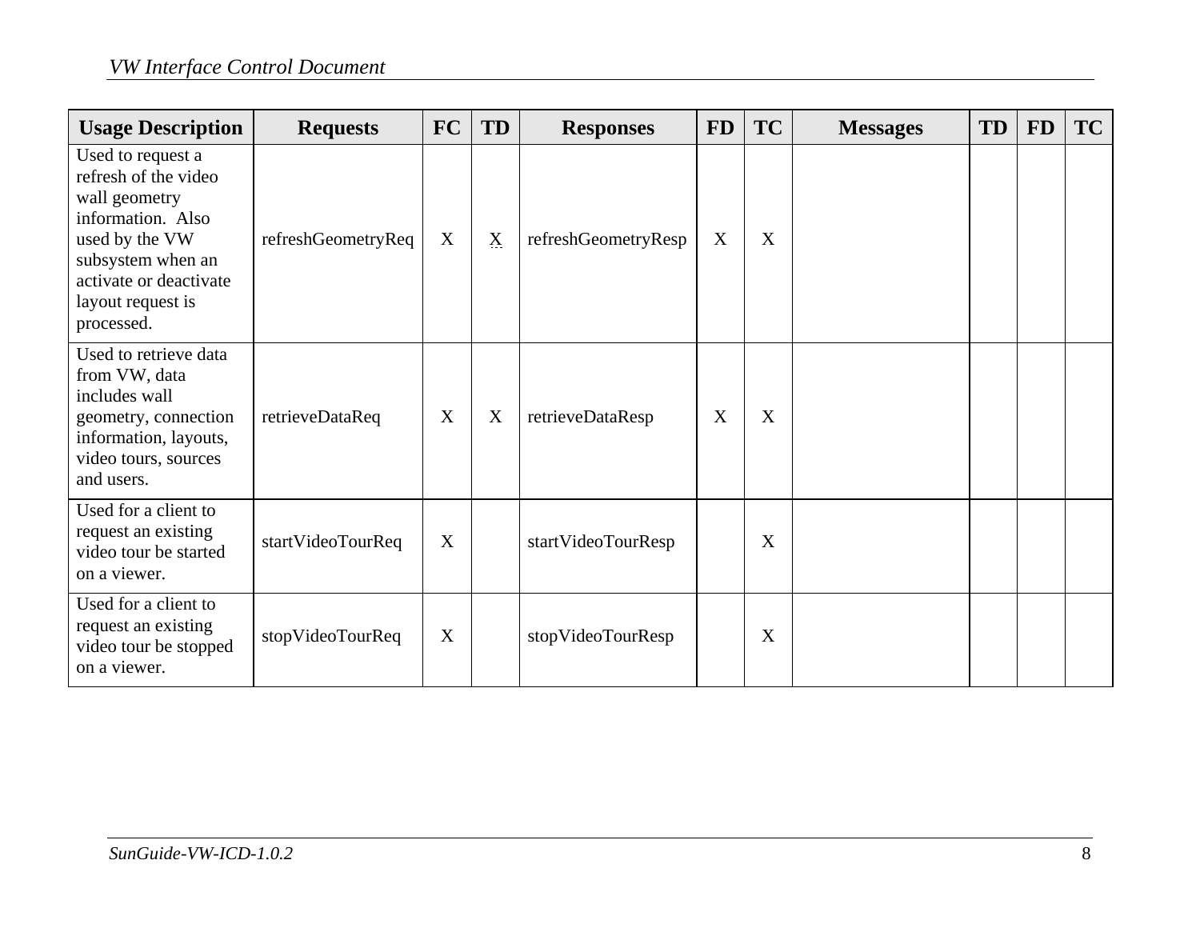| Usage Description | Requests | FC | TD | Responses | FD | TC | Messages | TD | FD | TC |
|---|---|---|---|---|---|---|---|---|---|---|
| Used to request a refresh of the video wall geometry information. Also used by the VW subsystem when an activate or deactivate layout request is processed. | refreshGeometryReq | X | X | refreshGeometryResp | X | X | | | | |
| Used to retrieve data from VW, data includes wall geometry, connection information, layouts, video tours, sources and users. | retrieveDataReq | X | X | retrieveDataResp | X | X | | | | |
| Used for a client to request an existing video tour be started on a viewer. | startVideoTourReq | X | | startVideoTourResp | | X | | | | |
| Used for a client to request an existing video tour be stopped on a viewer. | stopVideoTourReq | X | | stopVideoTourResp | | X | | | | |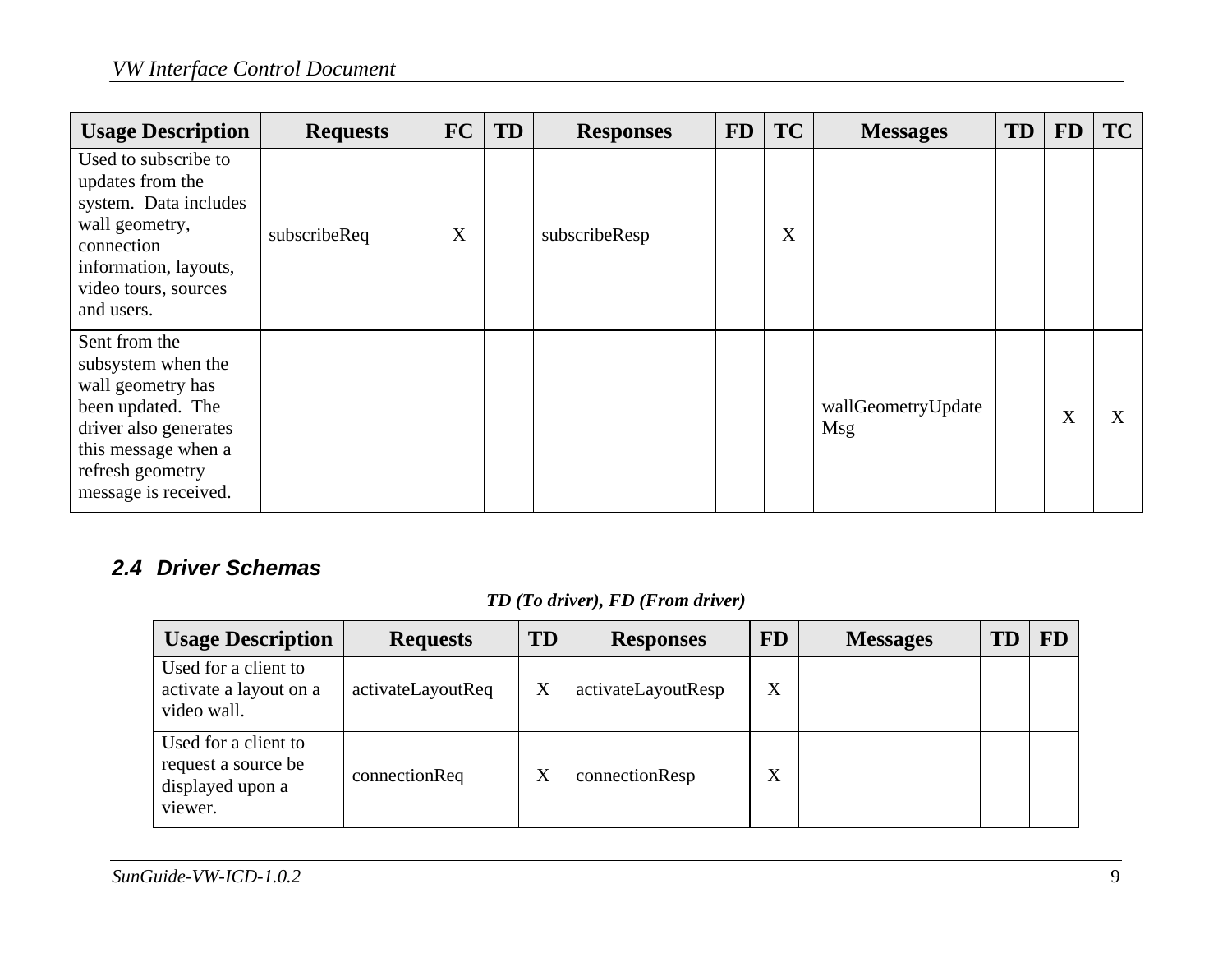| Usage Description | Requests | FC | TD | Responses | FD | TC | Messages | TD | FD | TC |
|---|---|---|---|---|---|---|---|---|---|---|
| Used to subscribe to updates from the system. Data includes wall geometry, connection information, layouts, video tours, sources and users. | subscribeReq | X | | subscribeResp | | X | | | | |
| Sent from the subsystem when the wall geometry has been updated. The driver also generates this message when a refresh geometry message is received. | | | | | | | wallGeometryUpdateMsg | | X | X |

### 2.4 Driver Schemas

***TD (To driver), FD (From driver)***

| Usage Description | Requests | TD | Responses | FD | Messages | TD | FD |
|---|---|---|---|---|---|---|---|
| Used for a client to activate a layout on a video wall. | activateLayoutReq | X | activateLayoutResp | X | | | |
| Used for a client to request a source be displayed upon a viewer. | connectionReq | X | connectionResp | X | | | |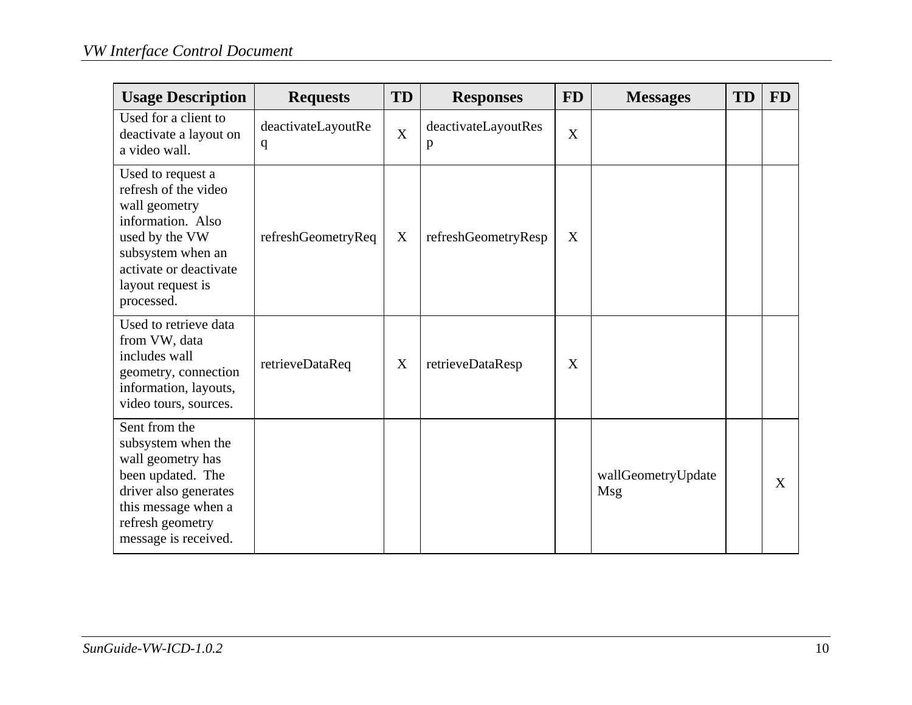| Usage Description | Requests | TD | Responses | FD | Messages | TD | FD |
|---|---|---|---|---|---|---|---|
| Used for a client to deactivate a layout on a video wall. | deactivateLayoutReq | X | deactivateLayoutResp | X | | | |
| Used to request a refresh of the video wall geometry information. Also used by the VW subsystem when an activate or deactivate layout request is processed. | refreshGeometryReq | X | refreshGeometryResp | X | | | |
| Used to retrieve data from VW, data includes wall geometry, connection information, layouts, video tours, sources. | retrieveDataReq | X | retrieveDataResp | X | | | |
| Sent from the subsystem when the wall geometry has been updated. The driver also generates this message when a refresh geometry message is received. | | | | | wallGeometryUpdateMsg | | X |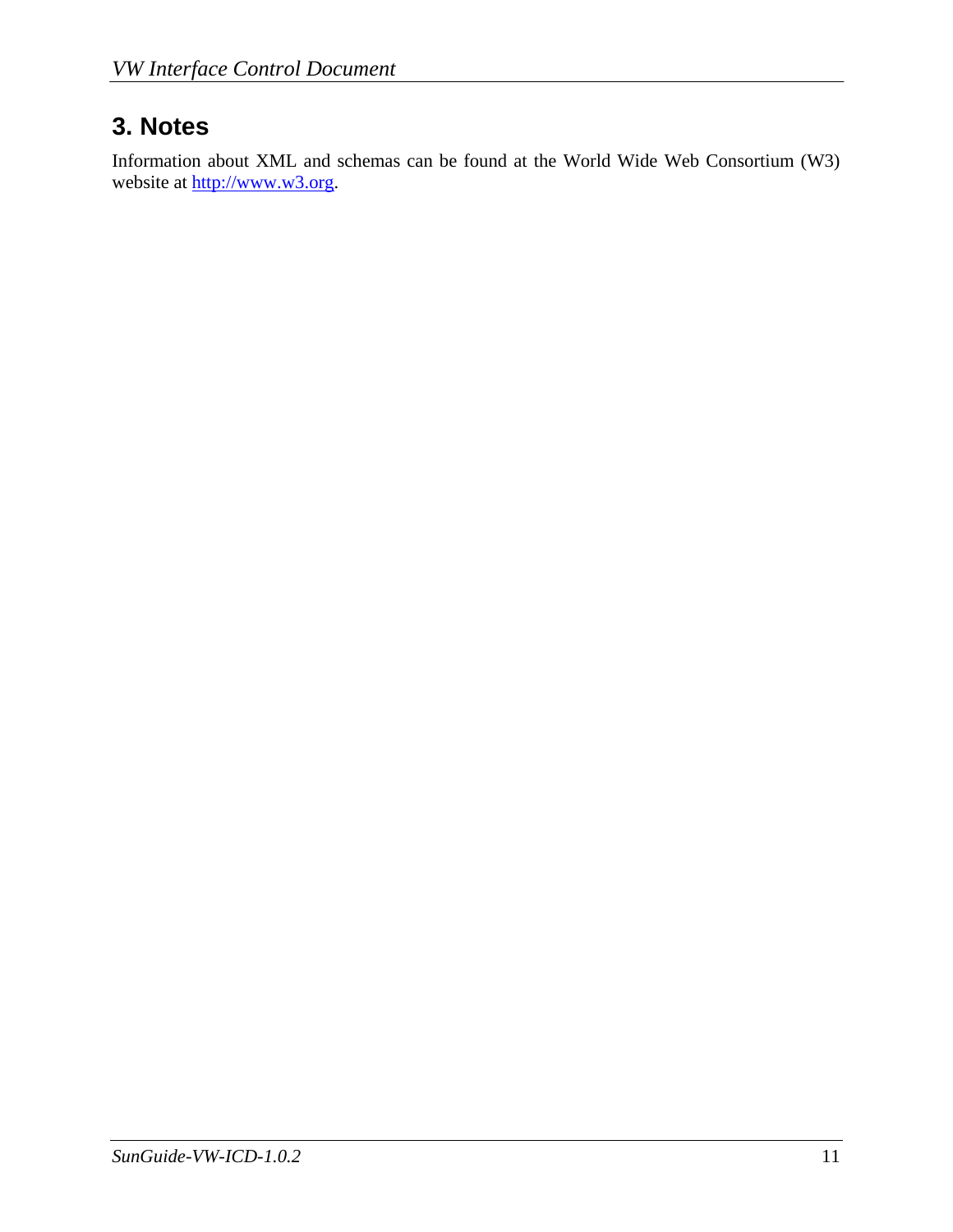# 3. Notes

Information about XML and schemas can be found at the World Wide Web Consortium (W3) website at [http://www.w3.org](http://www.w3.org).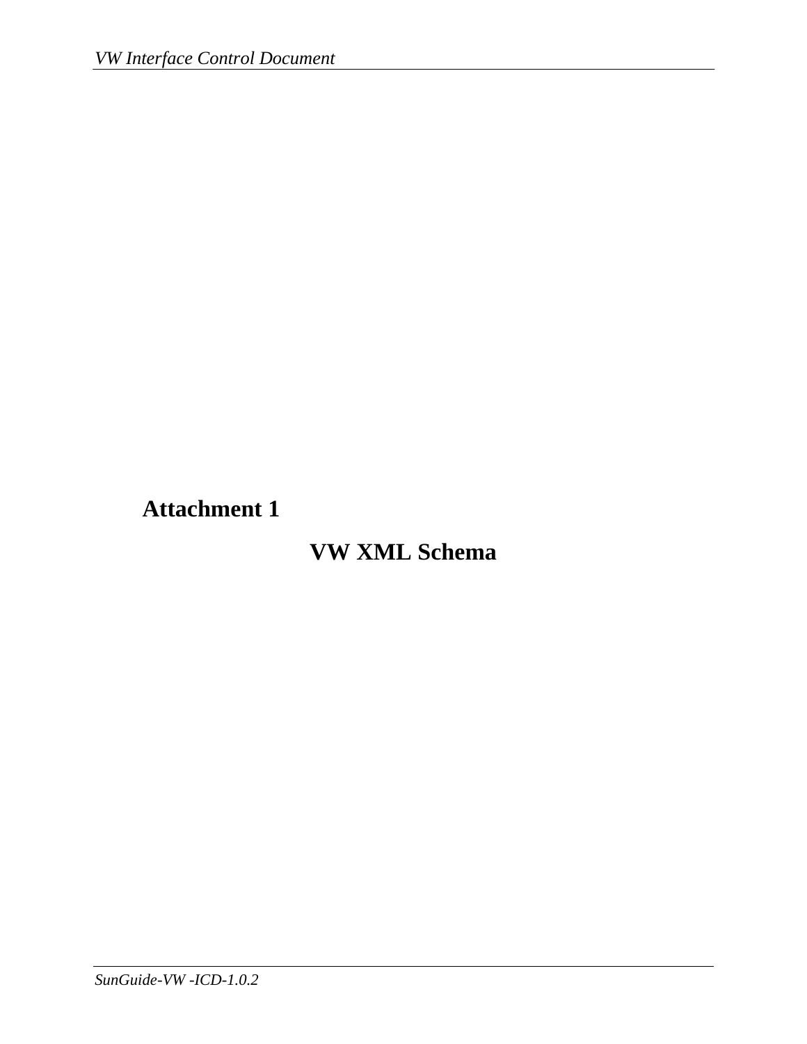# Attachment 1

## VW XML Schema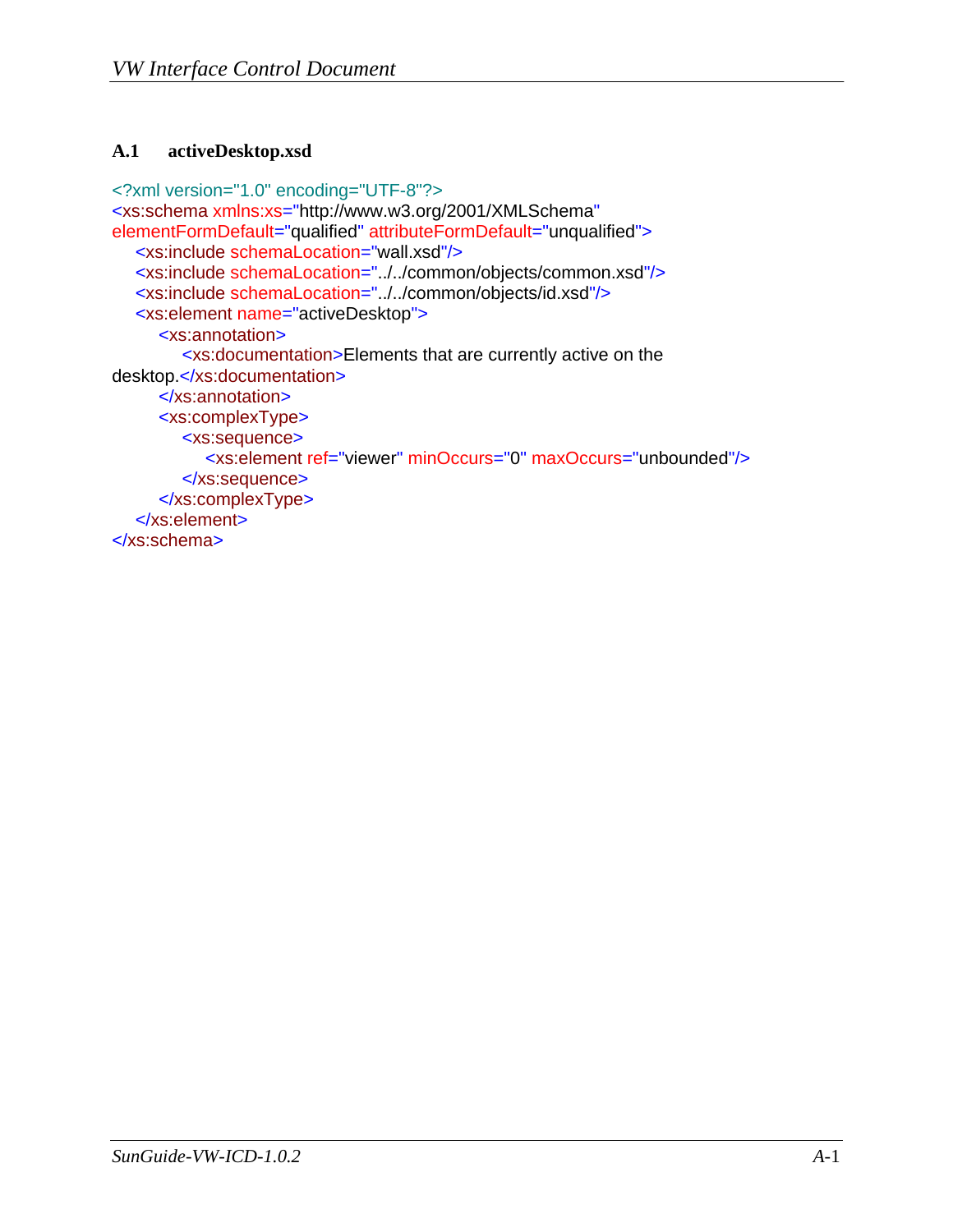### A.1 activeDesktop.xsd

```xml
<?xml version="1.0" encoding="UTF-8"?>
<xs:schema xmlns:xs="http://www.w3.org/2001/XMLSchema"
elementFormDefault="qualified" attributeFormDefault="unqualified">
    <xs:include schemaLocation="wall.xsd"/>
    <xs:include schemaLocation="../../common/objects/common.xsd"/>
    <xs:include schemaLocation="../../common/objects/id.xsd"/>
    <xs:element name="activeDesktop">
        <xs:annotation>
            <xs:documentation>Elements that are currently active on the
desktop.</xs:documentation>
        </xs:annotation>
        <xs:complexType>
            <xs:sequence>
                <xs:element ref="viewer" minOccurs="0" maxOccurs="unbounded"/>
            </xs:sequence>
        </xs:complexType>
    </xs:element>
</xs:schema>
```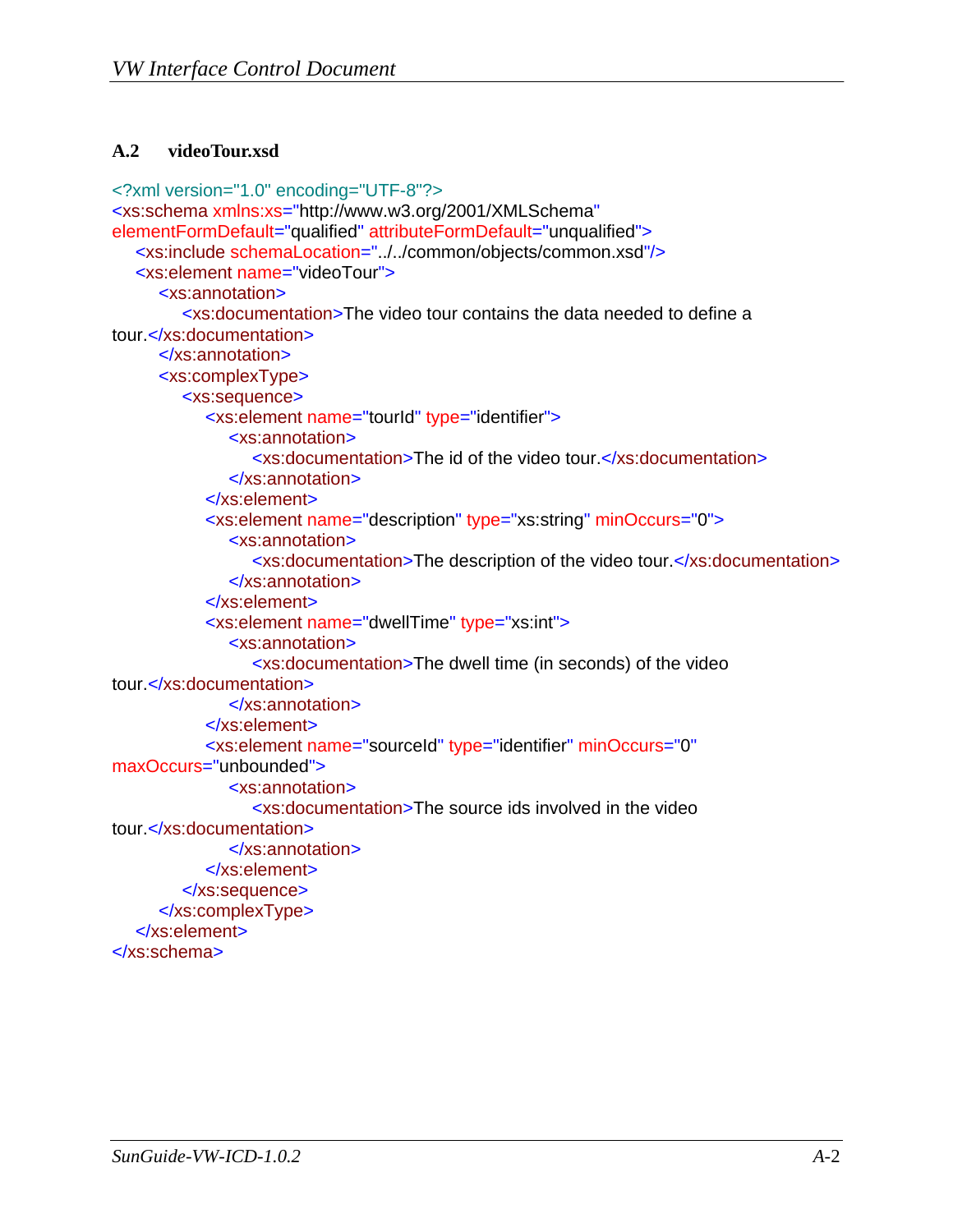### A.2 videoTour.xsd

```xml
<?xml version="1.0" encoding="UTF-8"?>
<xs:schema xmlns:xs="http://www.w3.org/2001/XMLSchema"
elementFormDefault="qualified" attributeFormDefault="unqualified">
    <xs:include schemaLocation="../../common/objects/common.xsd"/>
    <xs:element name="videoTour">
        <xs:annotation>
            <xs:documentation>The video tour contains the data needed to define a
tour.</xs:documentation>
        </xs:annotation>
        <xs:complexType>
            <xs:sequence>
                <xs:element name="tourId" type="identifier">
                    <xs:annotation>
                        <xs:documentation>The id of the video tour.</xs:documentation>
                    </xs:annotation>
                </xs:element>
                <xs:element name="description" type="xs:string" minOccurs="0">
                    <xs:annotation>
                        <xs:documentation>The description of the video tour.</xs:documentation>
                    </xs:annotation>
                </xs:element>
                <xs:element name="dwellTime" type="xs:int">
                    <xs:annotation>
                        <xs:documentation>The dwell time (in seconds) of the video
tour.</xs:documentation>
                    </xs:annotation>
                </xs:element>
                <xs:element name="sourceId" type="identifier" minOccurs="0"
maxOccurs="unbounded">
                    <xs:annotation>
                        <xs:documentation>The source ids involved in the video
tour.</xs:documentation>
                    </xs:annotation>
                </xs:element>
            </xs:sequence>
        </xs:complexType>
    </xs:element>
</xs:schema>
```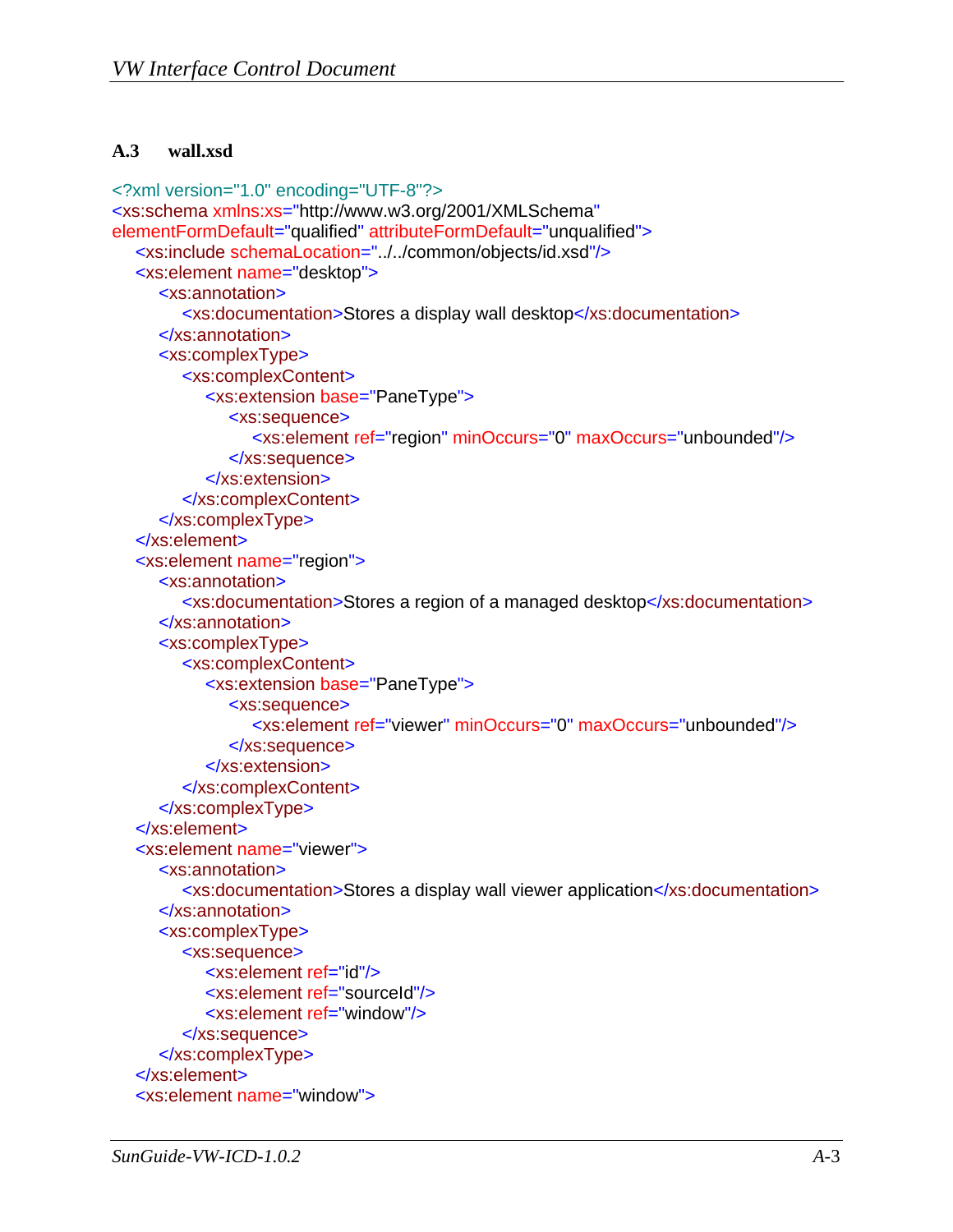### A.3 wall.xsd

```xml
<?xml version="1.0" encoding="UTF-8"?>
<xs:schema xmlns:xs="http://www.w3.org/2001/XMLSchema"
elementFormDefault="qualified" attributeFormDefault="unqualified">
    <xs:include schemaLocation="../../common/objects/id.xsd"/>
    <xs:element name="desktop">
        <xs:annotation>
            <xs:documentation>Stores a display wall desktop</xs:documentation>
        </xs:annotation>
        <xs:complexType>
            <xs:complexContent>
                <xs:extension base="PaneType">
                    <xs:sequence>
                        <xs:element ref="region" minOccurs="0" maxOccurs="unbounded"/>
                    </xs:sequence>
                </xs:extension>
            </xs:complexContent>
        </xs:complexType>
    </xs:element>
    <xs:element name="region">
        <xs:annotation>
            <xs:documentation>Stores a region of a managed desktop</xs:documentation>
        </xs:annotation>
        <xs:complexType>
            <xs:complexContent>
                <xs:extension base="PaneType">
                    <xs:sequence>
                        <xs:element ref="viewer" minOccurs="0" maxOccurs="unbounded"/>
                    </xs:sequence>
                </xs:extension>
            </xs:complexContent>
        </xs:complexType>
    </xs:element>
    <xs:element name="viewer">
        <xs:annotation>
            <xs:documentation>Stores a display wall viewer application</xs:documentation>
        </xs:annotation>
        <xs:complexType>
            <xs:sequence>
                <xs:element ref="id"/>
                <xs:element ref="sourceId"/>
                <xs:element ref="window"/>
            </xs:sequence>
        </xs:complexType>
    </xs:element>
    <xs:element name="window">
```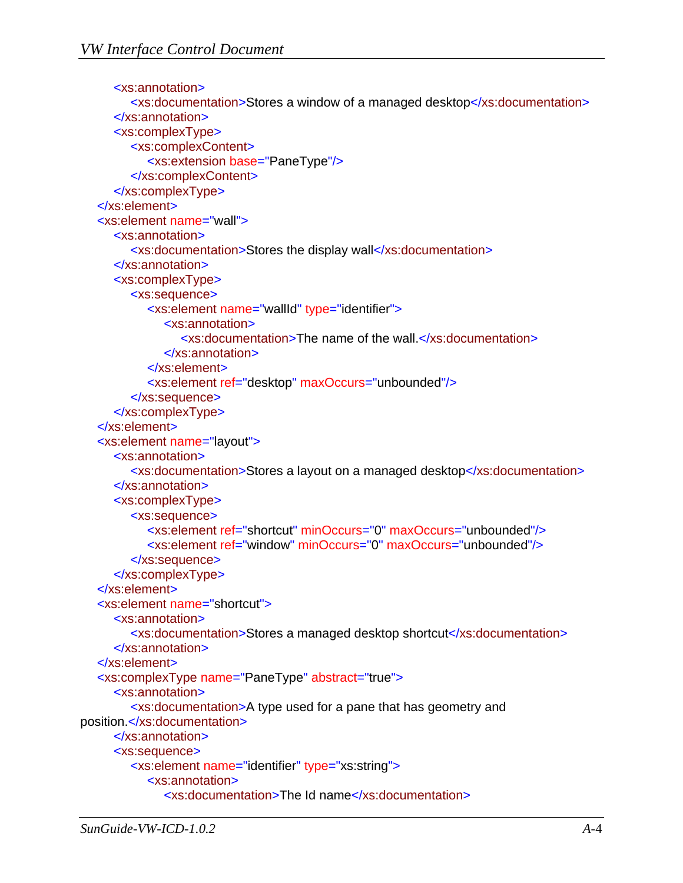```xml
        <xs:annotation>
            <xs:documentation>Stores a window of a managed desktop</xs:documentation>
        </xs:annotation>
        <xs:complexType>
            <xs:complexContent>
                <xs:extension base="PaneType"/>
            </xs:complexContent>
        </xs:complexType>
    </xs:element>
    <xs:element name="wall">
        <xs:annotation>
            <xs:documentation>Stores the display wall</xs:documentation>
        </xs:annotation>
        <xs:complexType>
            <xs:sequence>
                <xs:element name="wallId" type="identifier">
                    <xs:annotation>
                        <xs:documentation>The name of the wall.</xs:documentation>
                    </xs:annotation>
                </xs:element>
                <xs:element ref="desktop" maxOccurs="unbounded"/>
            </xs:sequence>
        </xs:complexType>
    </xs:element>
    <xs:element name="layout">
        <xs:annotation>
            <xs:documentation>Stores a layout on a managed desktop</xs:documentation>
        </xs:annotation>
        <xs:complexType>
            <xs:sequence>
                <xs:element ref="shortcut" minOccurs="0" maxOccurs="unbounded"/>
                <xs:element ref="window" minOccurs="0" maxOccurs="unbounded"/>
            </xs:sequence>
        </xs:complexType>
    </xs:element>
    <xs:element name="shortcut">
        <xs:annotation>
            <xs:documentation>Stores a managed desktop shortcut</xs:documentation>
        </xs:annotation>
    </xs:element>
    <xs:complexType name="PaneType" abstract="true">
        <xs:annotation>
            <xs:documentation>A type used for a pane that has geometry and
position.</xs:documentation>
        </xs:annotation>
        <xs:sequence>
            <xs:element name="identifier" type="xs:string">
                <xs:annotation>
                    <xs:documentation>The Id name</xs:documentation>
```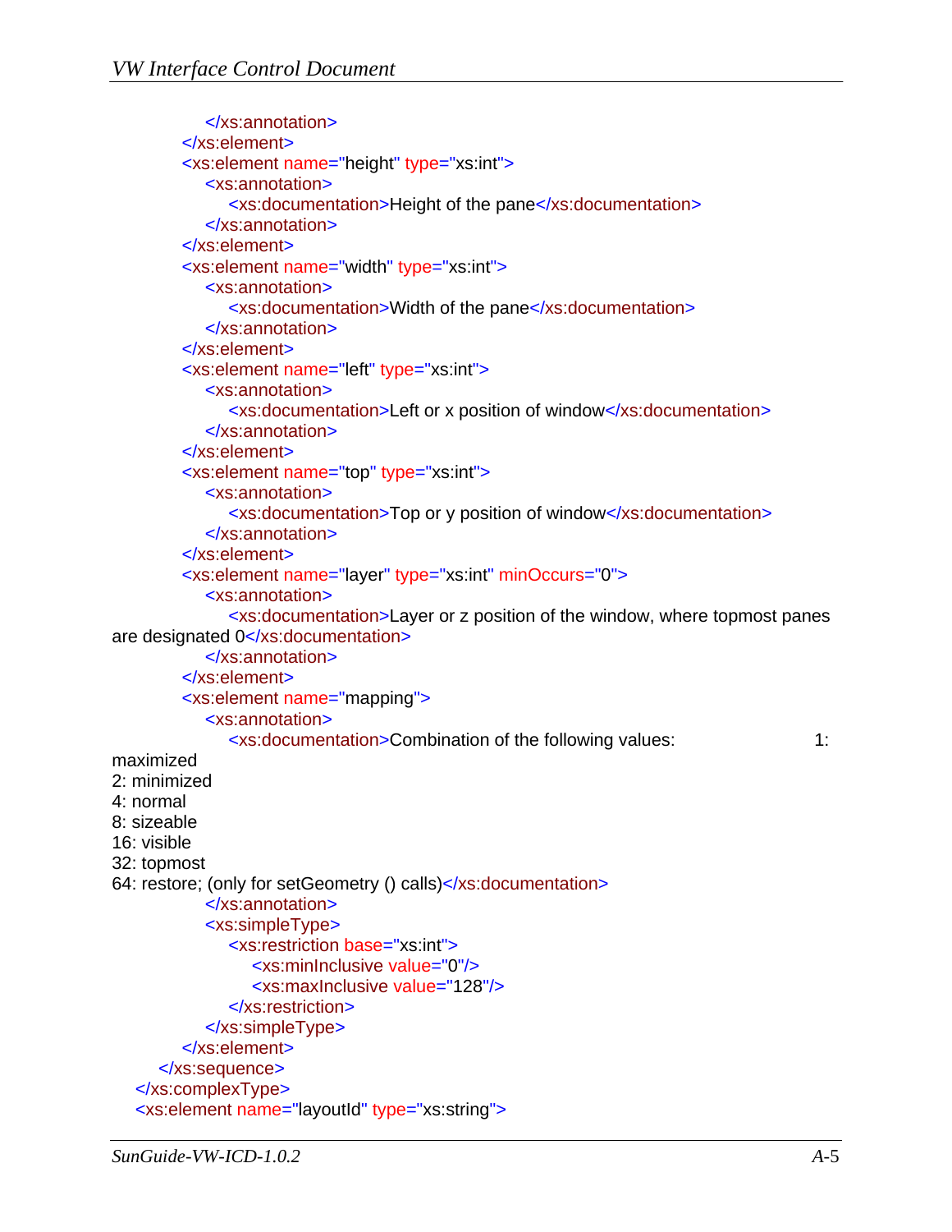```xml
            </xs:annotation>
         </xs:element>
         <xs:element name="height" type="xs:int">
            <xs:annotation>
               <xs:documentation>Height of the pane</xs:documentation>
            </xs:annotation>
         </xs:element>
         <xs:element name="width" type="xs:int">
            <xs:annotation>
               <xs:documentation>Width of the pane</xs:documentation>
            </xs:annotation>
         </xs:element>
         <xs:element name="left" type="xs:int">
            <xs:annotation>
               <xs:documentation>Left or x position of window</xs:documentation>
            </xs:annotation>
         </xs:element>
         <xs:element name="top" type="xs:int">
            <xs:annotation>
               <xs:documentation>Top or y position of window</xs:documentation>
            </xs:annotation>
         </xs:element>
         <xs:element name="layer" type="xs:int" minOccurs="0">
            <xs:annotation>
               <xs:documentation>Layer or z position of the window, where topmost panes
are designated 0</xs:documentation>
            </xs:annotation>
         </xs:element>
         <xs:element name="mapping">
            <xs:annotation>
               <xs:documentation>Combination of the following values:                    1:
maximized
2: minimized
4: normal
8: sizeable
16: visible
32: topmost
64: restore; (only for setGeometry () calls)</xs:documentation>
            </xs:annotation>
            <xs:simpleType>
               <xs:restriction base="xs:int">
                  <xs:minInclusive value="0"/>
                  <xs:maxInclusive value="128"/>
               </xs:restriction>
            </xs:simpleType>
         </xs:element>
      </xs:sequence>
   </xs:complexType>
   <xs:element name="layoutId" type="xs:string">
```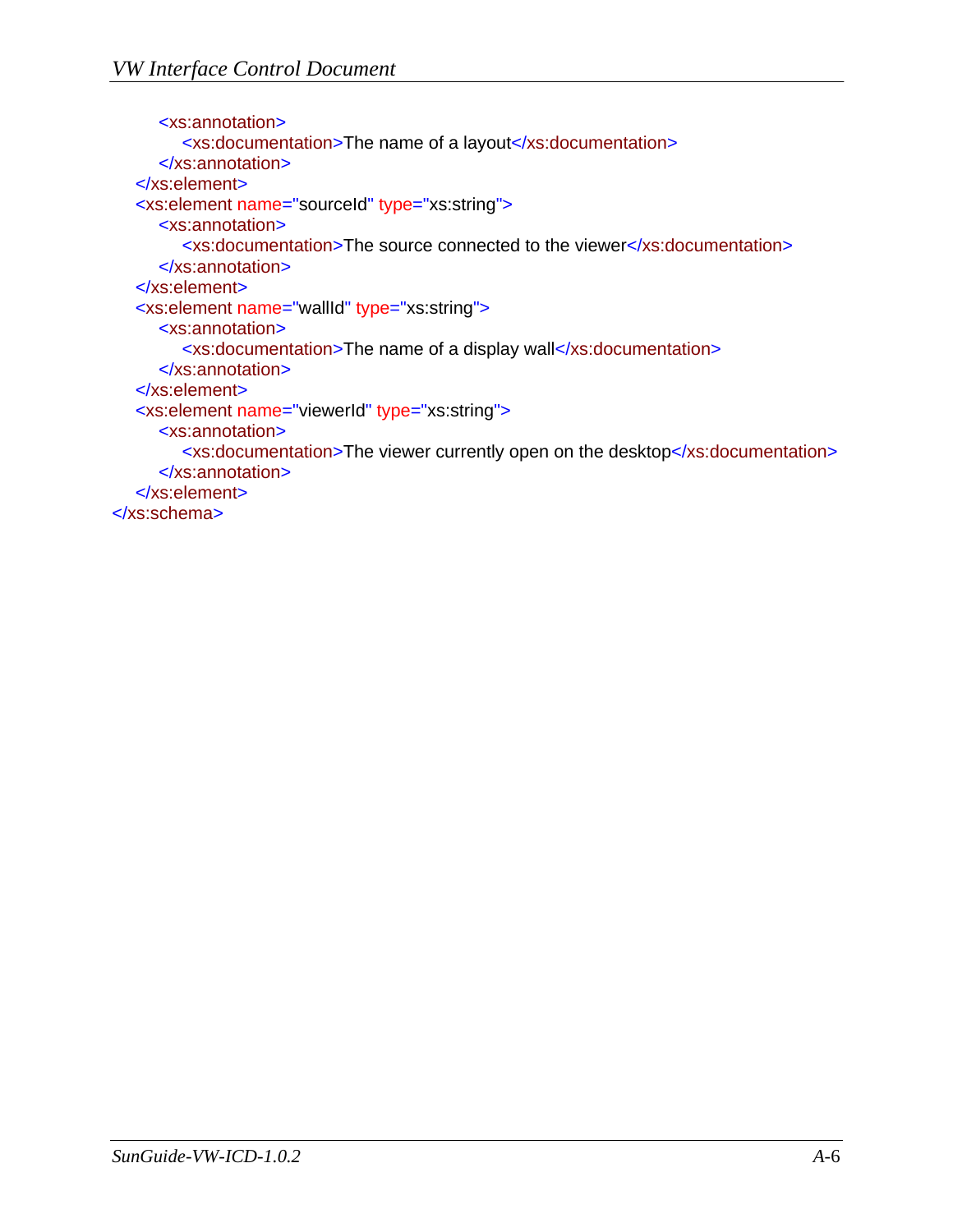```xml
        <xs:annotation>
            <xs:documentation>The name of a layout</xs:documentation>
        </xs:annotation>
    </xs:element>
    <xs:element name="sourceId" type="xs:string">
        <xs:annotation>
            <xs:documentation>The source connected to the viewer</xs:documentation>
        </xs:annotation>
    </xs:element>
    <xs:element name="wallId" type="xs:string">
        <xs:annotation>
            <xs:documentation>The name of a display wall</xs:documentation>
        </xs:annotation>
    </xs:element>
    <xs:element name="viewerId" type="xs:string">
        <xs:annotation>
            <xs:documentation>The viewer currently open on the desktop</xs:documentation>
        </xs:annotation>
    </xs:element>
</xs:schema>
```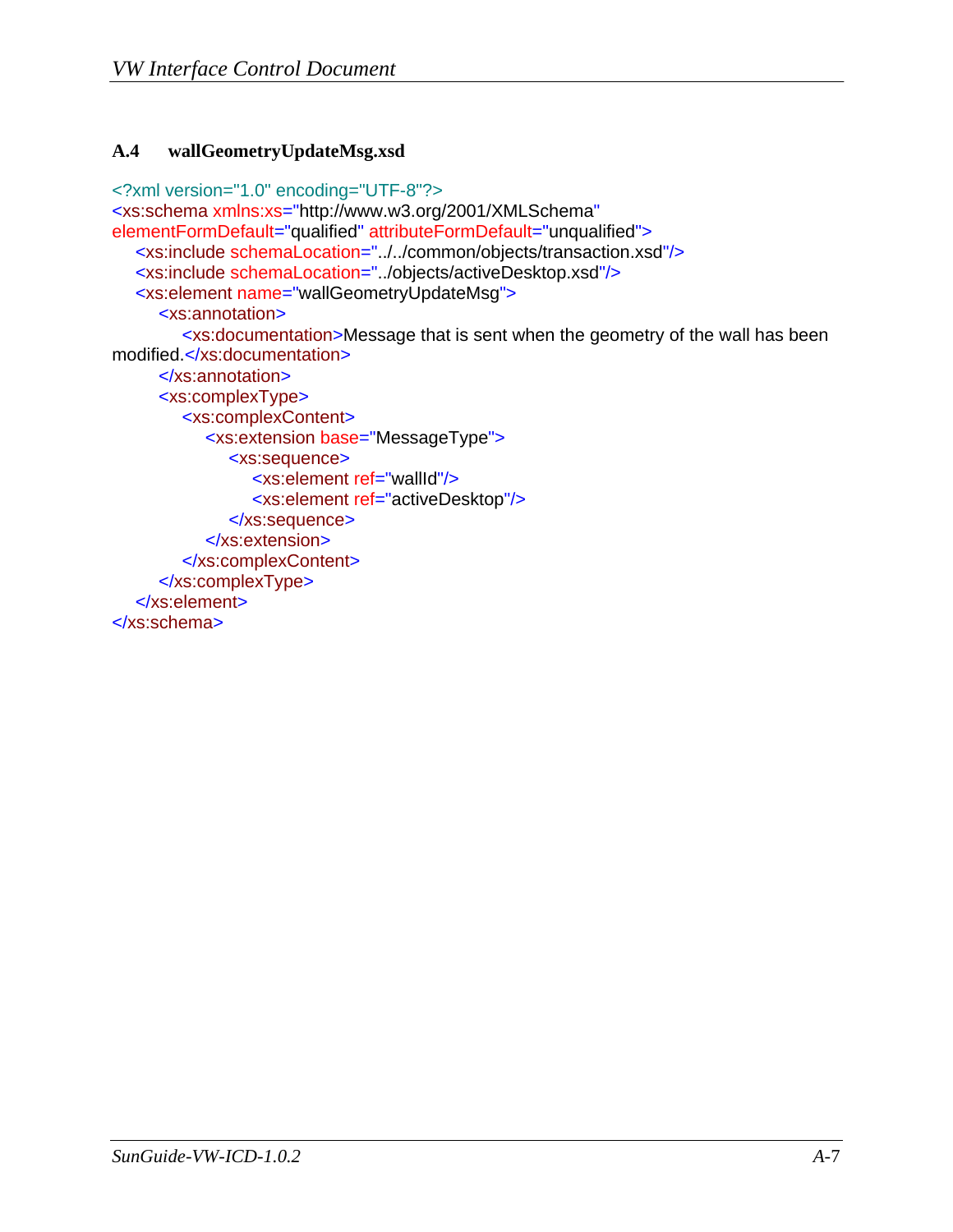### A.4 wallGeometryUpdateMsg.xsd

```xml
<?xml version="1.0" encoding="UTF-8"?>
<xs:schema xmlns:xs="http://www.w3.org/2001/XMLSchema"
elementFormDefault="qualified" attributeFormDefault="unqualified">
    <xs:include schemaLocation="../../common/objects/transaction.xsd"/>
    <xs:include schemaLocation="../objects/activeDesktop.xsd"/>
    <xs:element name="wallGeometryUpdateMsg">
        <xs:annotation>
            <xs:documentation>Message that is sent when the geometry of the wall has been
modified.</xs:documentation>
        </xs:annotation>
        <xs:complexType>
            <xs:complexContent>
                <xs:extension base="MessageType">
                    <xs:sequence>
                        <xs:element ref="wallId"/>
                        <xs:element ref="activeDesktop"/>
                    </xs:sequence>
                </xs:extension>
            </xs:complexContent>
        </xs:complexType>
    </xs:element>
</xs:schema>
```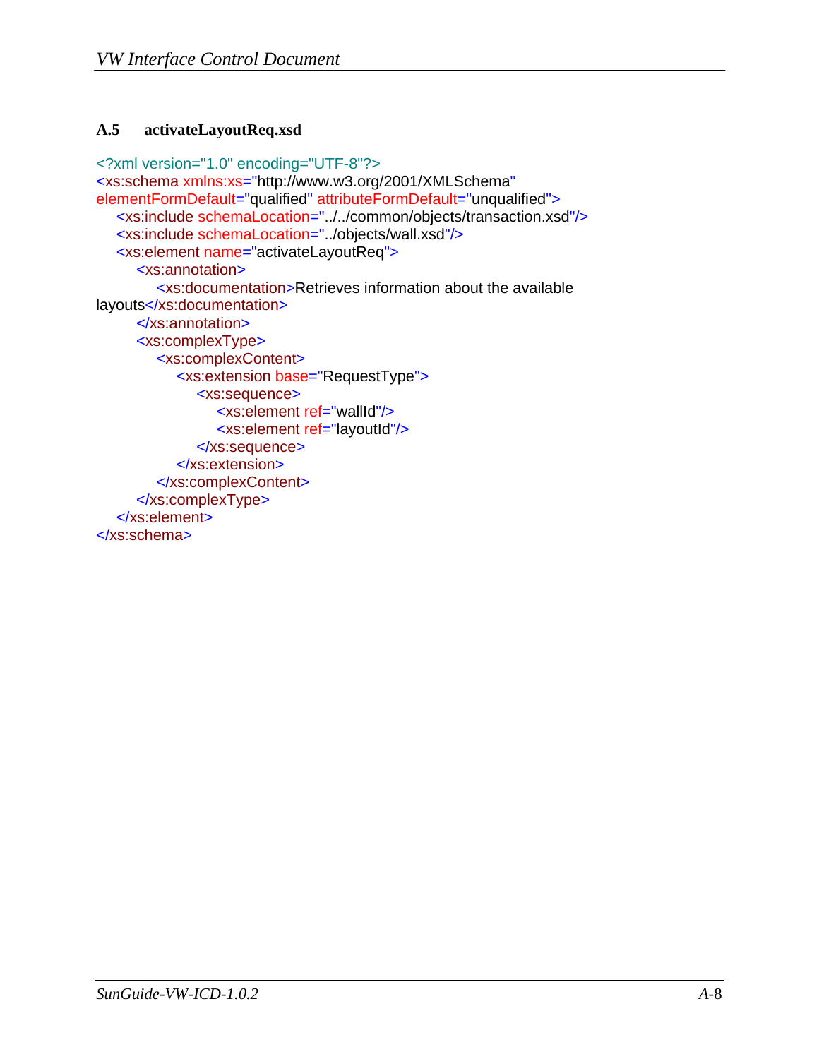### A.5 activateLayoutReq.xsd

```
<?xml version="1.0" encoding="UTF-8"?>
<xs:schema xmlns:xs="http://www.w3.org/2001/XMLSchema"
elementFormDefault="qualified" attributeFormDefault="unqualified">
    <xs:include schemaLocation="../../common/objects/transaction.xsd"/>
    <xs:include schemaLocation="../objects/wall.xsd"/>
    <xs:element name="activateLayoutReq">
        <xs:annotation>
            <xs:documentation>Retrieves information about the available
layouts</xs:documentation>
        </xs:annotation>
        <xs:complexType>
            <xs:complexContent>
                <xs:extension base="RequestType">
                    <xs:sequence>
                        <xs:element ref="wallId"/>
                        <xs:element ref="layoutId"/>
                    </xs:sequence>
                </xs:extension>
            </xs:complexContent>
        </xs:complexType>
    </xs:element>
</xs:schema>
```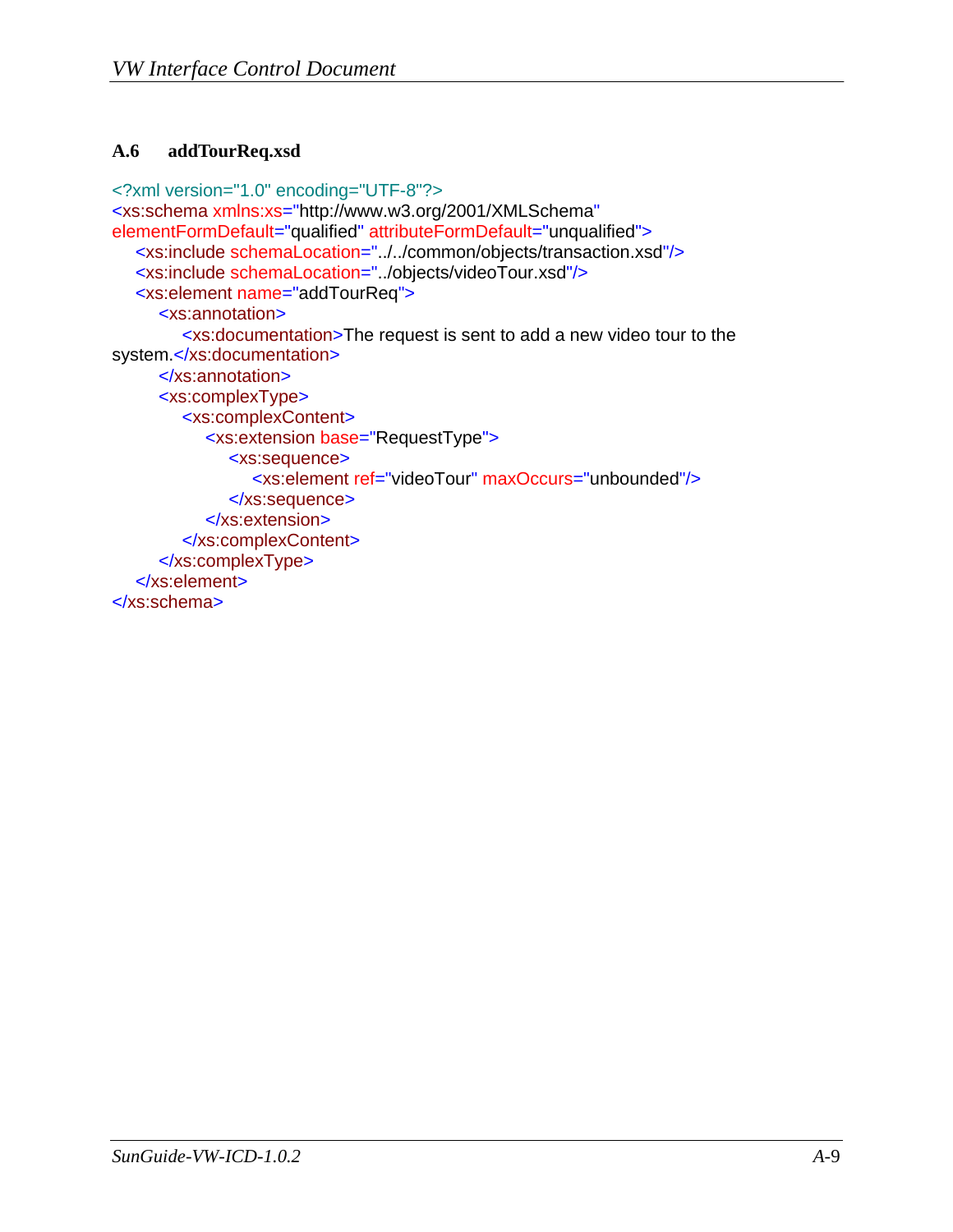### A.6 addTourReq.xsd

```xml
<?xml version="1.0" encoding="UTF-8"?>
<xs:schema xmlns:xs="http://www.w3.org/2001/XMLSchema"
elementFormDefault="qualified" attributeFormDefault="unqualified">
    <xs:include schemaLocation="../../common/objects/transaction.xsd"/>
    <xs:include schemaLocation="../objects/videoTour.xsd"/>
    <xs:element name="addTourReq">
        <xs:annotation>
            <xs:documentation>The request is sent to add a new video tour to the
system.</xs:documentation>
        </xs:annotation>
        <xs:complexType>
            <xs:complexContent>
                <xs:extension base="RequestType">
                    <xs:sequence>
                        <xs:element ref="videoTour" maxOccurs="unbounded"/>
                    </xs:sequence>
                </xs:extension>
            </xs:complexContent>
        </xs:complexType>
    </xs:element>
</xs:schema>
```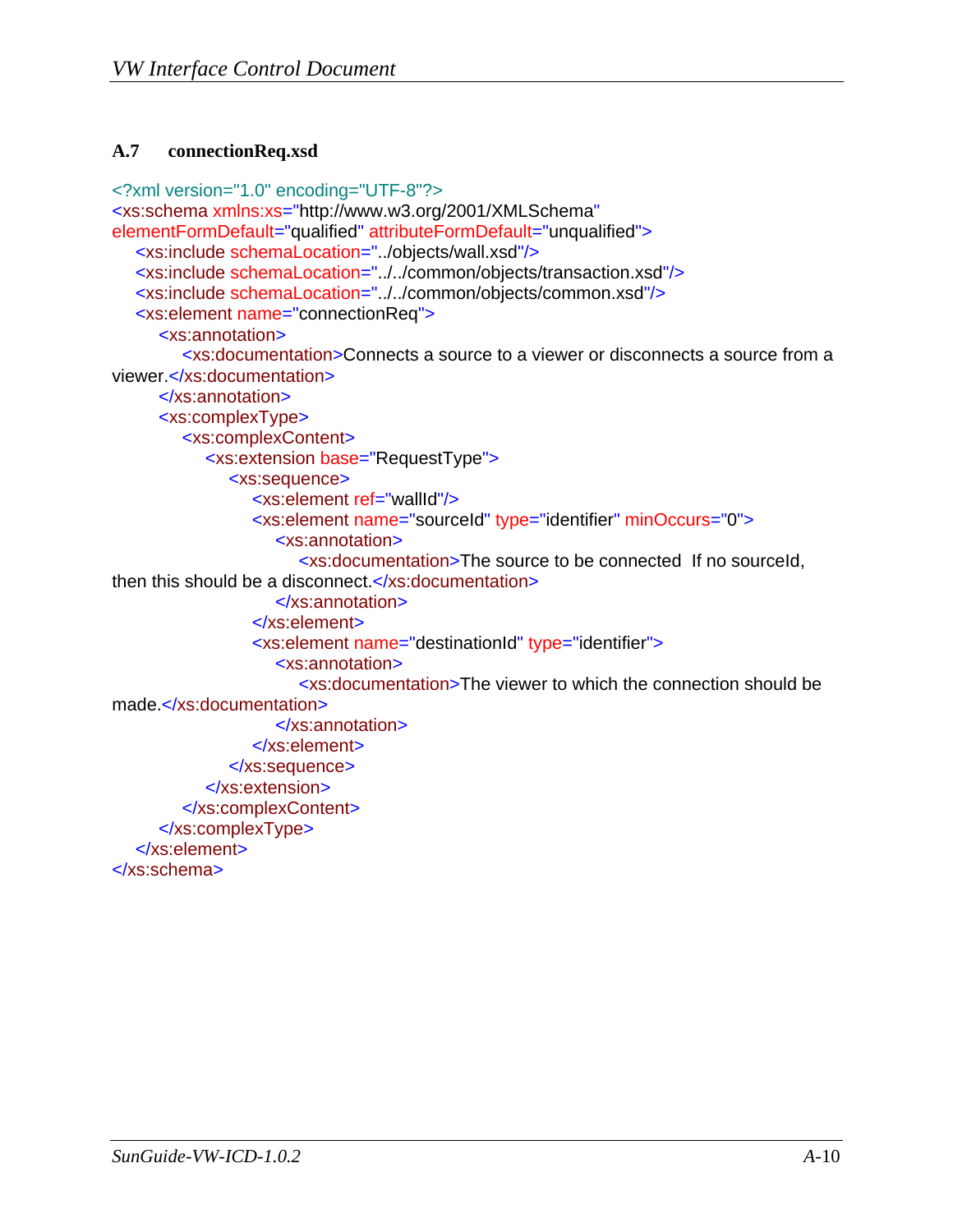### A.7 connectionReq.xsd

```xml
<?xml version="1.0" encoding="UTF-8"?>
<xs:schema xmlns:xs="http://www.w3.org/2001/XMLSchema"
elementFormDefault="qualified" attributeFormDefault="unqualified">
    <xs:include schemaLocation="../objects/wall.xsd"/>
    <xs:include schemaLocation="../../common/objects/transaction.xsd"/>
    <xs:include schemaLocation="../../common/objects/common.xsd"/>
    <xs:element name="connectionReq">
        <xs:annotation>
            <xs:documentation>Connects a source to a viewer or disconnects a source from a
viewer.</xs:documentation>
        </xs:annotation>
        <xs:complexType>
            <xs:complexContent>
                <xs:extension base="RequestType">
                    <xs:sequence>
                        <xs:element ref="wallId"/>
                        <xs:element name="sourceId" type="identifier" minOccurs="0">
                            <xs:annotation>
                                <xs:documentation>The source to be connected  If no sourceId,
then this should be a disconnect.</xs:documentation>
                            </xs:annotation>
                        </xs:element>
                        <xs:element name="destinationId" type="identifier">
                            <xs:annotation>
                                <xs:documentation>The viewer to which the connection should be
made.</xs:documentation>
                            </xs:annotation>
                        </xs:element>
                    </xs:sequence>
                </xs:extension>
            </xs:complexContent>
        </xs:complexType>
    </xs:element>
</xs:schema>
```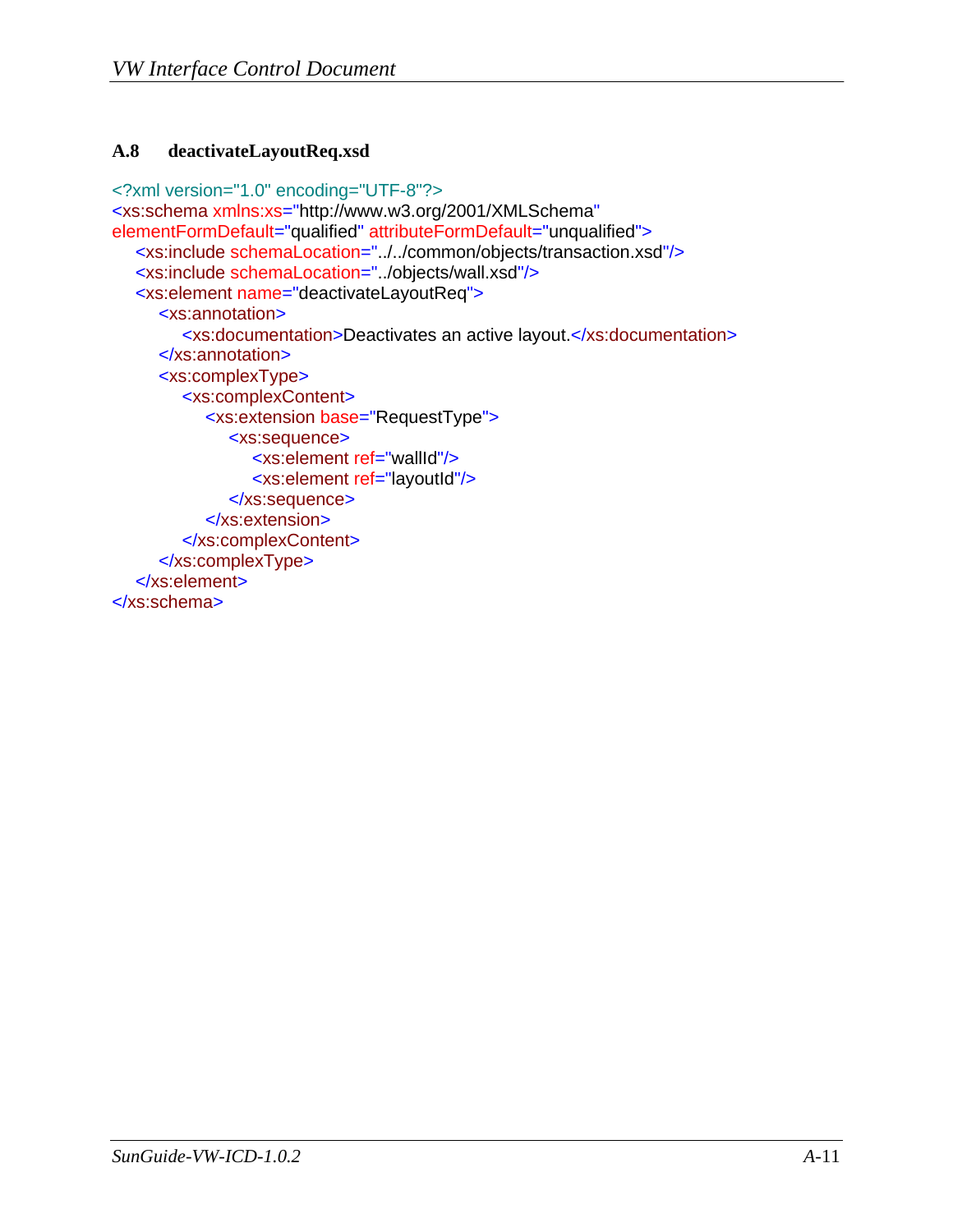### A.8 deactivateLayoutReq.xsd

```
<?xml version="1.0" encoding="UTF-8"?>
<xs:schema xmlns:xs="http://www.w3.org/2001/XMLSchema"
elementFormDefault="qualified" attributeFormDefault="unqualified">
    <xs:include schemaLocation="../../common/objects/transaction.xsd"/>
    <xs:include schemaLocation="../objects/wall.xsd"/>
    <xs:element name="deactivateLayoutReq">
        <xs:annotation>
            <xs:documentation>Deactivates an active layout.</xs:documentation>
        </xs:annotation>
        <xs:complexType>
            <xs:complexContent>
                <xs:extension base="RequestType">
                    <xs:sequence>
                        <xs:element ref="wallId"/>
                        <xs:element ref="layoutId"/>
                    </xs:sequence>
                </xs:extension>
            </xs:complexContent>
        </xs:complexType>
    </xs:element>
</xs:schema>
```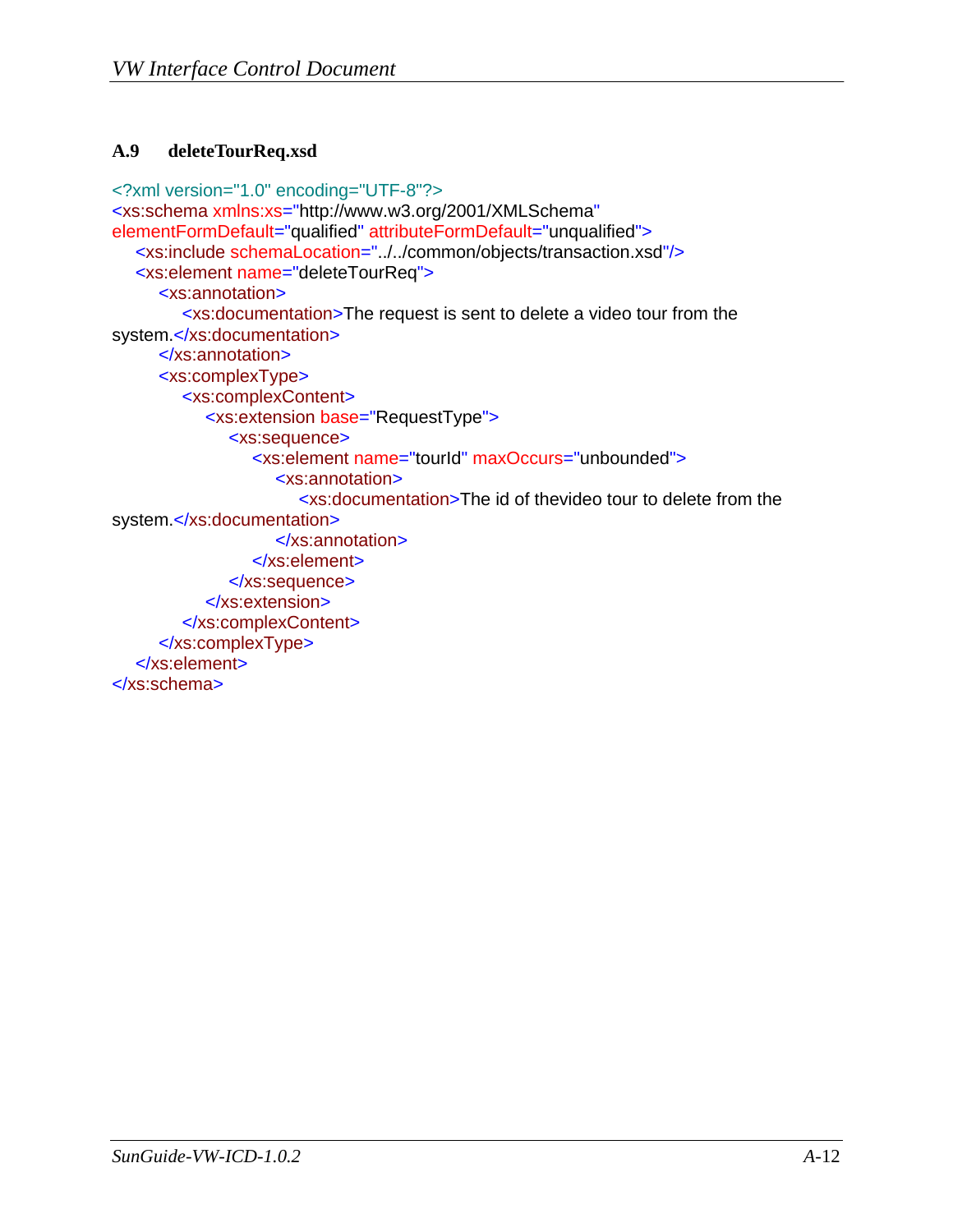### A.9 deleteTourReq.xsd

```
<?xml version="1.0" encoding="UTF-8"?>
<xs:schema xmlns:xs="http://www.w3.org/2001/XMLSchema"
elementFormDefault="qualified" attributeFormDefault="unqualified">
    <xs:include schemaLocation="../../common/objects/transaction.xsd"/>
    <xs:element name="deleteTourReq">
        <xs:annotation>
            <xs:documentation>The request is sent to delete a video tour from the
system.</xs:documentation>
        </xs:annotation>
        <xs:complexType>
            <xs:complexContent>
                <xs:extension base="RequestType">
                    <xs:sequence>
                        <xs:element name="tourId" maxOccurs="unbounded">
                            <xs:annotation>
                                <xs:documentation>The id of thevideo tour to delete from the
system.</xs:documentation>
                            </xs:annotation>
                        </xs:element>
                    </xs:sequence>
                </xs:extension>
            </xs:complexContent>
        </xs:complexType>
    </xs:element>
</xs:schema>
```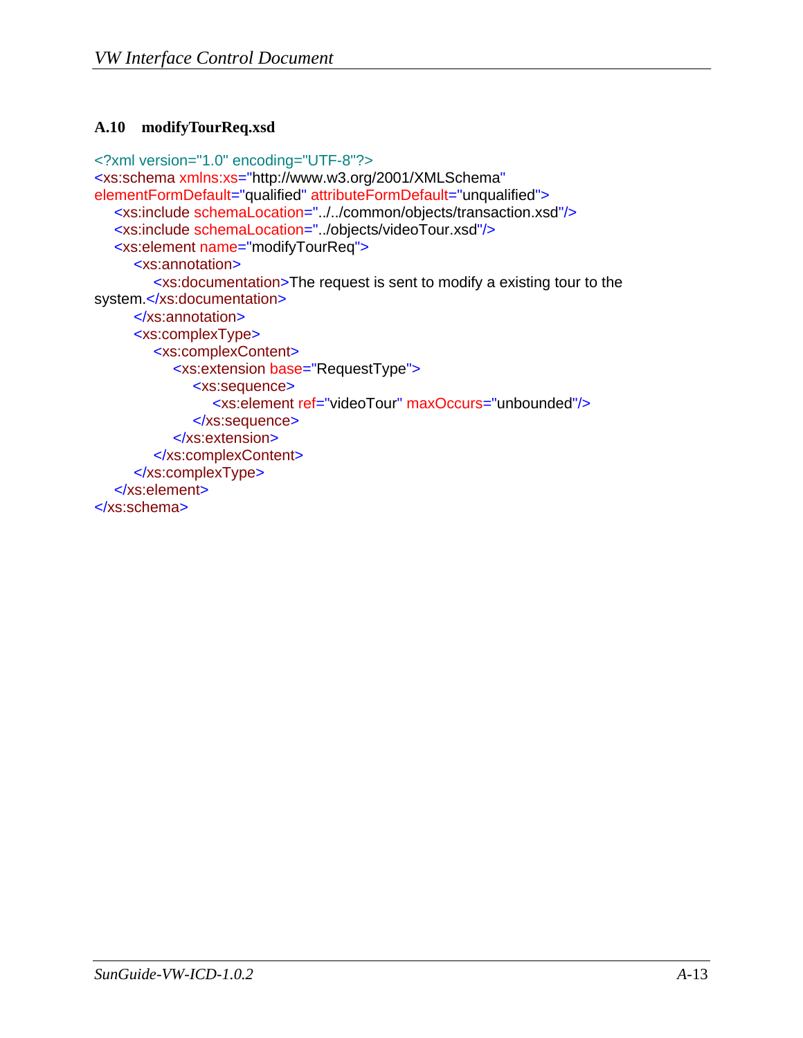### A.10 modifyTourReq.xsd

```xml
<?xml version="1.0" encoding="UTF-8"?>
<xs:schema xmlns:xs="http://www.w3.org/2001/XMLSchema"
elementFormDefault="qualified" attributeFormDefault="unqualified">
    <xs:include schemaLocation="../../common/objects/transaction.xsd"/>
    <xs:include schemaLocation="../objects/videoTour.xsd"/>
    <xs:element name="modifyTourReq">
        <xs:annotation>
            <xs:documentation>The request is sent to modify a existing tour to the
system.</xs:documentation>
        </xs:annotation>
        <xs:complexType>
            <xs:complexContent>
                <xs:extension base="RequestType">
                    <xs:sequence>
                        <xs:element ref="videoTour" maxOccurs="unbounded"/>
                    </xs:sequence>
                </xs:extension>
            </xs:complexContent>
        </xs:complexType>
    </xs:element>
</xs:schema>
```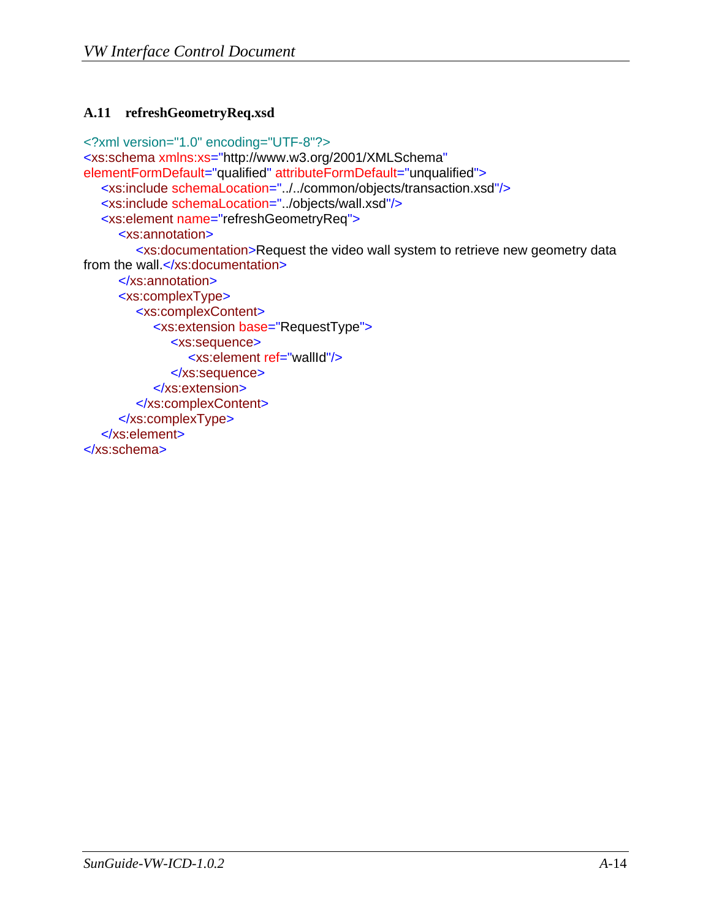## A.11 refreshGeometryReq.xsd

```
<?xml version="1.0" encoding="UTF-8"?>
<xs:schema xmlns:xs="http://www.w3.org/2001/XMLSchema"
elementFormDefault="qualified" attributeFormDefault="unqualified">
  <xs:include schemaLocation="../../common/objects/transaction.xsd"/>
  <xs:include schemaLocation="../objects/wall.xsd"/>
  <xs:element name="refreshGeometryReq">
    <xs:annotation>
      <xs:documentation>Request the video wall system to retrieve new geometry data
from the wall.</xs:documentation>
    </xs:annotation>
    <xs:complexType>
      <xs:complexContent>
        <xs:extension base="RequestType">
          <xs:sequence>
            <xs:element ref="wallId"/>
          </xs:sequence>
        </xs:extension>
      </xs:complexContent>
    </xs:complexType>
  </xs:element>
</xs:schema>
```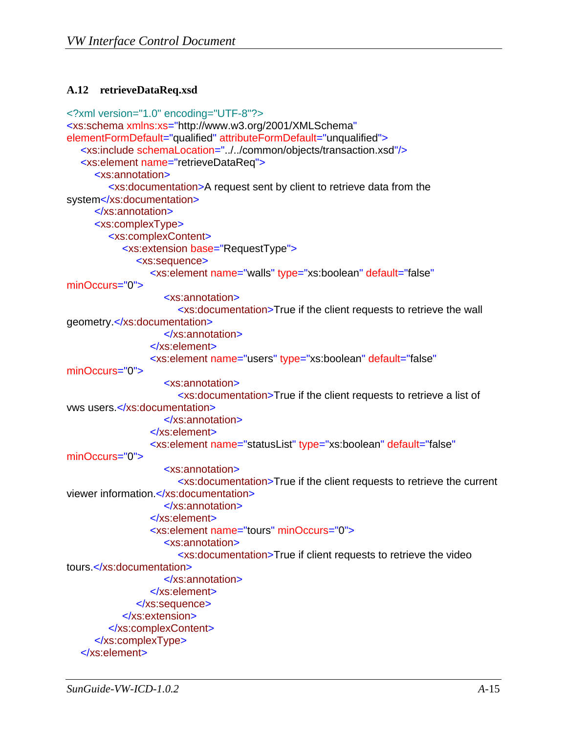### A.12 retrieveDataReq.xsd

```xml
<?xml version="1.0" encoding="UTF-8"?>
<xs:schema xmlns:xs="http://www.w3.org/2001/XMLSchema"
elementFormDefault="qualified" attributeFormDefault="unqualified">
    <xs:include schemaLocation="../../common/objects/transaction.xsd"/>
    <xs:element name="retrieveDataReq">
        <xs:annotation>
            <xs:documentation>A request sent by client to retrieve data from the
system</xs:documentation>
        </xs:annotation>
        <xs:complexType>
            <xs:complexContent>
                <xs:extension base="RequestType">
                    <xs:sequence>
                        <xs:element name="walls" type="xs:boolean" default="false"
minOccurs="0">
                            <xs:annotation>
                                <xs:documentation>True if the client requests to retrieve the wall
geometry.</xs:documentation>
                            </xs:annotation>
                        </xs:element>
                        <xs:element name="users" type="xs:boolean" default="false"
minOccurs="0">
                            <xs:annotation>
                                <xs:documentation>True if the client requests to retrieve a list of
vws users.</xs:documentation>
                            </xs:annotation>
                        </xs:element>
                        <xs:element name="statusList" type="xs:boolean" default="false"
minOccurs="0">
                            <xs:annotation>
                                <xs:documentation>True if the client requests to retrieve the current
viewer information.</xs:documentation>
                            </xs:annotation>
                        </xs:element>
                        <xs:element name="tours" minOccurs="0">
                            <xs:annotation>
                                <xs:documentation>True if client requests to retrieve the video
tours.</xs:documentation>
                            </xs:annotation>
                        </xs:element>
                    </xs:sequence>
                </xs:extension>
            </xs:complexContent>
        </xs:complexType>
    </xs:element>
```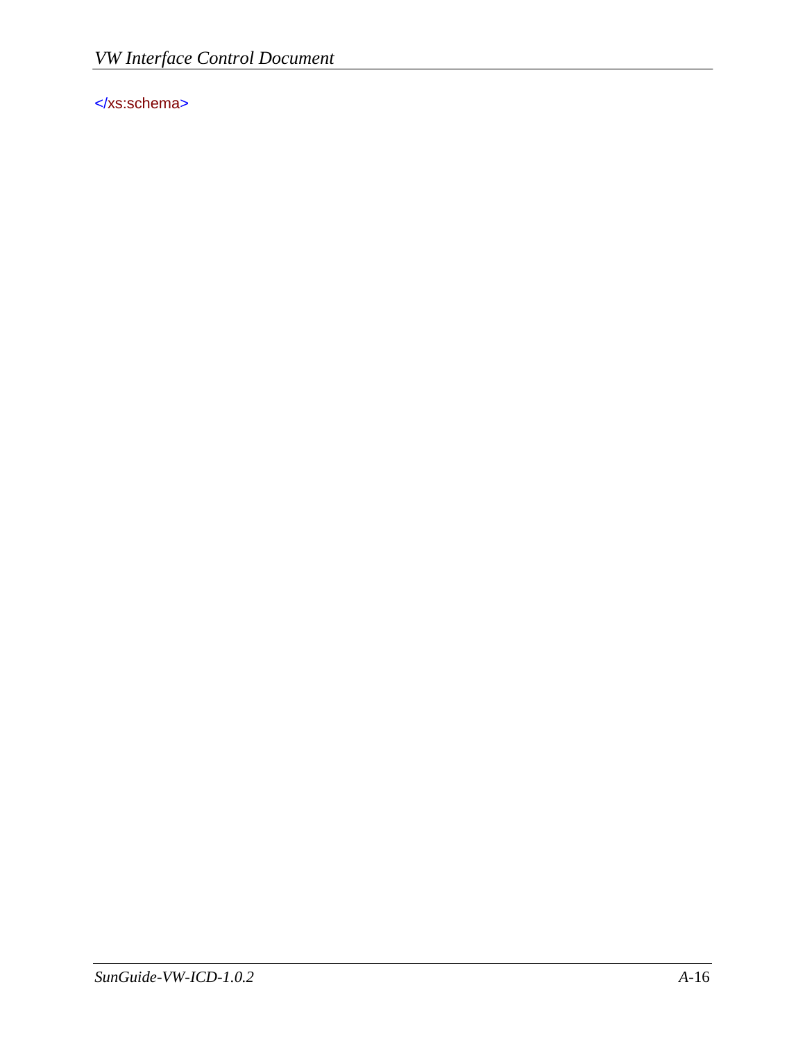```
</xs:schema>
```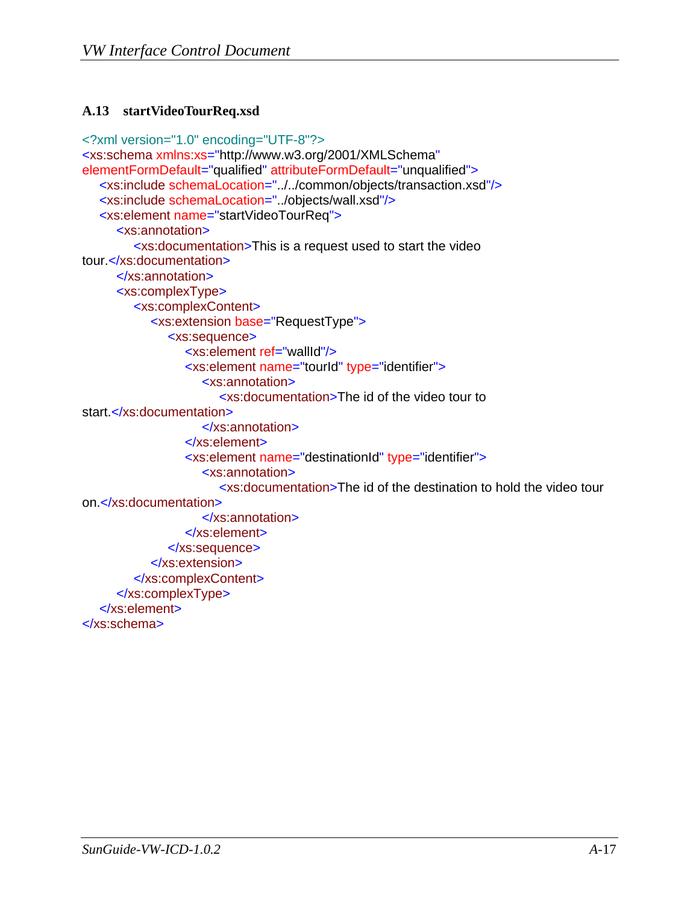### A.13 startVideoTourReq.xsd

```
<?xml version="1.0" encoding="UTF-8"?>
<xs:schema xmlns:xs="http://www.w3.org/2001/XMLSchema"
elementFormDefault="qualified" attributeFormDefault="unqualified">
    <xs:include schemaLocation="../../common/objects/transaction.xsd"/>
    <xs:include schemaLocation="../objects/wall.xsd"/>
    <xs:element name="startVideoTourReq">
        <xs:annotation>
            <xs:documentation>This is a request used to start the video
tour.</xs:documentation>
        </xs:annotation>
        <xs:complexType>
            <xs:complexContent>
                <xs:extension base="RequestType">
                    <xs:sequence>
                        <xs:element ref="wallId"/>
                        <xs:element name="tourId" type="identifier">
                            <xs:annotation>
                                <xs:documentation>The id of the video tour to
start.</xs:documentation>
                            </xs:annotation>
                        </xs:element>
                        <xs:element name="destinationId" type="identifier">
                            <xs:annotation>
                                <xs:documentation>The id of the destination to hold the video tour
on.</xs:documentation>
                            </xs:annotation>
                        </xs:element>
                    </xs:sequence>
                </xs:extension>
            </xs:complexContent>
        </xs:complexType>
    </xs:element>
</xs:schema>
```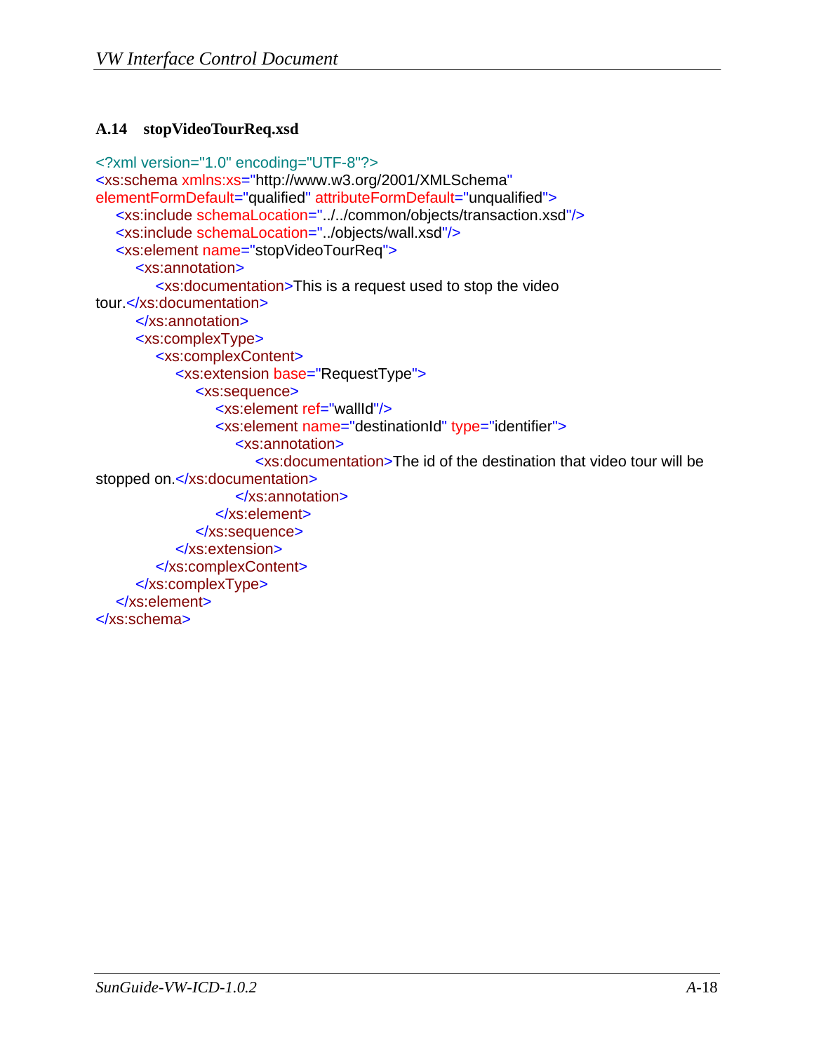### A.14 stopVideoTourReq.xsd

```xml
<?xml version="1.0" encoding="UTF-8"?>
<xs:schema xmlns:xs="http://www.w3.org/2001/XMLSchema"
elementFormDefault="qualified" attributeFormDefault="unqualified">
    <xs:include schemaLocation="../../common/objects/transaction.xsd"/>
    <xs:include schemaLocation="../objects/wall.xsd"/>
    <xs:element name="stopVideoTourReq">
        <xs:annotation>
            <xs:documentation>This is a request used to stop the video
tour.</xs:documentation>
        </xs:annotation>
        <xs:complexType>
            <xs:complexContent>
                <xs:extension base="RequestType">
                    <xs:sequence>
                        <xs:element ref="wallId"/>
                        <xs:element name="destinationId" type="identifier">
                            <xs:annotation>
                                <xs:documentation>The id of the destination that video tour will be
stopped on.</xs:documentation>
                            </xs:annotation>
                        </xs:element>
                    </xs:sequence>
                </xs:extension>
            </xs:complexContent>
        </xs:complexType>
    </xs:element>
</xs:schema>
```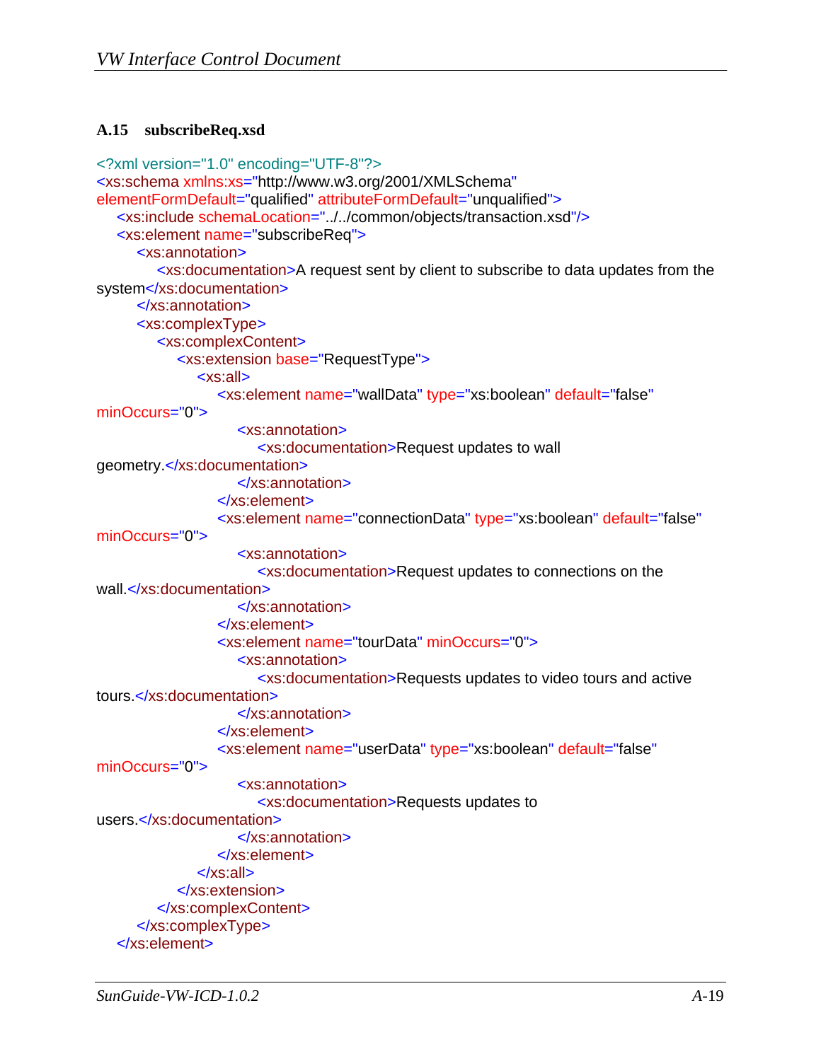### A.15 subscribeReq.xsd

```xml
<?xml version="1.0" encoding="UTF-8"?>
<xs:schema xmlns:xs="http://www.w3.org/2001/XMLSchema"
elementFormDefault="qualified" attributeFormDefault="unqualified">
    <xs:include schemaLocation="../../common/objects/transaction.xsd"/>
    <xs:element name="subscribeReq">
        <xs:annotation>
            <xs:documentation>A request sent by client to subscribe to data updates from the
system</xs:documentation>
        </xs:annotation>
        <xs:complexType>
            <xs:complexContent>
                <xs:extension base="RequestType">
                    <xs:all>
                        <xs:element name="wallData" type="xs:boolean" default="false"
minOccurs="0">
                            <xs:annotation>
                                <xs:documentation>Request updates to wall
geometry.</xs:documentation>
                            </xs:annotation>
                        </xs:element>
                        <xs:element name="connectionData" type="xs:boolean" default="false"
minOccurs="0">
                            <xs:annotation>
                                <xs:documentation>Request updates to connections on the
wall.</xs:documentation>
                            </xs:annotation>
                        </xs:element>
                        <xs:element name="tourData" minOccurs="0">
                            <xs:annotation>
                                <xs:documentation>Requests updates to video tours and active
tours.</xs:documentation>
                            </xs:annotation>
                        </xs:element>
                        <xs:element name="userData" type="xs:boolean" default="false"
minOccurs="0">
                            <xs:annotation>
                                <xs:documentation>Requests updates to
users.</xs:documentation>
                            </xs:annotation>
                        </xs:element>
                    </xs:all>
                </xs:extension>
            </xs:complexContent>
        </xs:complexType>
    </xs:element>
```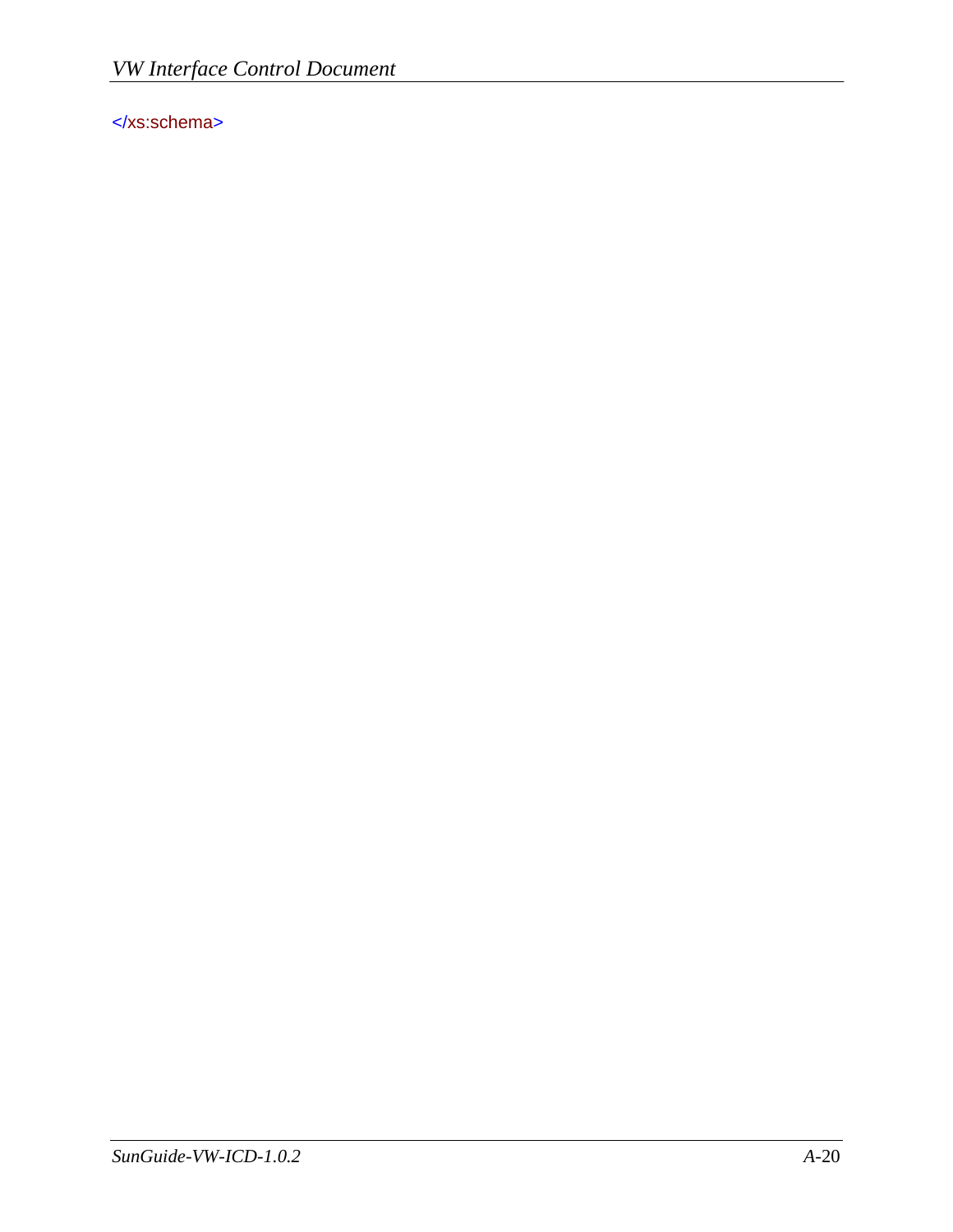```
</xs:schema>
```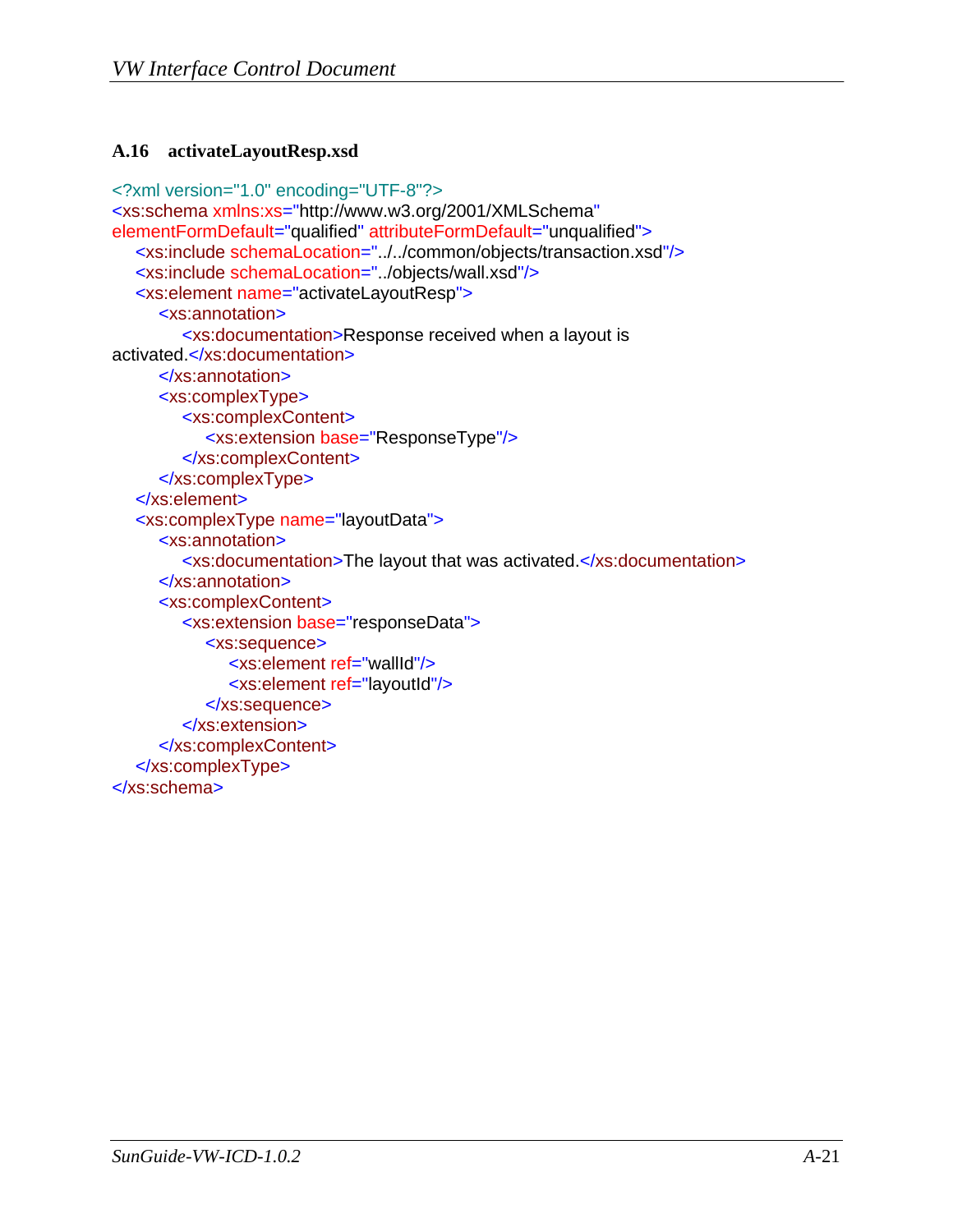### A.16 activateLayoutResp.xsd

```xml
<?xml version="1.0" encoding="UTF-8"?>
<xs:schema xmlns:xs="http://www.w3.org/2001/XMLSchema"
elementFormDefault="qualified" attributeFormDefault="unqualified">
    <xs:include schemaLocation="../../common/objects/transaction.xsd"/>
    <xs:include schemaLocation="../objects/wall.xsd"/>
    <xs:element name="activateLayoutResp">
        <xs:annotation>
            <xs:documentation>Response received when a layout is
activated.</xs:documentation>
        </xs:annotation>
        <xs:complexType>
            <xs:complexContent>
                <xs:extension base="ResponseType"/>
            </xs:complexContent>
        </xs:complexType>
    </xs:element>
    <xs:complexType name="layoutData">
        <xs:annotation>
            <xs:documentation>The layout that was activated.</xs:documentation>
        </xs:annotation>
        <xs:complexContent>
            <xs:extension base="responseData">
                <xs:sequence>
                    <xs:element ref="wallId"/>
                    <xs:element ref="layoutId"/>
                </xs:sequence>
            </xs:extension>
        </xs:complexContent>
    </xs:complexType>
</xs:schema>
```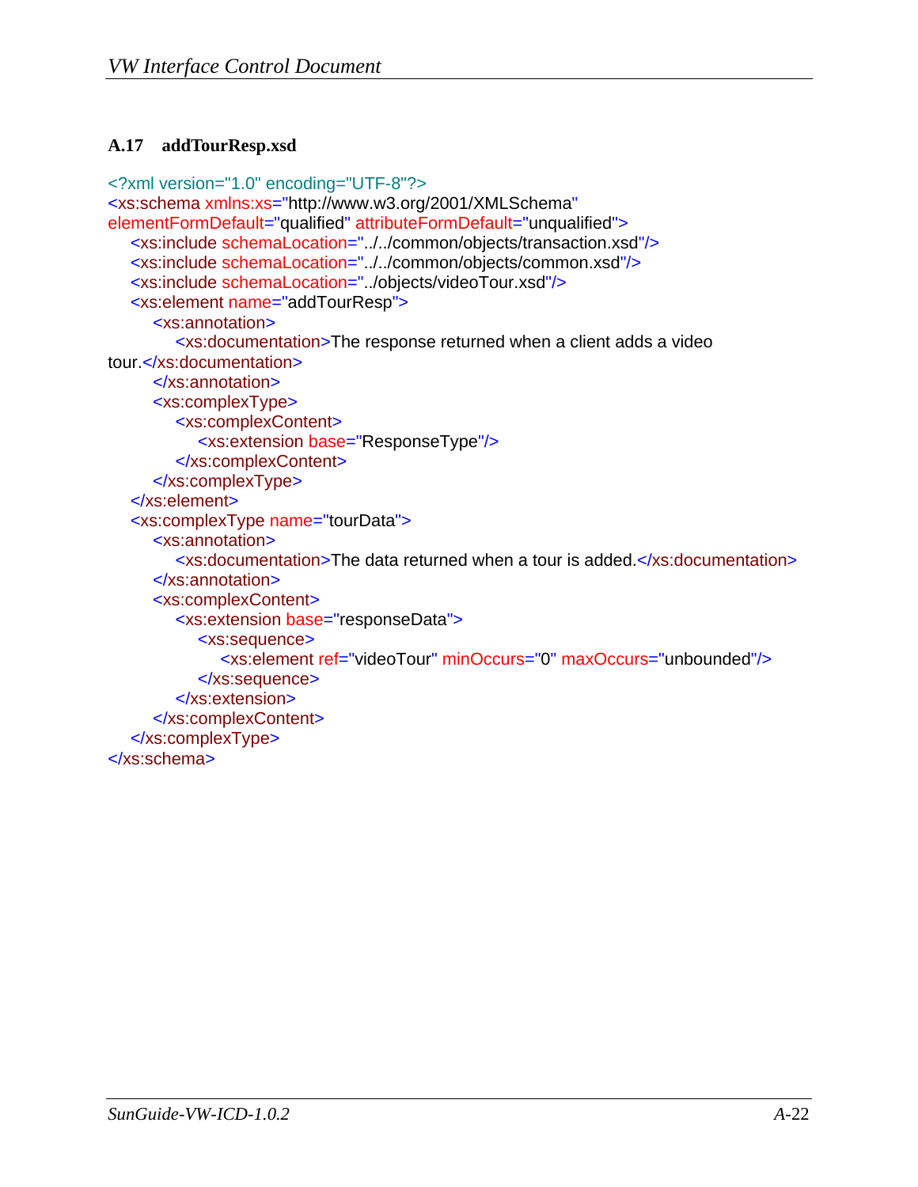### A.17 addTourResp.xsd

```
<?xml version="1.0" encoding="UTF-8"?>
<xs:schema xmlns:xs="http://www.w3.org/2001/XMLSchema"
elementFormDefault="qualified" attributeFormDefault="unqualified">
    <xs:include schemaLocation="../../common/objects/transaction.xsd"/>
    <xs:include schemaLocation="../../common/objects/common.xsd"/>
    <xs:include schemaLocation="../objects/videoTour.xsd"/>
    <xs:element name="addTourResp">
        <xs:annotation>
            <xs:documentation>The response returned when a client adds a video
tour.</xs:documentation>
        </xs:annotation>
        <xs:complexType>
            <xs:complexContent>
                <xs:extension base="ResponseType"/>
            </xs:complexContent>
        </xs:complexType>
    </xs:element>
    <xs:complexType name="tourData">
        <xs:annotation>
            <xs:documentation>The data returned when a tour is added.</xs:documentation>
        </xs:annotation>
        <xs:complexContent>
            <xs:extension base="responseData">
                <xs:sequence>
                    <xs:element ref="videoTour" minOccurs="0" maxOccurs="unbounded"/>
                </xs:sequence>
            </xs:extension>
        </xs:complexContent>
    </xs:complexType>
</xs:schema>
```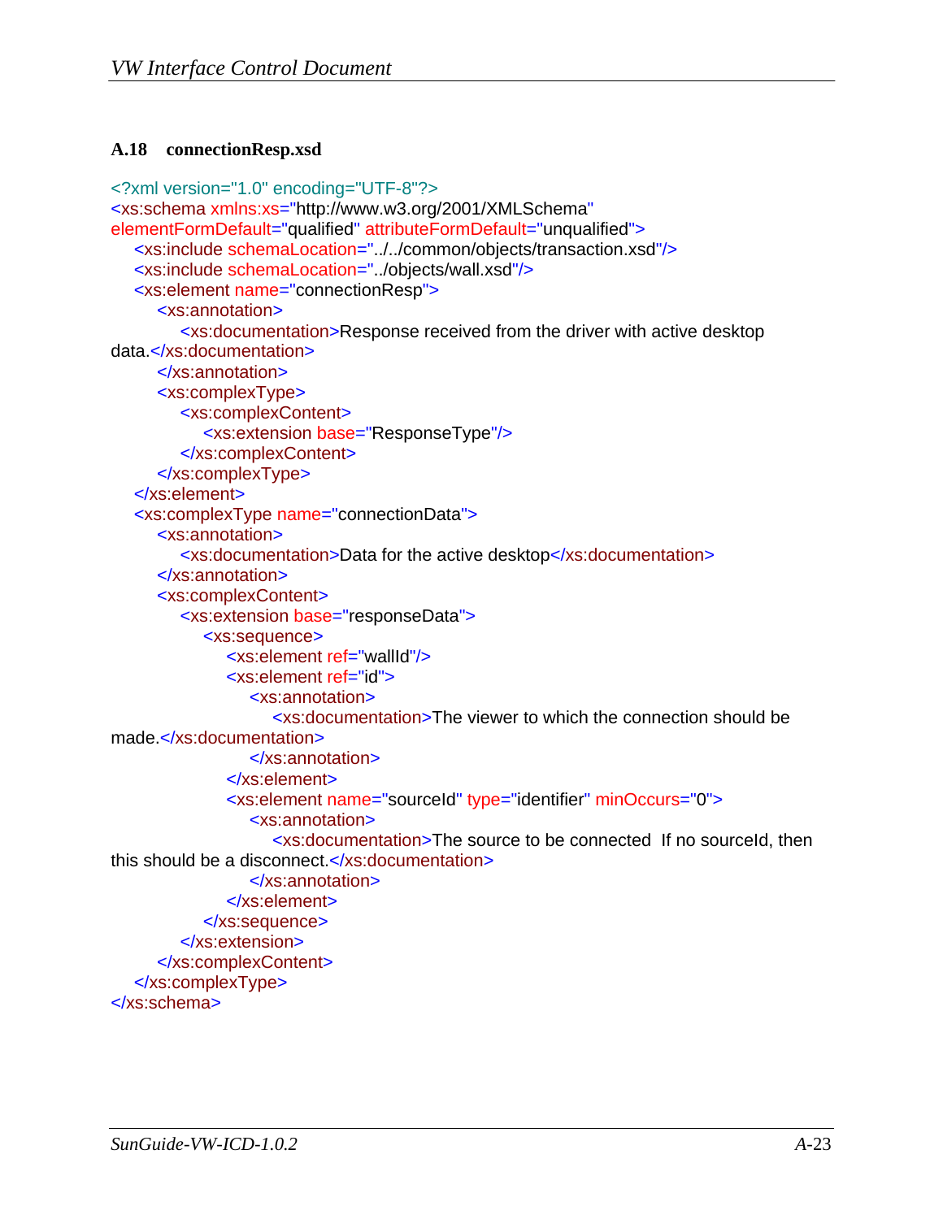### A.18 connectionResp.xsd

```
<?xml version="1.0" encoding="UTF-8"?>
<xs:schema xmlns:xs="http://www.w3.org/2001/XMLSchema"
elementFormDefault="qualified" attributeFormDefault="unqualified">
    <xs:include schemaLocation="../../common/objects/transaction.xsd"/>
    <xs:include schemaLocation="../objects/wall.xsd"/>
    <xs:element name="connectionResp">
        <xs:annotation>
            <xs:documentation>Response received from the driver with active desktop
data.</xs:documentation>
        </xs:annotation>
        <xs:complexType>
            <xs:complexContent>
                <xs:extension base="ResponseType"/>
            </xs:complexContent>
        </xs:complexType>
    </xs:element>
    <xs:complexType name="connectionData">
        <xs:annotation>
            <xs:documentation>Data for the active desktop</xs:documentation>
        </xs:annotation>
        <xs:complexContent>
            <xs:extension base="responseData">
                <xs:sequence>
                    <xs:element ref="wallId"/>
                    <xs:element ref="id">
                        <xs:annotation>
                            <xs:documentation>The viewer to which the connection should be
made.</xs:documentation>
                        </xs:annotation>
                    </xs:element>
                    <xs:element name="sourceId" type="identifier" minOccurs="0">
                        <xs:annotation>
                            <xs:documentation>The source to be connected  If no sourceId, then
this should be a disconnect.</xs:documentation>
                        </xs:annotation>
                    </xs:element>
                </xs:sequence>
            </xs:extension>
        </xs:complexContent>
    </xs:complexType>
</xs:schema>
```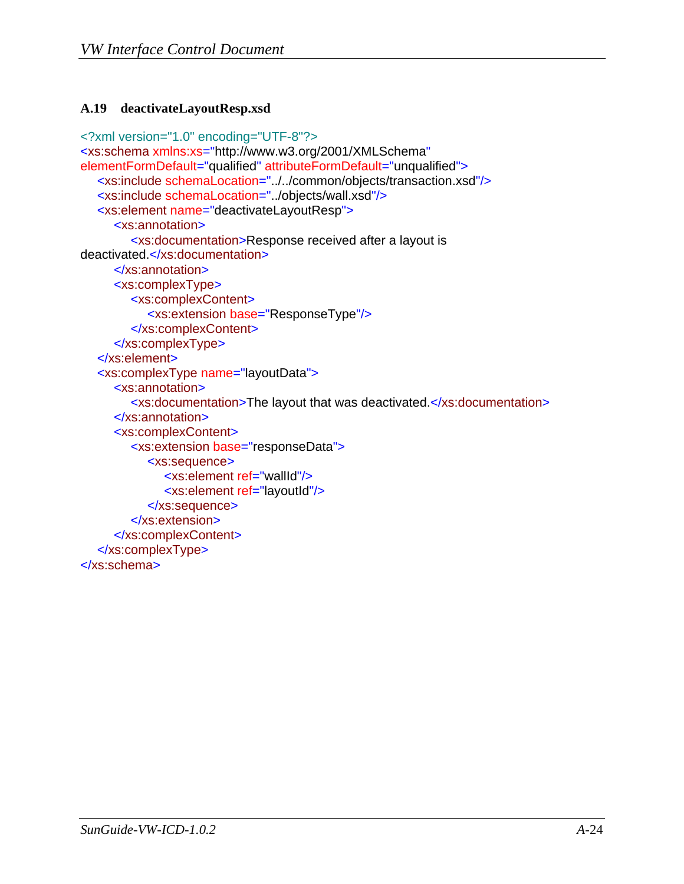### A.19 deactivateLayoutResp.xsd

```xml
<?xml version="1.0" encoding="UTF-8"?>
<xs:schema xmlns:xs="http://www.w3.org/2001/XMLSchema"
elementFormDefault="qualified" attributeFormDefault="unqualified">
    <xs:include schemaLocation="../../common/objects/transaction.xsd"/>
    <xs:include schemaLocation="../objects/wall.xsd"/>
    <xs:element name="deactivateLayoutResp">
        <xs:annotation>
            <xs:documentation>Response received after a layout is
deactivated.</xs:documentation>
        </xs:annotation>
        <xs:complexType>
            <xs:complexContent>
                <xs:extension base="ResponseType"/>
            </xs:complexContent>
        </xs:complexType>
    </xs:element>
    <xs:complexType name="layoutData">
        <xs:annotation>
            <xs:documentation>The layout that was deactivated.</xs:documentation>
        </xs:annotation>
        <xs:complexContent>
            <xs:extension base="responseData">
                <xs:sequence>
                    <xs:element ref="wallId"/>
                    <xs:element ref="layoutId"/>
                </xs:sequence>
            </xs:extension>
        </xs:complexContent>
    </xs:complexType>
</xs:schema>
```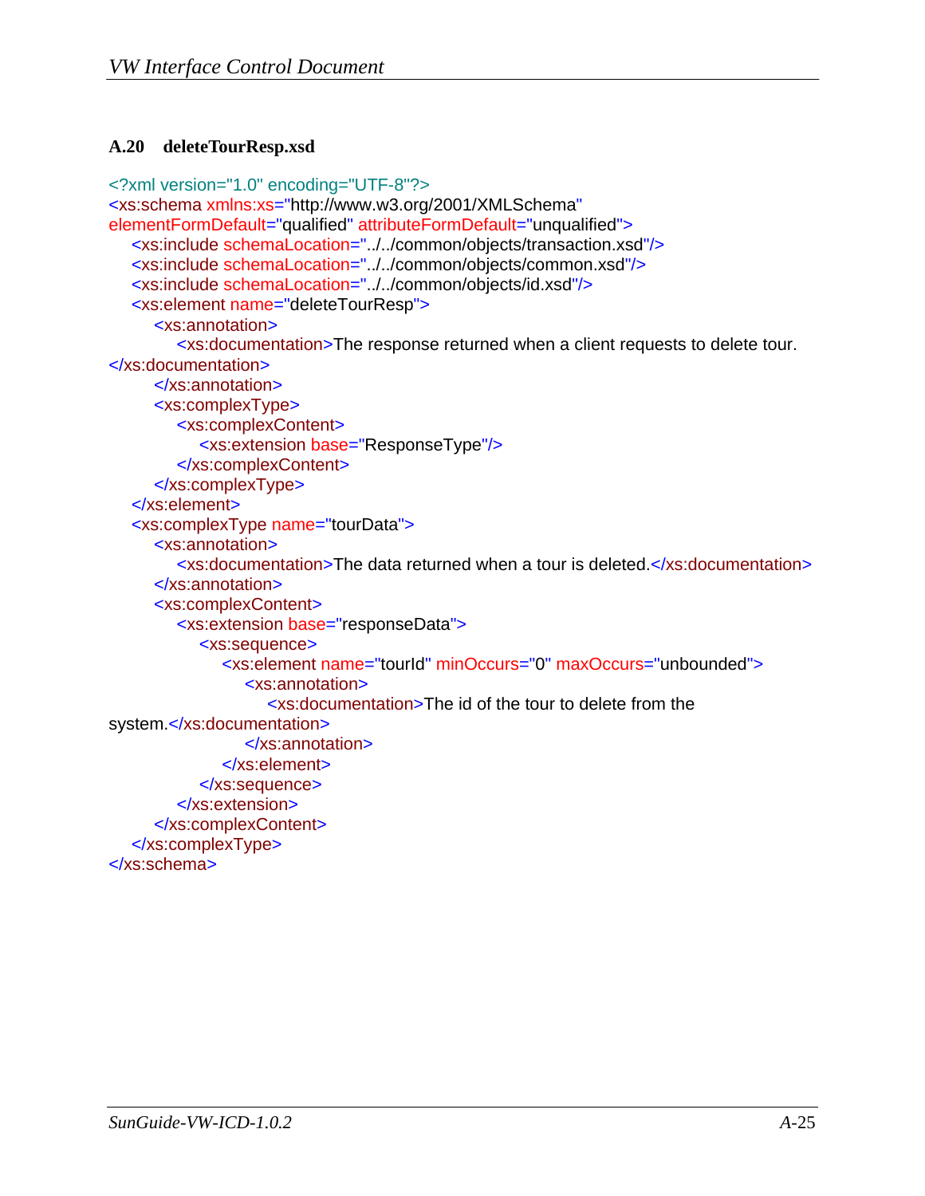### A.20 deleteTourResp.xsd

```xml
<?xml version="1.0" encoding="UTF-8"?>
<xs:schema xmlns:xs="http://www.w3.org/2001/XMLSchema"
elementFormDefault="qualified" attributeFormDefault="unqualified">
    <xs:include schemaLocation="../../common/objects/transaction.xsd"/>
    <xs:include schemaLocation="../../common/objects/common.xsd"/>
    <xs:include schemaLocation="../../common/objects/id.xsd"/>
    <xs:element name="deleteTourResp">
        <xs:annotation>
            <xs:documentation>The response returned when a client requests to delete tour.
</xs:documentation>
        </xs:annotation>
        <xs:complexType>
            <xs:complexContent>
                <xs:extension base="ResponseType"/>
            </xs:complexContent>
        </xs:complexType>
    </xs:element>
    <xs:complexType name="tourData">
        <xs:annotation>
            <xs:documentation>The data returned when a tour is deleted.</xs:documentation>
        </xs:annotation>
        <xs:complexContent>
            <xs:extension base="responseData">
                <xs:sequence>
                    <xs:element name="tourId" minOccurs="0" maxOccurs="unbounded">
                        <xs:annotation>
                            <xs:documentation>The id of the tour to delete from the
system.</xs:documentation>
                        </xs:annotation>
                    </xs:element>
                </xs:sequence>
            </xs:extension>
        </xs:complexContent>
    </xs:complexType>
</xs:schema>
```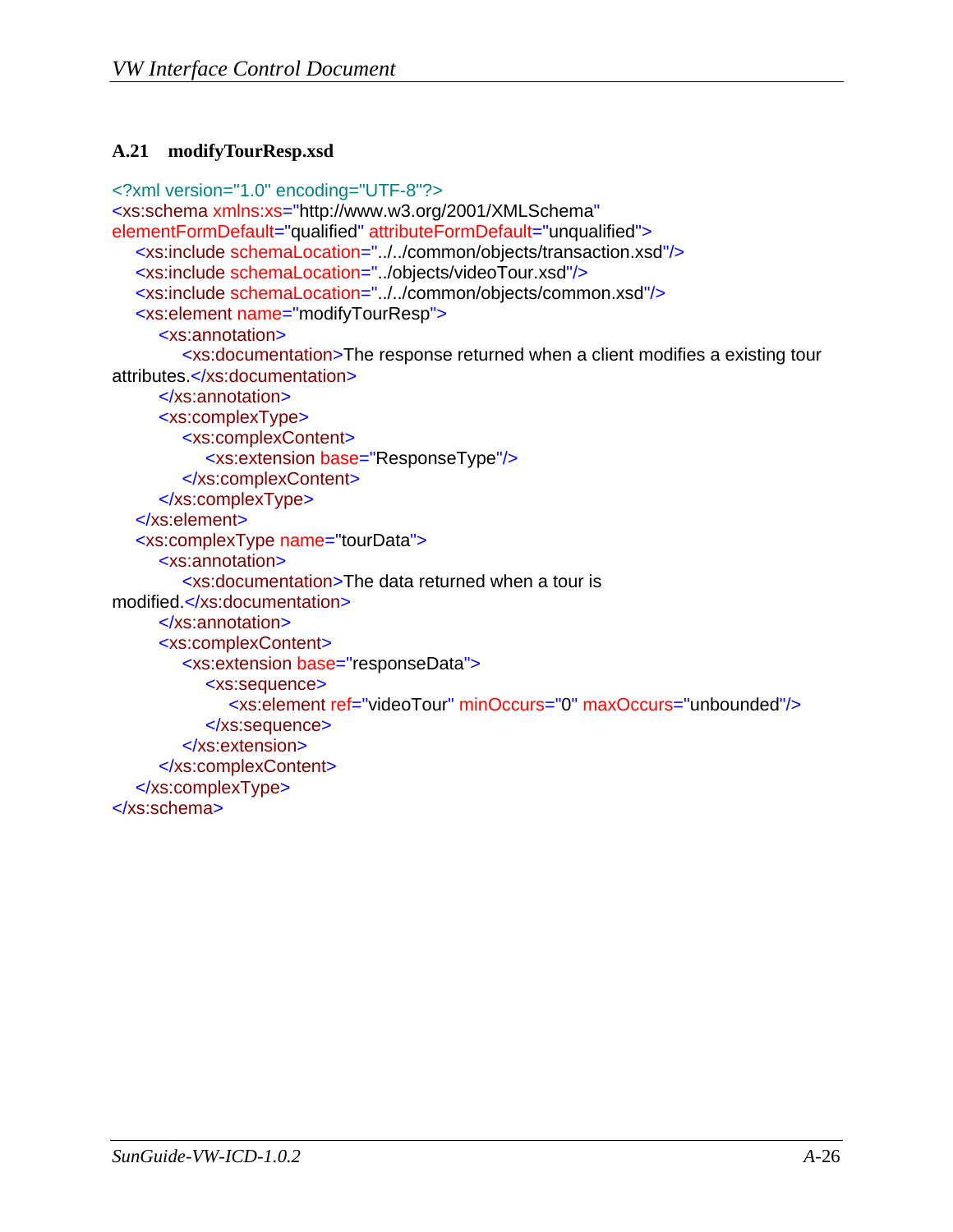### A.21 modifyTourResp.xsd

```
<?xml version="1.0" encoding="UTF-8"?>
<xs:schema xmlns:xs="http://www.w3.org/2001/XMLSchema"
elementFormDefault="qualified" attributeFormDefault="unqualified">
    <xs:include schemaLocation="../../common/objects/transaction.xsd"/>
    <xs:include schemaLocation="../objects/videoTour.xsd"/>
    <xs:include schemaLocation="../../common/objects/common.xsd"/>
    <xs:element name="modifyTourResp">
        <xs:annotation>
            <xs:documentation>The response returned when a client modifies a existing tour
attributes.</xs:documentation>
        </xs:annotation>
        <xs:complexType>
            <xs:complexContent>
                <xs:extension base="ResponseType"/>
            </xs:complexContent>
        </xs:complexType>
    </xs:element>
    <xs:complexType name="tourData">
        <xs:annotation>
            <xs:documentation>The data returned when a tour is
modified.</xs:documentation>
        </xs:annotation>
        <xs:complexContent>
            <xs:extension base="responseData">
                <xs:sequence>
                    <xs:element ref="videoTour" minOccurs="0" maxOccurs="unbounded"/>
                </xs:sequence>
            </xs:extension>
        </xs:complexContent>
    </xs:complexType>
</xs:schema>
```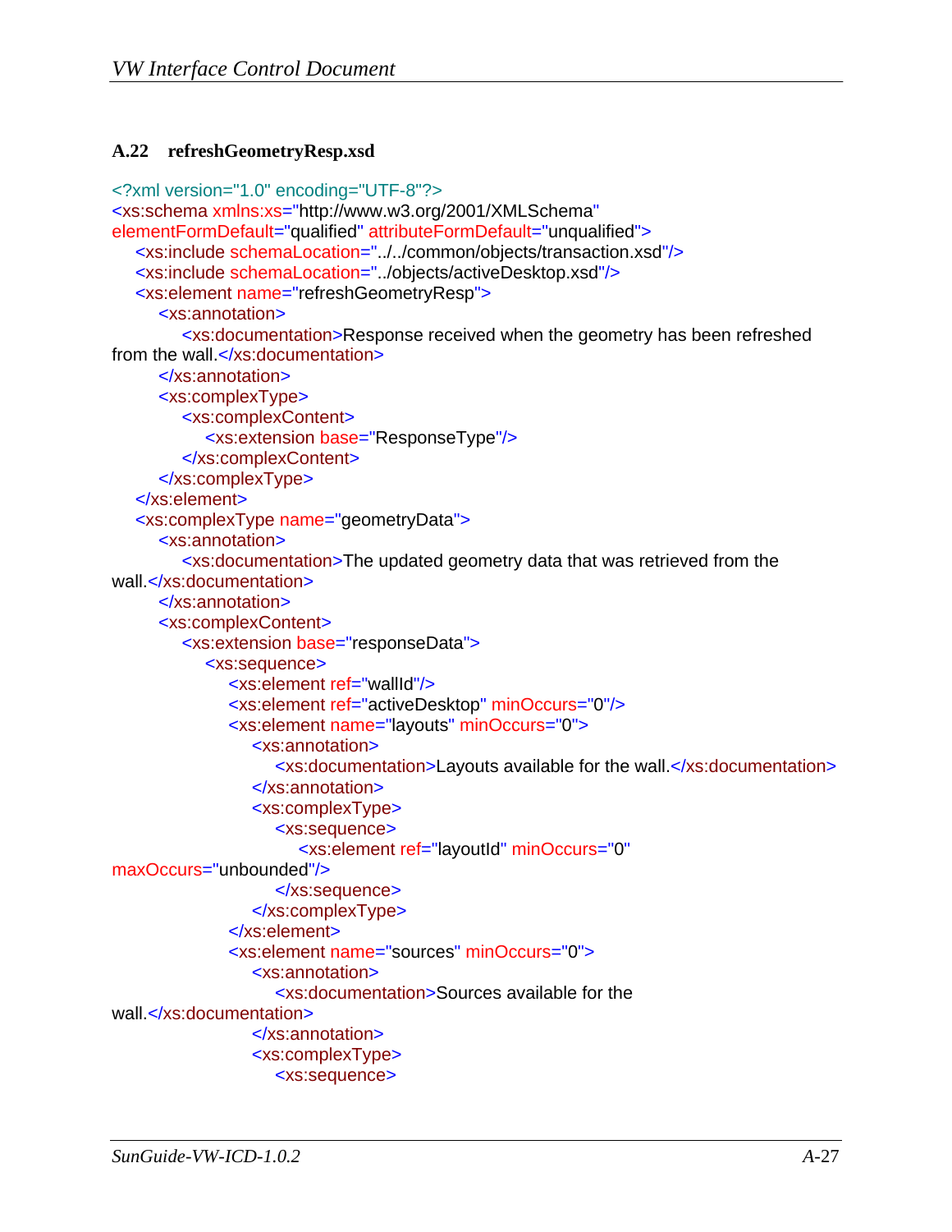### A.22 refreshGeometryResp.xsd

```
<?xml version="1.0" encoding="UTF-8"?>
<xs:schema xmlns:xs="http://www.w3.org/2001/XMLSchema"
elementFormDefault="qualified" attributeFormDefault="unqualified">
    <xs:include schemaLocation="../../common/objects/transaction.xsd"/>
    <xs:include schemaLocation="../objects/activeDesktop.xsd"/>
    <xs:element name="refreshGeometryResp">
        <xs:annotation>
            <xs:documentation>Response received when the geometry has been refreshed
from the wall.</xs:documentation>
        </xs:annotation>
        <xs:complexType>
            <xs:complexContent>
                <xs:extension base="ResponseType"/>
            </xs:complexContent>
        </xs:complexType>
    </xs:element>
    <xs:complexType name="geometryData">
        <xs:annotation>
            <xs:documentation>The updated geometry data that was retrieved from the
wall.</xs:documentation>
        </xs:annotation>
        <xs:complexContent>
            <xs:extension base="responseData">
                <xs:sequence>
                    <xs:element ref="wallId"/>
                    <xs:element ref="activeDesktop" minOccurs="0"/>
                    <xs:element name="layouts" minOccurs="0">
                        <xs:annotation>
                            <xs:documentation>Layouts available for the wall.</xs:documentation>
                        </xs:annotation>
                        <xs:complexType>
                            <xs:sequence>
                                <xs:element ref="layoutId" minOccurs="0"
maxOccurs="unbounded"/>
                            </xs:sequence>
                        </xs:complexType>
                    </xs:element>
                    <xs:element name="sources" minOccurs="0">
                        <xs:annotation>
                            <xs:documentation>Sources available for the
wall.</xs:documentation>
                        </xs:annotation>
                        <xs:complexType>
                            <xs:sequence>
```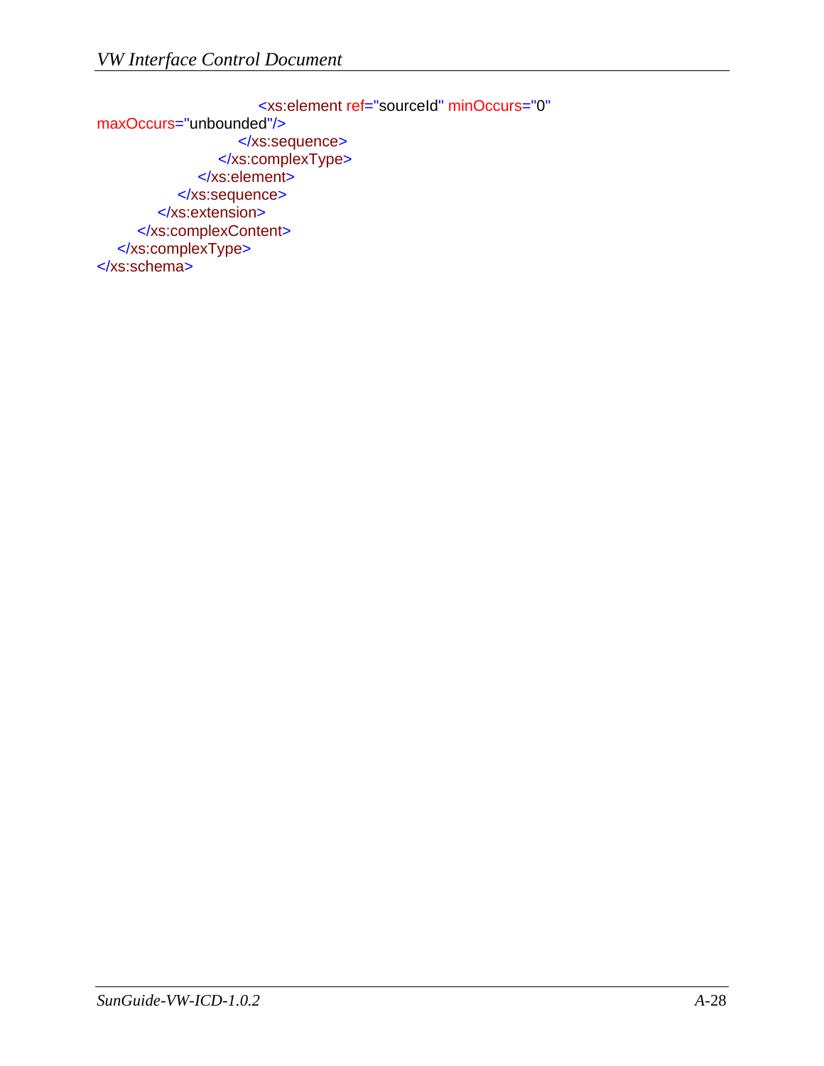```
                <xs:element ref="sourceId" minOccurs="0"
maxOccurs="unbounded"/>
              </xs:sequence>
            </xs:complexType>
          </xs:element>
        </xs:sequence>
      </xs:extension>
    </xs:complexContent>
  </xs:complexType>
</xs:schema>
```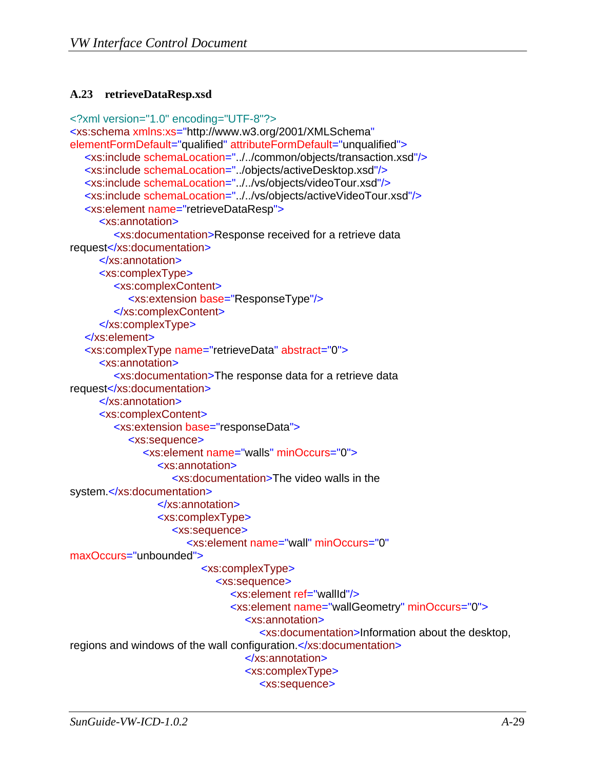### A.23 retrieveDataResp.xsd

```
<?xml version="1.0" encoding="UTF-8"?>
<xs:schema xmlns:xs="http://www.w3.org/2001/XMLSchema"
elementFormDefault="qualified" attributeFormDefault="unqualified">
    <xs:include schemaLocation="../../common/objects/transaction.xsd"/>
    <xs:include schemaLocation="../objects/activeDesktop.xsd"/>
    <xs:include schemaLocation="../../vs/objects/videoTour.xsd"/>
    <xs:include schemaLocation="../../vs/objects/activeVideoTour.xsd"/>
    <xs:element name="retrieveDataResp">
        <xs:annotation>
            <xs:documentation>Response received for a retrieve data
request</xs:documentation>
        </xs:annotation>
        <xs:complexType>
            <xs:complexContent>
                <xs:extension base="ResponseType"/>
            </xs:complexContent>
        </xs:complexType>
    </xs:element>
    <xs:complexType name="retrieveData" abstract="0">
        <xs:annotation>
            <xs:documentation>The response data for a retrieve data
request</xs:documentation>
        </xs:annotation>
        <xs:complexContent>
            <xs:extension base="responseData">
                <xs:sequence>
                    <xs:element name="walls" minOccurs="0">
                        <xs:annotation>
                            <xs:documentation>The video walls in the
system.</xs:documentation>
                        </xs:annotation>
                        <xs:complexType>
                            <xs:sequence>
                                <xs:element name="wall" minOccurs="0"
maxOccurs="unbounded">
                                    <xs:complexType>
                                        <xs:sequence>
                                            <xs:element ref="wallId"/>
                                            <xs:element name="wallGeometry" minOccurs="0">
                                                <xs:annotation>
                                                    <xs:documentation>Information about the desktop,
regions and windows of the wall configuration.</xs:documentation>
                                                </xs:annotation>
                                                <xs:complexType>
                                                    <xs:sequence>
```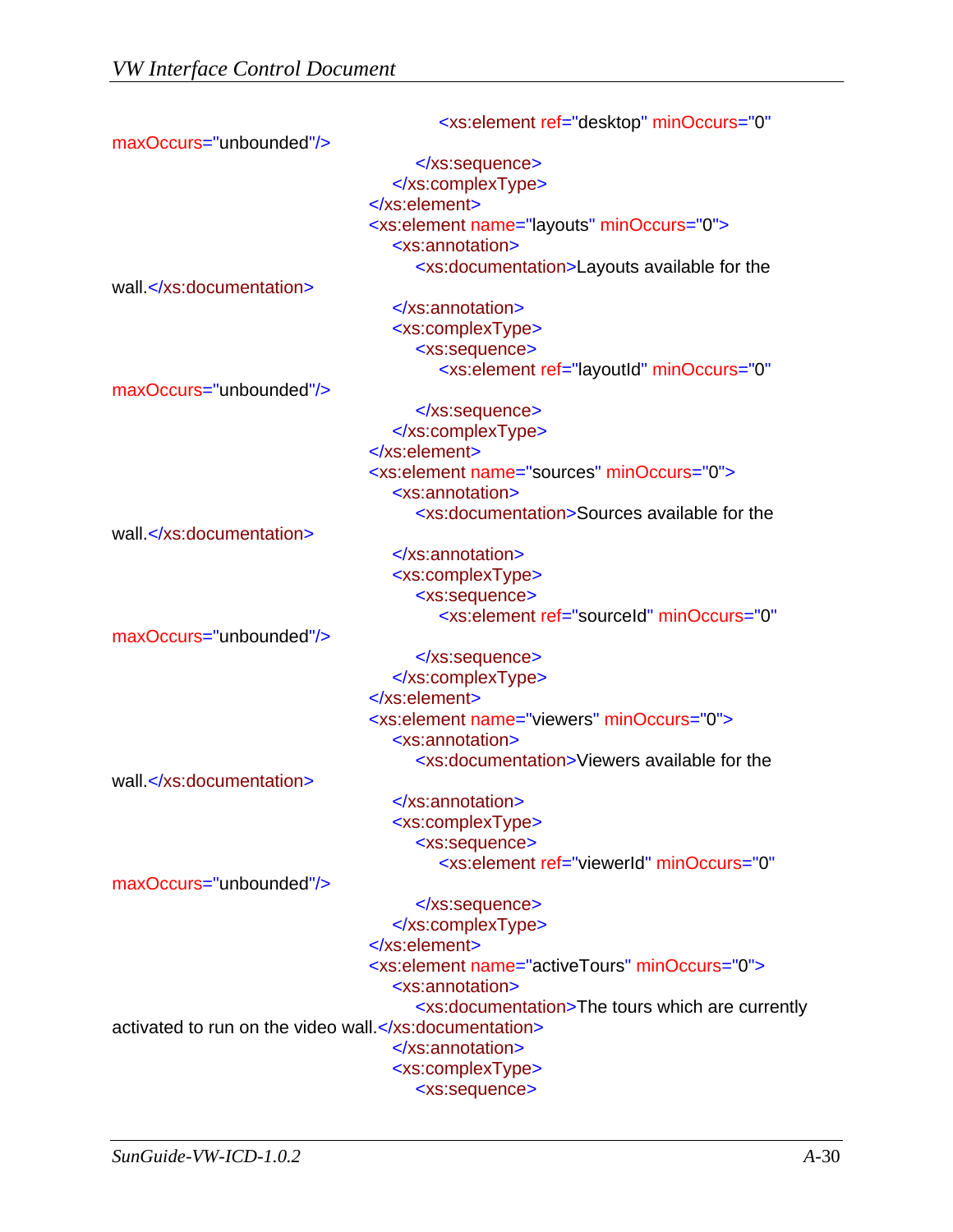```xml
<xs:element ref="desktop" minOccurs="0"
maxOccurs="unbounded"/>
            </xs:sequence>
        </xs:complexType>
    </xs:element>
    <xs:element name="layouts" minOccurs="0">
        <xs:annotation>
            <xs:documentation>Layouts available for the
wall.</xs:documentation>
        </xs:annotation>
        <xs:complexType>
            <xs:sequence>
                <xs:element ref="layoutId" minOccurs="0"
maxOccurs="unbounded"/>
            </xs:sequence>
        </xs:complexType>
    </xs:element>
    <xs:element name="sources" minOccurs="0">
        <xs:annotation>
            <xs:documentation>Sources available for the
wall.</xs:documentation>
        </xs:annotation>
        <xs:complexType>
            <xs:sequence>
                <xs:element ref="sourceId" minOccurs="0"
maxOccurs="unbounded"/>
            </xs:sequence>
        </xs:complexType>
    </xs:element>
    <xs:element name="viewers" minOccurs="0">
        <xs:annotation>
            <xs:documentation>Viewers available for the
wall.</xs:documentation>
        </xs:annotation>
        <xs:complexType>
            <xs:sequence>
                <xs:element ref="viewerId" minOccurs="0"
maxOccurs="unbounded"/>
            </xs:sequence>
        </xs:complexType>
    </xs:element>
    <xs:element name="activeTours" minOccurs="0">
        <xs:annotation>
            <xs:documentation>The tours which are currently
activated to run on the video wall.</xs:documentation>
        </xs:annotation>
        <xs:complexType>
            <xs:sequence>
```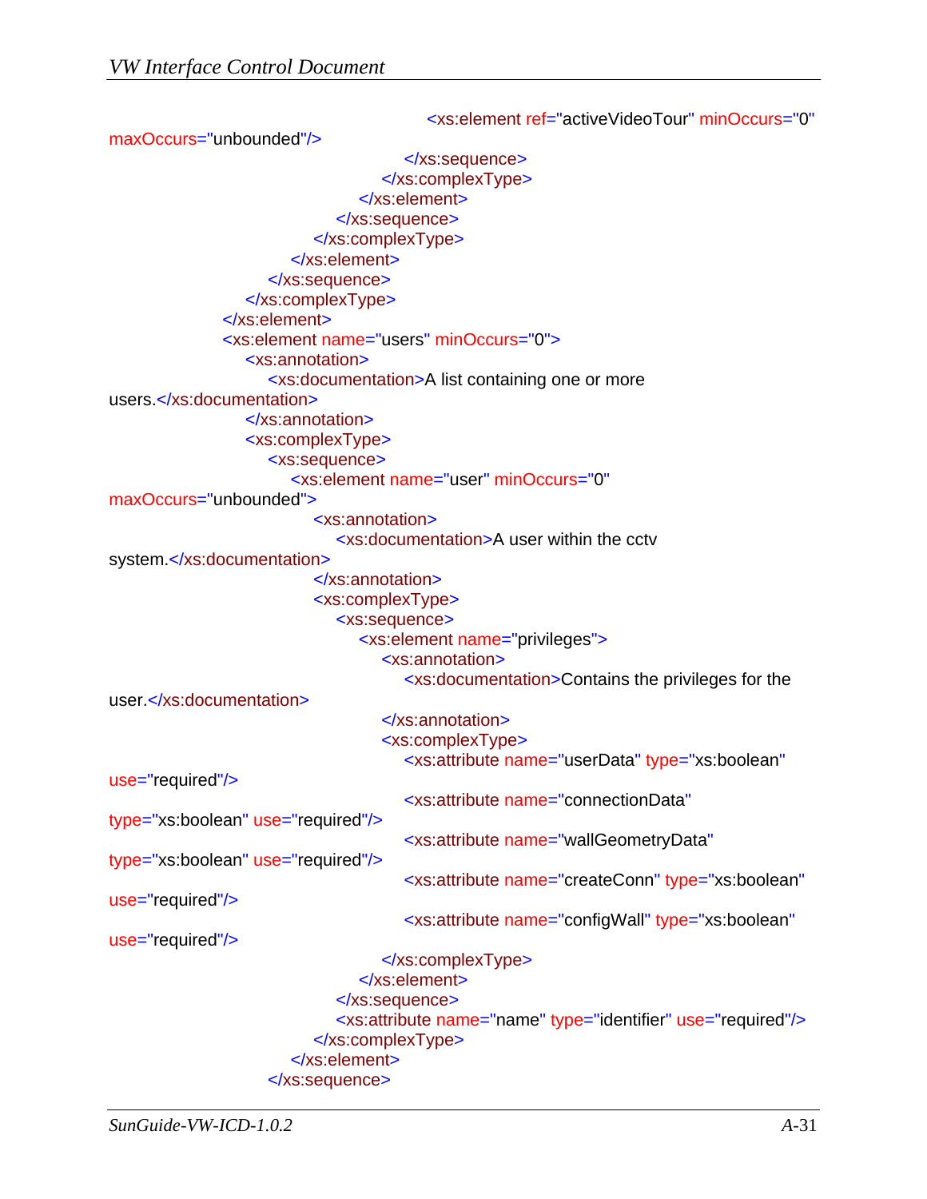```xml
                                                <xs:element ref="activeVideoTour" minOccurs="0" maxOccurs="unbounded"/>
                                            </xs:sequence>
                                        </xs:complexType>
                                    </xs:element>
                                </xs:sequence>
                            </xs:complexType>
                        </xs:element>
                    </xs:sequence>
                </xs:complexType>
            </xs:element>
            <xs:element name="users" minOccurs="0">
                <xs:annotation>
                    <xs:documentation>A list containing one or more users.</xs:documentation>
                </xs:annotation>
                <xs:complexType>
                    <xs:sequence>
                        <xs:element name="user" minOccurs="0" maxOccurs="unbounded">
                            <xs:annotation>
                                <xs:documentation>A user within the cctv system.</xs:documentation>
                            </xs:annotation>
                            <xs:complexType>
                                <xs:sequence>
                                    <xs:element name="privileges">
                                        <xs:annotation>
                                            <xs:documentation>Contains the privileges for the user.</xs:documentation>
                                        </xs:annotation>
                                        <xs:complexType>
                                            <xs:attribute name="userData" type="xs:boolean" use="required"/>
                                            <xs:attribute name="connectionData" type="xs:boolean" use="required"/>
                                            <xs:attribute name="wallGeometryData" type="xs:boolean" use="required"/>
                                            <xs:attribute name="createConn" type="xs:boolean" use="required"/>
                                            <xs:attribute name="configWall" type="xs:boolean" use="required"/>
                                        </xs:complexType>
                                    </xs:element>
                                </xs:sequence>
                                <xs:attribute name="name" type="identifier" use="required"/>
                            </xs:complexType>
                        </xs:element>
                    </xs:sequence>
```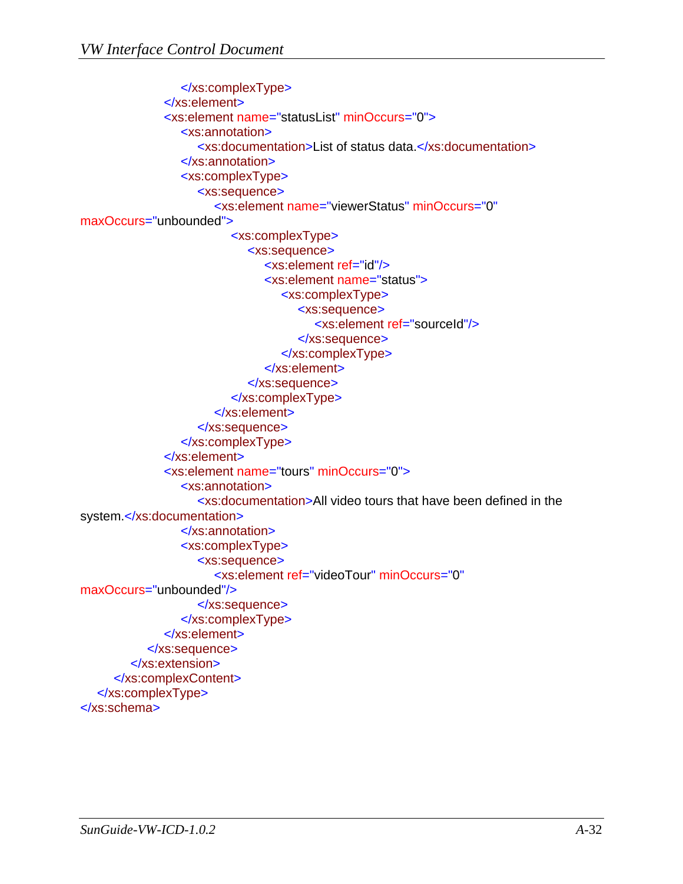```
                    </xs:complexType>
                </xs:element>
                <xs:element name="statusList" minOccurs="0">
                    <xs:annotation>
                        <xs:documentation>List of status data.</xs:documentation>
                    </xs:annotation>
                    <xs:complexType>
                        <xs:sequence>
                            <xs:element name="viewerStatus" minOccurs="0"
maxOccurs="unbounded">
                                <xs:complexType>
                                    <xs:sequence>
                                        <xs:element ref="id"/>
                                        <xs:element name="status">
                                            <xs:complexType>
                                                <xs:sequence>
                                                    <xs:element ref="sourceId"/>
                                                </xs:sequence>
                                            </xs:complexType>
                                        </xs:element>
                                    </xs:sequence>
                                </xs:complexType>
                            </xs:element>
                        </xs:sequence>
                    </xs:complexType>
                </xs:element>
                <xs:element name="tours" minOccurs="0">
                    <xs:annotation>
                        <xs:documentation>All video tours that have been defined in the
system.</xs:documentation>
                    </xs:annotation>
                    <xs:complexType>
                        <xs:sequence>
                            <xs:element ref="videoTour" minOccurs="0"
maxOccurs="unbounded"/>
                        </xs:sequence>
                    </xs:complexType>
                </xs:element>
            </xs:sequence>
        </xs:extension>
    </xs:complexContent>
</xs:complexType>
</xs:schema>
```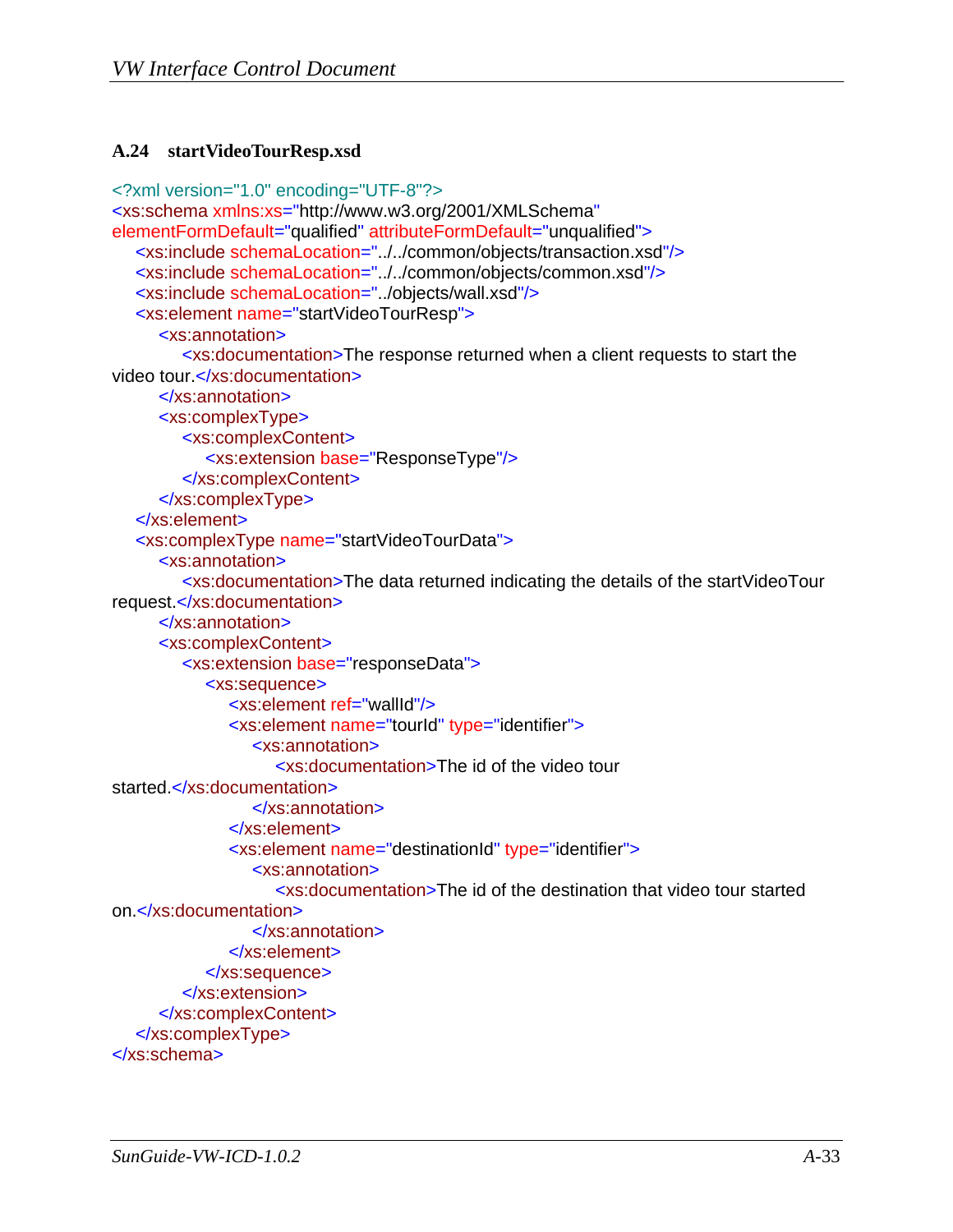### A.24 startVideoTourResp.xsd

```
<?xml version="1.0" encoding="UTF-8"?>
<xs:schema xmlns:xs="http://www.w3.org/2001/XMLSchema"
elementFormDefault="qualified" attributeFormDefault="unqualified">
    <xs:include schemaLocation="../../common/objects/transaction.xsd"/>
    <xs:include schemaLocation="../../common/objects/common.xsd"/>
    <xs:include schemaLocation="../objects/wall.xsd"/>
    <xs:element name="startVideoTourResp">
        <xs:annotation>
            <xs:documentation>The response returned when a client requests to start the
video tour.</xs:documentation>
        </xs:annotation>
        <xs:complexType>
            <xs:complexContent>
                <xs:extension base="ResponseType"/>
            </xs:complexContent>
        </xs:complexType>
    </xs:element>
    <xs:complexType name="startVideoTourData">
        <xs:annotation>
            <xs:documentation>The data returned indicating the details of the startVideoTour
request.</xs:documentation>
        </xs:annotation>
        <xs:complexContent>
            <xs:extension base="responseData">
                <xs:sequence>
                    <xs:element ref="wallId"/>
                    <xs:element name="tourId" type="identifier">
                        <xs:annotation>
                            <xs:documentation>The id of the video tour
started.</xs:documentation>
                        </xs:annotation>
                    </xs:element>
                    <xs:element name="destinationId" type="identifier">
                        <xs:annotation>
                            <xs:documentation>The id of the destination that video tour started
on.</xs:documentation>
                        </xs:annotation>
                    </xs:element>
                </xs:sequence>
            </xs:extension>
        </xs:complexContent>
    </xs:complexType>
</xs:schema>
```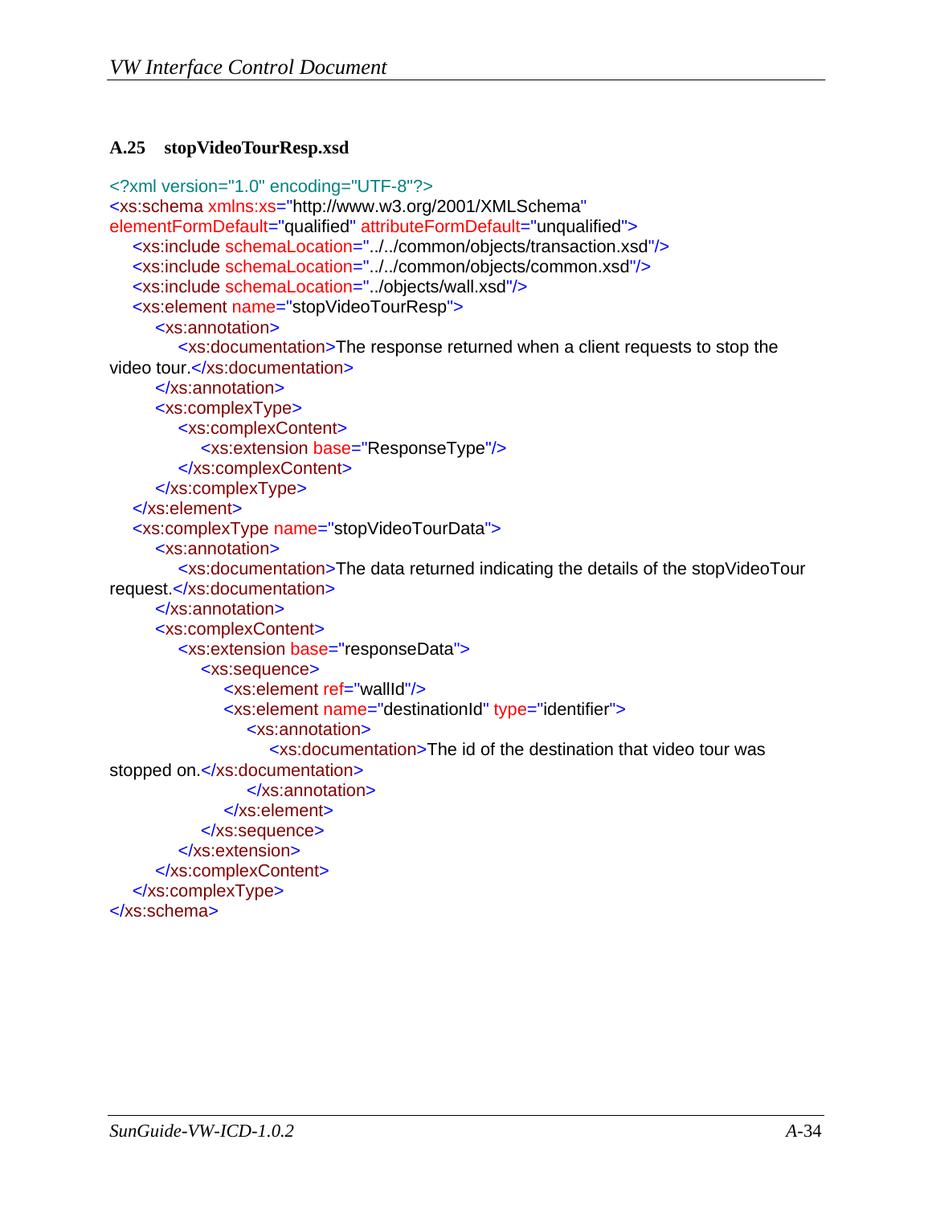### A.25 stopVideoTourResp.xsd

```
<?xml version="1.0" encoding="UTF-8"?>
<xs:schema xmlns:xs="http://www.w3.org/2001/XMLSchema"
elementFormDefault="qualified" attributeFormDefault="unqualified">
    <xs:include schemaLocation="../../common/objects/transaction.xsd"/>
    <xs:include schemaLocation="../../common/objects/common.xsd"/>
    <xs:include schemaLocation="../objects/wall.xsd"/>
    <xs:element name="stopVideoTourResp">
        <xs:annotation>
            <xs:documentation>The response returned when a client requests to stop the
video tour.</xs:documentation>
        </xs:annotation>
        <xs:complexType>
            <xs:complexContent>
                <xs:extension base="ResponseType"/>
            </xs:complexContent>
        </xs:complexType>
    </xs:element>
    <xs:complexType name="stopVideoTourData">
        <xs:annotation>
            <xs:documentation>The data returned indicating the details of the stopVideoTour
request.</xs:documentation>
        </xs:annotation>
        <xs:complexContent>
            <xs:extension base="responseData">
                <xs:sequence>
                    <xs:element ref="wallId"/>
                    <xs:element name="destinationId" type="identifier">
                        <xs:annotation>
                            <xs:documentation>The id of the destination that video tour was
stopped on.</xs:documentation>
                        </xs:annotation>
                    </xs:element>
                </xs:sequence>
            </xs:extension>
        </xs:complexContent>
    </xs:complexType>
</xs:schema>
```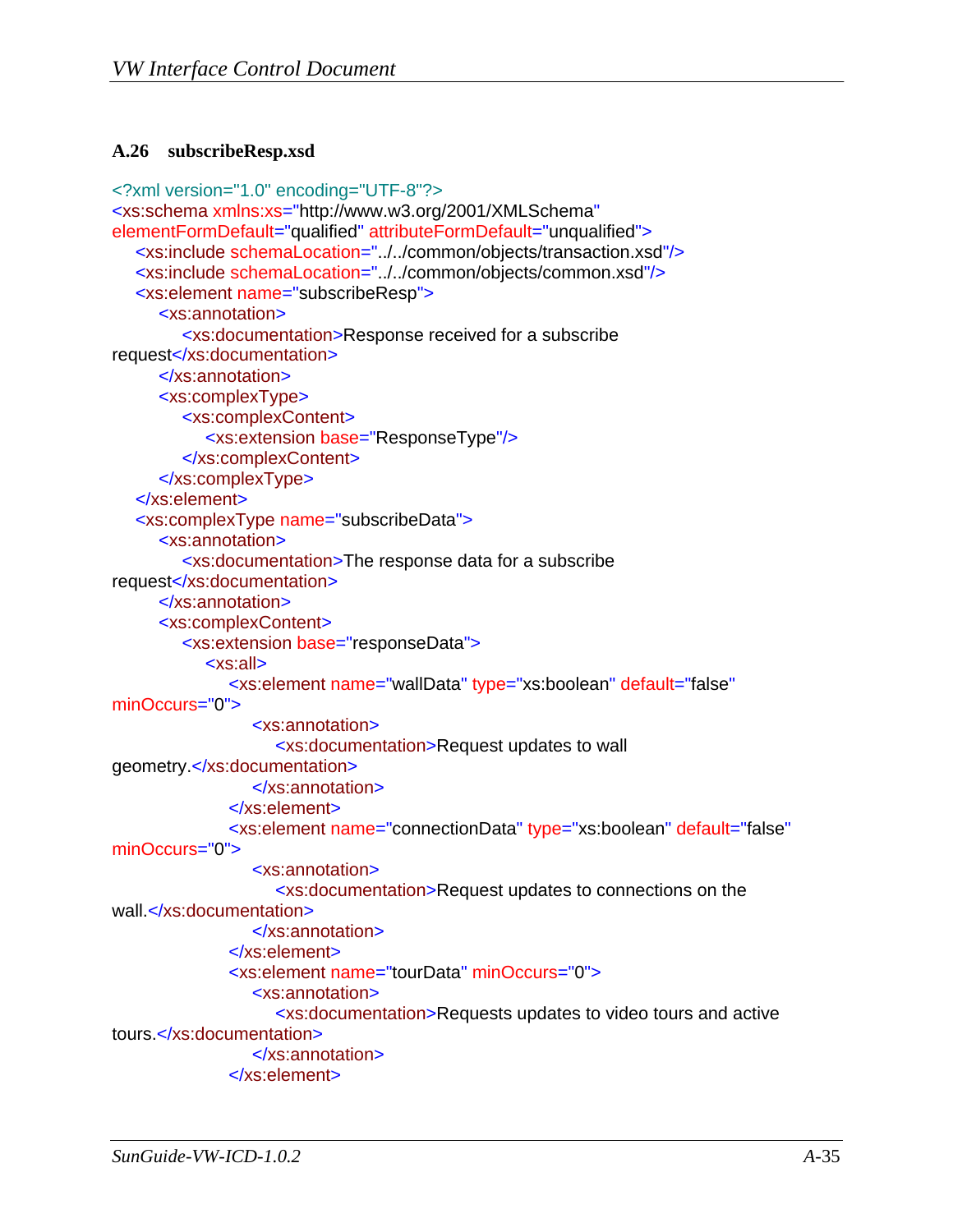### A.26 subscribeResp.xsd

```
<?xml version="1.0" encoding="UTF-8"?>
<xs:schema xmlns:xs="http://www.w3.org/2001/XMLSchema"
elementFormDefault="qualified" attributeFormDefault="unqualified">
    <xs:include schemaLocation="../../common/objects/transaction.xsd"/>
    <xs:include schemaLocation="../../common/objects/common.xsd"/>
    <xs:element name="subscribeResp">
        <xs:annotation>
            <xs:documentation>Response received for a subscribe
request</xs:documentation>
        </xs:annotation>
        <xs:complexType>
            <xs:complexContent>
                <xs:extension base="ResponseType"/>
            </xs:complexContent>
        </xs:complexType>
    </xs:element>
    <xs:complexType name="subscribeData">
        <xs:annotation>
            <xs:documentation>The response data for a subscribe
request</xs:documentation>
        </xs:annotation>
        <xs:complexContent>
            <xs:extension base="responseData">
                <xs:all>
                    <xs:element name="wallData" type="xs:boolean" default="false"
minOccurs="0">
                        <xs:annotation>
                            <xs:documentation>Request updates to wall
geometry.</xs:documentation>
                        </xs:annotation>
                    </xs:element>
                    <xs:element name="connectionData" type="xs:boolean" default="false"
minOccurs="0">
                        <xs:annotation>
                            <xs:documentation>Request updates to connections on the
wall.</xs:documentation>
                        </xs:annotation>
                    </xs:element>
                    <xs:element name="tourData" minOccurs="0">
                        <xs:annotation>
                            <xs:documentation>Requests updates to video tours and active
tours.</xs:documentation>
                        </xs:annotation>
                    </xs:element>
```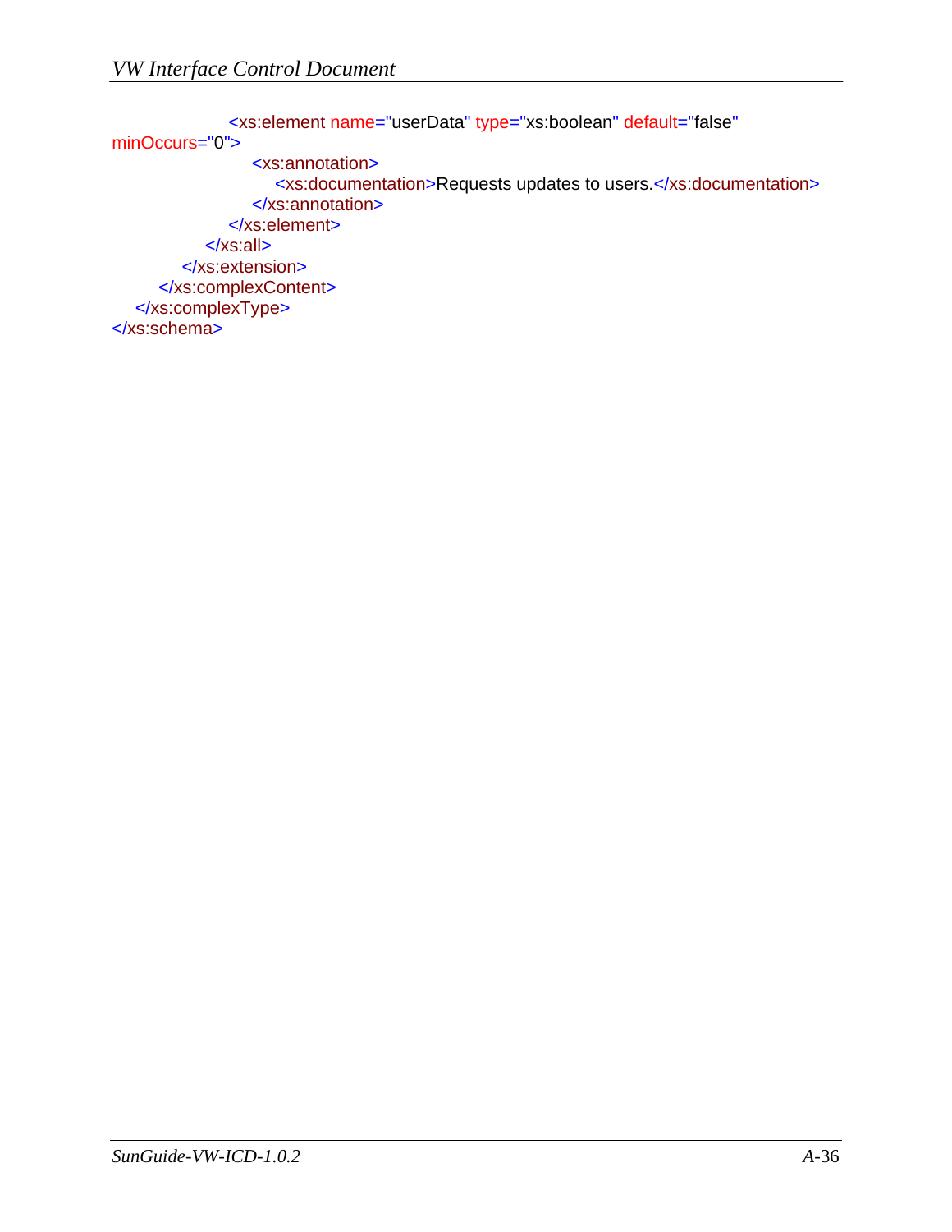```
                    <xs:element name="userData" type="xs:boolean" default="false"
minOccurs="0">
                        <xs:annotation>
                            <xs:documentation>Requests updates to users.</xs:documentation>
                        </xs:annotation>
                    </xs:element>
                </xs:all>
            </xs:extension>
        </xs:complexContent>
    </xs:complexType>
</xs:schema>
```